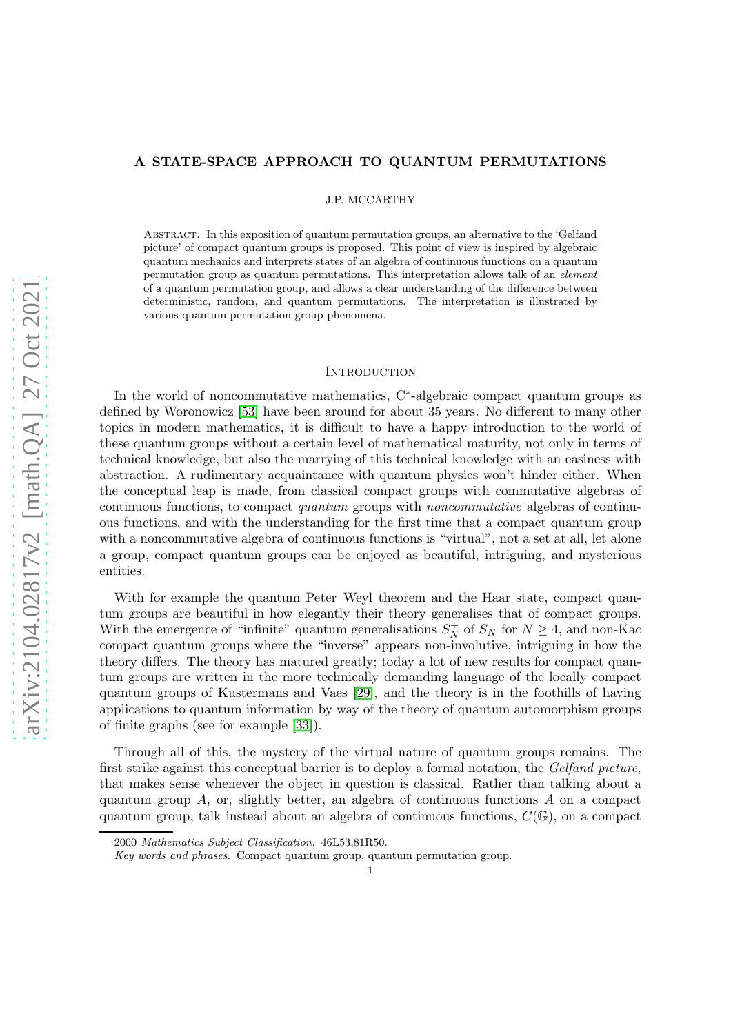# A STATE-SPACE APPROACH TO QUANTUM PERMUTATIONS

J.P. MCCARTHY

Abstract. In this exposition of quantum permutation groups, an alternative to the 'Gelfand picture' of compact quantum groups is proposed. This point of view is inspired by algebraic quantum mechanics and interprets states of an algebra of continuous functions on a quantum permutation group as quantum permutations. This interpretation allows talk of an *element* of a quantum permutation group, and allows a clear understanding of the difference between deterministic, random, and quantum permutations. The interpretation is illustrated by various quantum permutation group phenomena.

## Introduction

In the world of noncommutative mathematics, C*-algebraic compact quantum groups as defined by Woronowicz [53] have been around for about 35 years. No different to many other topics in modern mathematics, it is difficult to have a happy introduction to the world of these quantum groups without a certain level of mathematical maturity, not only in terms of technical knowledge, but also the marrying of this technical knowledge with an easiness with abstraction. A rudimentary acquaintance with quantum physics won't hinder either. When the conceptual leap is made, from classical compact groups with commutative algebras of continuous functions, to compact *quantum* groups with *noncommutative* algebras of continuous functions, and with the understanding for the first time that a compact quantum group with a noncommutative algebra of continuous functions is "virtual", not a set at all, let alone a group, compact quantum groups can be enjoyed as beautiful, intriguing, and mysterious entities.

With for example the quantum Peter–Weyl theorem and the Haar state, compact quantum groups are beautiful in how elegantly their theory generalises that of compact groups. With the emergence of "infinite" quantum generalisations $S_N^+$ of $S_N$ for $N \geq 4$, and non-Kac compact quantum groups where the "inverse" appears non-involutive, intriguing in how the theory differs. The theory has matured greatly; today a lot of new results for compact quantum groups are written in the more technically demanding language of the locally compact quantum groups of Kustermans and Vaes [29], and the theory is in the foothills of having applications to quantum information by way of the theory of quantum automorphism groups of finite graphs (see for example [33]).

Through all of this, the mystery of the virtual nature of quantum groups remains. The first strike against this conceptual barrier is to deploy a formal notation, the *Gelfand picture*, that makes sense whenever the object in question is classical. Rather than talking about a quantum group $A$, or, slightly better, an algebra of continuous functions $A$ on a compact quantum group, talk instead about an algebra of continuous functions, $C(\mathbb{G})$, on a compact

2000 *Mathematics Subject Classification.* 46L53,81R50.

*Key words and phrases.* Compact quantum group, quantum permutation group.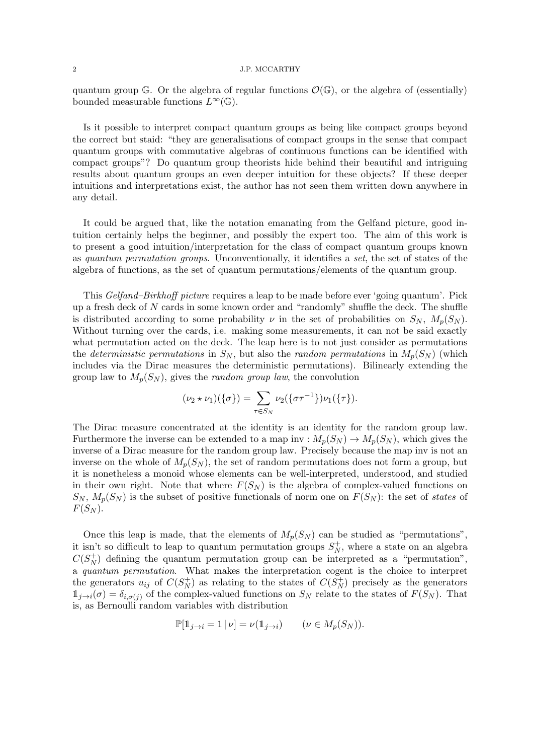quantum group $\mathbb{G}$. Or the algebra of regular functions $\mathcal{O}(\mathbb{G})$, or the algebra of (essentially) bounded measurable functions $L^\infty(\mathbb{G})$.

Is it possible to interpret compact quantum groups as being like compact groups beyond the correct but staid: "they are generalisations of compact groups in the sense that compact quantum groups with commutative algebras of continuous functions can be identified with compact groups"? Do quantum group theorists hide behind their beautiful and intriguing results about quantum groups an even deeper intuition for these objects? If these deeper intuitions and interpretations exist, the author has not seen them written down anywhere in any detail.

It could be argued that, like the notation emanating from the Gelfand picture, good intuition certainly helps the beginner, and possibly the expert too. The aim of this work is to present a good intuition/interpretation for the class of compact quantum groups known as *quantum permutation groups*. Unconventionally, it identifies a *set*, the set of states of the algebra of functions, as the set of quantum permutations/elements of the quantum group.

This *Gelfand–Birkhoff picture* requires a leap to be made before ever 'going quantum'. Pick up a fresh deck of $N$ cards in some known order and "randomly" shuffle the deck. The shuffle is distributed according to some probability $\nu$ in the set of probabilities on $S_N$, $M_p(S_N)$. Without turning over the cards, i.e. making some measurements, it can not be said exactly what permutation acted on the deck. The leap here is to not just consider as permutations the *deterministic permutations* in $S_N$, but also the *random permutations* in $M_p(S_N)$ (which includes via the Dirac measures the deterministic permutations). Bilinearly extending the group law to $M_p(S_N)$, gives the *random group law*, the convolution

$$(\nu_2 \star \nu_1)(\{\sigma\}) = \sum_{\tau \in S_N} \nu_2(\{\sigma\tau^{-1}\})\nu_1(\{\tau\}).$$

The Dirac measure concentrated at the identity is an identity for the random group law. Furthermore the inverse can be extended to a map $\text{inv} : M_p(S_N) \to M_p(S_N)$, which gives the inverse of a Dirac measure for the random group law. Precisely because the map inv is not an inverse on the whole of $M_p(S_N)$, the set of random permutations does not form a group, but it is nonetheless a monoid whose elements can be well-interpreted, understood, and studied in their own right. Note that where $F(S_N)$ is the algebra of complex-valued functions on $S_N$, $M_p(S_N)$ is the subset of positive functionals of norm one on $F(S_N)$: the set of *states* of $F(S_N)$.

Once this leap is made, that the elements of $M_p(S_N)$ can be studied as "permutations", it isn't so difficult to leap to quantum permutation groups $S_N^+$, where a state on an algebra $C(S_N^+)$ defining the quantum permutation group can be interpreted as a "permutation", a *quantum permutation*. What makes the interpretation cogent is the choice to interpret the generators $u_{ij}$ of $C(S_N^+)$ as relating to the states of $C(S_N^+)$ precisely as the generators $\mathbb{1}_{j\to i}(\sigma) = \delta_{i,\sigma(j)}$ of the complex-valued functions on $S_N$ relate to the states of $F(S_N)$. That is, as Bernoulli random variables with distribution

$$\mathbb{P}[\mathbb{1}_{j\to i} = 1 \,|\, \nu] = \nu(\mathbb{1}_{j\to i}) \qquad (\nu \in M_p(S_N)).$$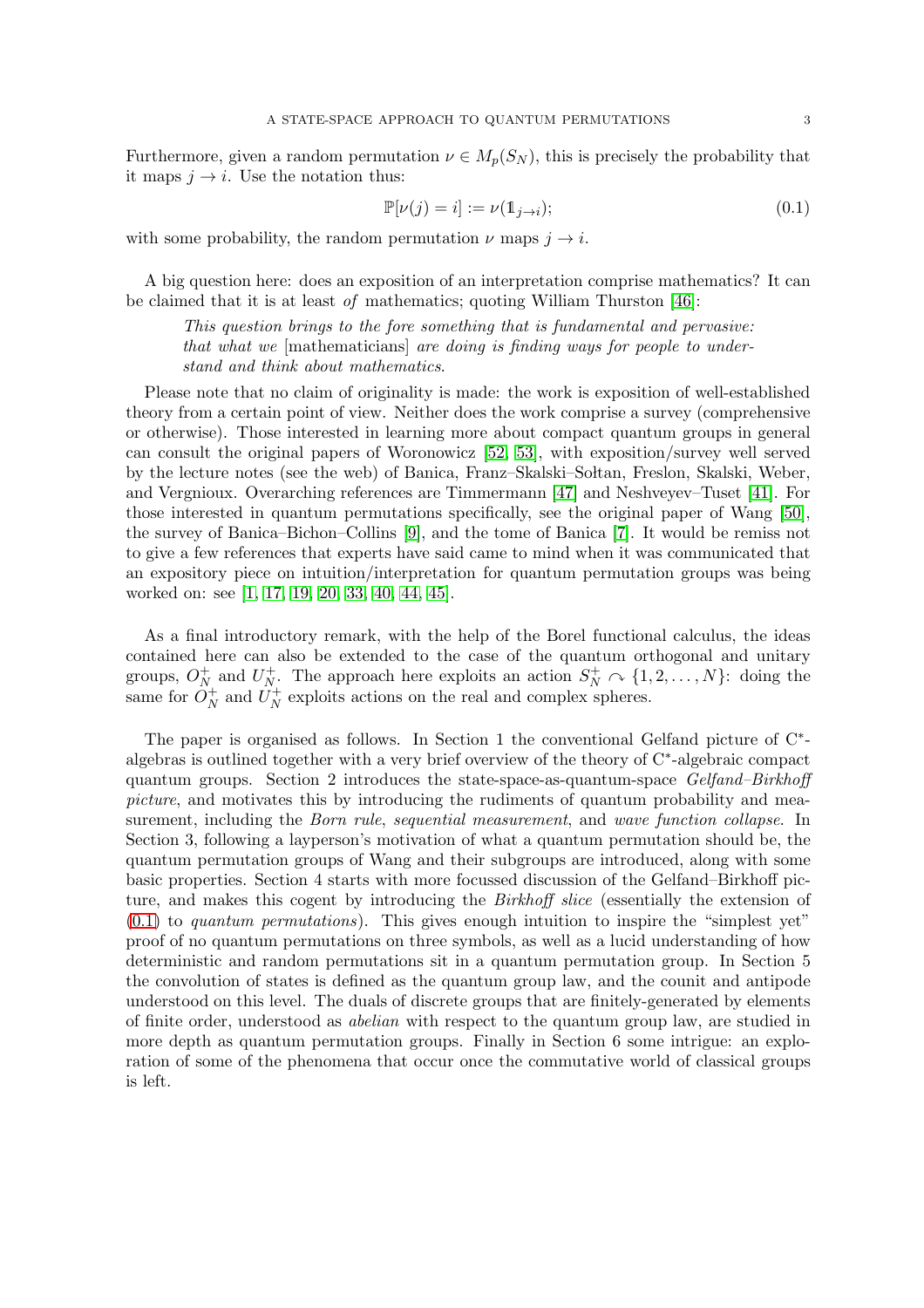Furthermore, given a random permutation $\nu \in M_p(S_N)$, this is precisely the probability that it maps $j \to i$. Use the notation thus:

$$\mathbb{P}[\nu(j) = i] := \nu(\mathbb{1}_{j\to i}); \tag{0.1}$$

with some probability, the random permutation $\nu$ maps $j \to i$.

A big question here: does an exposition of an interpretation comprise mathematics? It can be claimed that it is at least *of* mathematics; quoting William Thurston [46]:

> *This question brings to the fore something that is fundamental and pervasive: that what we* [mathematicians] *are doing is finding ways for people to understand and think about mathematics.*

Please note that no claim of originality is made: the work is exposition of well-established theory from a certain point of view. Neither does the work comprise a survey (comprehensive or otherwise). Those interested in learning more about compact quantum groups in general can consult the original papers of Woronowicz [52, 53], with exposition/survey well served by the lecture notes (see the web) of Banica, Franz–Skalski–Sołtan, Freslon, Skalski, Weber, and Vergnioux. Overarching references are Timmermann [47] and Neshveyev–Tuset [41]. For those interested in quantum permutations specifically, see the original paper of Wang [50], the survey of Banica–Bichon–Collins [9], and the tome of Banica [7]. It would be remiss not to give a few references that experts have said came to mind when it was communicated that an expository piece on intuition/interpretation for quantum permutation groups was being worked on: see [1, 17, 19, 20, 33, 40, 44, 45].

As a final introductory remark, with the help of the Borel functional calculus, the ideas contained here can also be extended to the case of the quantum orthogonal and unitary groups, $O_N^+$ and $U_N^+$. The approach here exploits an action $S_N^+ \curvearrowright \{1, 2, \dots, N\}$: doing the same for $O_N^+$ and $U_N^+$ exploits actions on the real and complex spheres.

The paper is organised as follows. In Section 1 the conventional Gelfand picture of C\*-algebras is outlined together with a very brief overview of the theory of C\*-algebraic compact quantum groups. Section 2 introduces the state-space-as-quantum-space *Gelfand–Birkhoff picture*, and motivates this by introducing the rudiments of quantum probability and measurement, including the *Born rule*, *sequential measurement*, and *wave function collapse*. In Section 3, following a layperson's motivation of what a quantum permutation should be, the quantum permutation groups of Wang and their subgroups are introduced, along with some basic properties. Section 4 starts with more focussed discussion of the Gelfand–Birkhoff picture, and makes this cogent by introducing the *Birkhoff slice* (essentially the extension of (0.1) to *quantum permutations*). This gives enough intuition to inspire the "simplest yet" proof of no quantum permutations on three symbols, as well as a lucid understanding of how deterministic and random permutations sit in a quantum permutation group. In Section 5 the convolution of states is defined as the quantum group law, and the counit and antipode understood on this level. The duals of discrete groups that are finitely-generated by elements of finite order, understood as *abelian* with respect to the quantum group law, are studied in more depth as quantum permutation groups. Finally in Section 6 some intrigue: an exploration of some of the phenomena that occur once the commutative world of classical groups is left.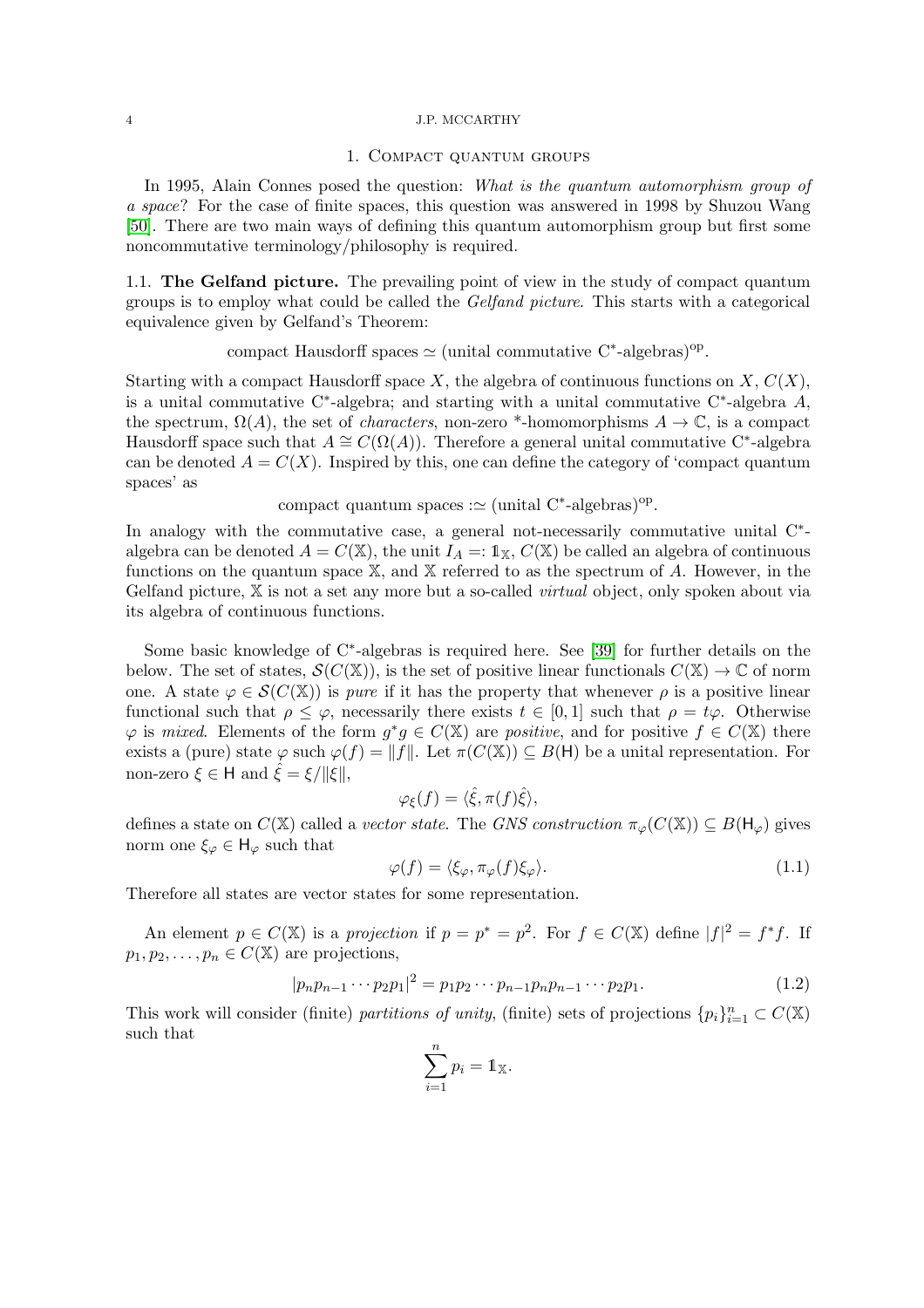## 1. Compact quantum groups

In 1995, Alain Connes posed the question: *What is the quantum automorphism group of a space*? For the case of finite spaces, this question was answered in 1998 by Shuzou Wang [50]. There are two main ways of defining this quantum automorphism group but first some noncommutative terminology/philosophy is required.

### 1.1. The Gelfand picture.

The prevailing point of view in the study of compact quantum groups is to employ what could be called the *Gelfand picture*. This starts with a categorical equivalence given by Gelfand's Theorem:

$$\text{compact Hausdorff spaces} \simeq (\text{unital commutative C}^*\text{-algebras})^{\text{op}}.$$

Starting with a compact Hausdorff space $X$, the algebra of continuous functions on $X$, $C(X)$, is a unital commutative C$^*$-algebra; and starting with a unital commutative C$^*$-algebra $A$, the spectrum, $\Omega(A)$, the set of *characters*, non-zero *-homomorphisms $A \to \mathbb{C}$, is a compact Hausdorff space such that $A \cong C(\Omega(A))$. Therefore a general unital commutative C$^*$-algebra can be denoted $A = C(X)$. Inspired by this, one can define the category of 'compact quantum spaces' as

$$\text{compact quantum spaces} :\simeq (\text{unital C}^*\text{-algebras})^{\text{op}}.$$

In analogy with the commutative case, a general not-necessarily commutative unital C$^*$-algebra can be denoted $A = C(\mathbb{X})$, the unit $I_A =: \mathbb{1}_{\mathbb{X}}$, $C(\mathbb{X})$ be called an algebra of continuous functions on the quantum space $\mathbb{X}$, and $\mathbb{X}$ referred to as the spectrum of $A$. However, in the Gelfand picture, $\mathbb{X}$ is not a set any more but a so-called *virtual* object, only spoken about via its algebra of continuous functions.

Some basic knowledge of C$^*$-algebras is required here. See [39] for further details on the below. The set of states, $\mathcal{S}(C(\mathbb{X}))$, is the set of positive linear functionals $C(\mathbb{X}) \to \mathbb{C}$ of norm one. A state $\varphi \in \mathcal{S}(C(\mathbb{X}))$ is *pure* if it has the property that whenever $\rho$ is a positive linear functional such that $\rho \leq \varphi$, necessarily there exists $t \in [0,1]$ such that $\rho = t\varphi$. Otherwise $\varphi$ is *mixed*. Elements of the form $g^*g \in C(\mathbb{X})$ are *positive*, and for positive $f \in C(\mathbb{X})$ there exists a (pure) state $\varphi$ such $\varphi(f) = \|f\|$. Let $\pi(C(\mathbb{X})) \subseteq B(\mathsf{H})$ be a unital representation. For non-zero $\xi \in \mathsf{H}$ and $\hat{\xi} = \xi/\|\xi\|$,

$$\varphi_\xi(f) = \langle \hat{\xi}, \pi(f)\hat{\xi} \rangle,$$

defines a state on $C(\mathbb{X})$ called a *vector state*. The *GNS construction* $\pi_\varphi(C(\mathbb{X})) \subseteq B(\mathsf{H}_\varphi)$ gives norm one $\xi_\varphi \in \mathsf{H}_\varphi$ such that

$$\varphi(f) = \langle \xi_\varphi, \pi_\varphi(f)\xi_\varphi \rangle. \tag{1.1}$$

Therefore all states are vector states for some representation.

An element $p \in C(\mathbb{X})$ is a *projection* if $p = p^* = p^2$. For $f \in C(\mathbb{X})$ define $|f|^2 = f^*f$. If $p_1, p_2, \ldots, p_n \in C(\mathbb{X})$ are projections,

$$|p_n p_{n-1} \cdots p_2 p_1|^2 = p_1 p_2 \cdots p_{n-1} p_n p_{n-1} \cdots p_2 p_1. \tag{1.2}$$

This work will consider (finite) *partitions of unity*, (finite) sets of projections $\{p_i\}_{i=1}^n \subset C(\mathbb{X})$ such that

$$\sum_{i=1}^n p_i = \mathbb{1}_{\mathbb{X}}.$$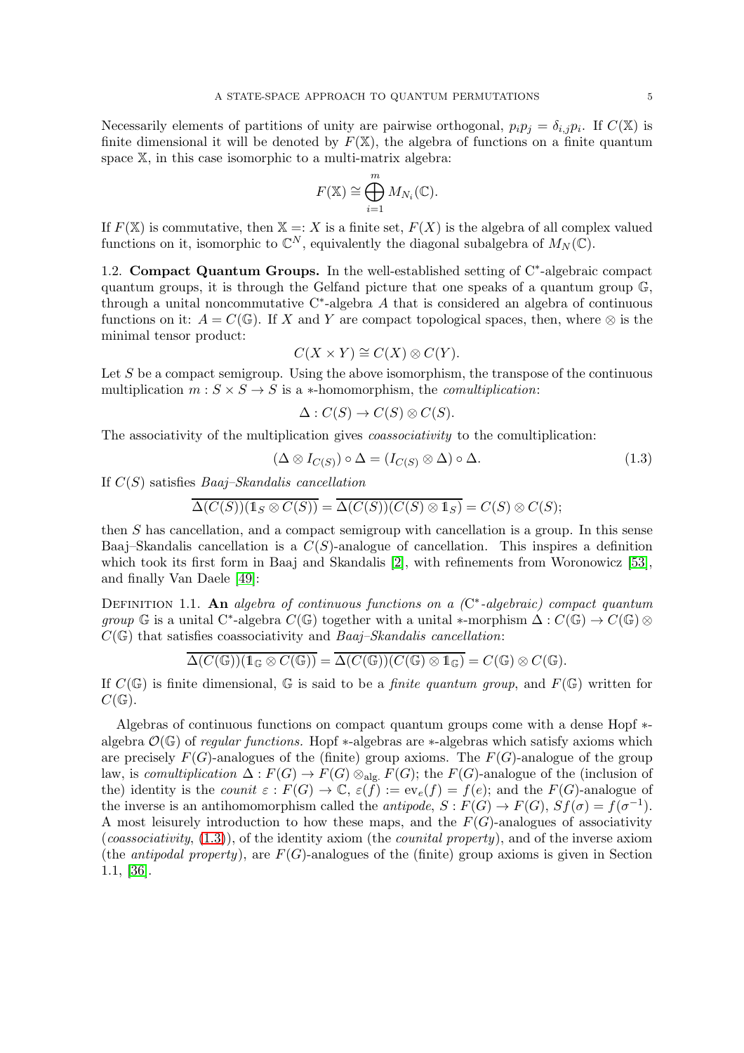Necessarily elements of partitions of unity are pairwise orthogonal, $p_ip_j = \delta_{i,j}p_i$. If $C(\mathbb{X})$ is finite dimensional it will be denoted by $F(\mathbb{X})$, the algebra of functions on a finite quantum space $\mathbb{X}$, in this case isomorphic to a multi-matrix algebra:

$$F(\mathbb{X}) \cong \bigoplus_{i=1}^{m} M_{N_i}(\mathbb{C}).$$

If $F(\mathbb{X})$ is commutative, then $\mathbb{X} =: X$ is a finite set, $F(X)$ is the algebra of all complex valued functions on it, isomorphic to $\mathbb{C}^N$, equivalently the diagonal subalgebra of $M_N(\mathbb{C})$.

## 1.2. Compact Quantum Groups.

In the well-established setting of C$^*$-algebraic compact quantum groups, it is through the Gelfand picture that one speaks of a quantum group $\mathbb{G}$, through a unital noncommutative C$^*$-algebra $A$ that is considered an algebra of continuous functions on it: $A = C(\mathbb{G})$. If $X$ and $Y$ are compact topological spaces, then, where $\otimes$ is the minimal tensor product:

$$C(X \times Y) \cong C(X) \otimes C(Y).$$

Let $S$ be a compact semigroup. Using the above isomorphism, the transpose of the continuous multiplication $m : S \times S \to S$ is a $*$-homomorphism, the *comultiplication*:

$$\Delta : C(S) \to C(S) \otimes C(S).$$

The associativity of the multiplication gives *coassociativity* to the comultiplication:

$$(\Delta \otimes I_{C(S)}) \circ \Delta = (I_{C(S)} \otimes \Delta) \circ \Delta. \tag{1.3}$$

If $C(S)$ satisfies *Baaj–Skandalis cancellation*

$$\overline{\Delta(C(S))(\mathbb{1}_S \otimes C(S))} = \overline{\Delta(C(S))(C(S) \otimes \mathbb{1}_S)} = C(S) \otimes C(S);$$

then $S$ has cancellation, and a compact semigroup with cancellation is a group. In this sense Baaj–Skandalis cancellation is a $C(S)$-analogue of cancellation. This inspires a definition which took its first form in Baaj and Skandalis [2], with refinements from Woronowicz [53], and finally Van Daele [49]:

Definition 1.1. **An** *algebra of continuous functions on a (C$^*$-algebraic) compact quantum group* $\mathbb{G}$ is a unital C$^*$-algebra $C(\mathbb{G})$ together with a unital $*$-morphism $\Delta : C(\mathbb{G}) \to C(\mathbb{G}) \otimes C(\mathbb{G})$ that satisfies coassociativity and *Baaj–Skandalis cancellation*:

$$\overline{\Delta(C(\mathbb{G}))(\mathbb{1}_{\mathbb{G}} \otimes C(\mathbb{G}))} = \overline{\Delta(C(\mathbb{G}))(C(\mathbb{G}) \otimes \mathbb{1}_{\mathbb{G}})} = C(\mathbb{G}) \otimes C(\mathbb{G}).$$

If $C(\mathbb{G})$ is finite dimensional, $\mathbb{G}$ is said to be a *finite quantum group*, and $F(\mathbb{G})$ written for $C(\mathbb{G})$.

Algebras of continuous functions on compact quantum groups come with a dense Hopf $*$-algebra $\mathcal{O}(\mathbb{G})$ of *regular functions.* Hopf $*$-algebras are $*$-algebras which satisfy axioms which are precisely $F(G)$-analogues of the (finite) group axioms. The $F(G)$-analogue of the group law, is *comultiplication* $\Delta : F(G) \to F(G) \otimes_{\text{alg.}} F(G)$; the $F(G)$-analogue of the (inclusion of the) identity is the *counit* $\varepsilon : F(G) \to \mathbb{C}$, $\varepsilon(f) := \text{ev}_e(f) = f(e)$; and the $F(G)$-analogue of the inverse is an antihomomorphism called the *antipode*, $S : F(G) \to F(G)$, $Sf(\sigma) = f(\sigma^{-1})$. A most leisurely introduction to how these maps, and the $F(G)$-analogues of associativity (*coassociativity*, (1.3)), of the identity axiom (the *counital property*), and of the inverse axiom (the *antipodal property*), are $F(G)$-analogues of the (finite) group axioms is given in Section 1.1, [36].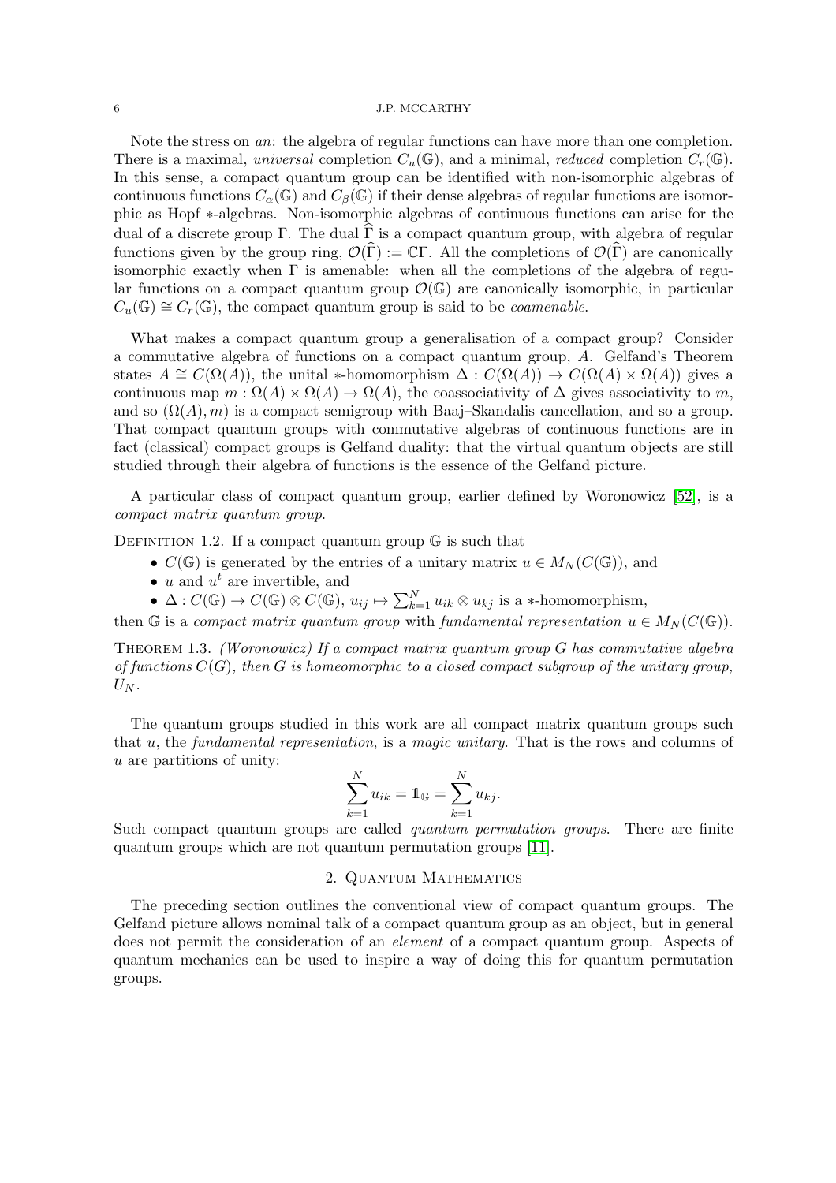Note the stress on *an*: the algebra of regular functions can have more than one completion. There is a maximal, *universal* completion $C_u(\mathbb{G})$, and a minimal, *reduced* completion $C_r(\mathbb{G})$. In this sense, a compact quantum group can be identified with non-isomorphic algebras of continuous functions $C_\alpha(\mathbb{G})$ and $C_\beta(\mathbb{G})$ if their dense algebras of regular functions are isomorphic as Hopf $*$-algebras. Non-isomorphic algebras of continuous functions can arise for the dual of a discrete group $\Gamma$. The dual $\widehat{\Gamma}$ is a compact quantum group, with algebra of regular functions given by the group ring, $\mathcal{O}(\widehat{\Gamma}) := \mathbb{C}\Gamma$. All the completions of $\mathcal{O}(\widehat{\Gamma})$ are canonically isomorphic exactly when $\Gamma$ is amenable: when all the completions of the algebra of regular functions on a compact quantum group $\mathcal{O}(\mathbb{G})$ are canonically isomorphic, in particular $C_u(\mathbb{G}) \cong C_r(\mathbb{G})$, the compact quantum group is said to be *coamenable*.

What makes a compact quantum group a generalisation of a compact group? Consider a commutative algebra of functions on a compact quantum group, $A$. Gelfand's Theorem states $A \cong C(\Omega(A))$, the unital $*$-homomorphism $\Delta : C(\Omega(A)) \to C(\Omega(A) \times \Omega(A))$ gives a continuous map $m : \Omega(A) \times \Omega(A) \to \Omega(A)$, the coassociativity of $\Delta$ gives associativity to $m$, and so $(\Omega(A), m)$ is a compact semigroup with Baaj–Skandalis cancellation, and so a group. That compact quantum groups with commutative algebras of continuous functions are in fact (classical) compact groups is Gelfand duality: that the virtual quantum objects are still studied through their algebra of functions is the essence of the Gelfand picture.

A particular class of compact quantum group, earlier defined by Woronowicz [52], is a *compact matrix quantum group*.

Definition 1.2. If a compact quantum group $\mathbb{G}$ is such that

- $C(\mathbb{G})$ is generated by the entries of a unitary matrix $u \in M_N(C(\mathbb{G}))$, and
- $u$ and $u^t$ are invertible, and
- $\Delta : C(\mathbb{G}) \to C(\mathbb{G}) \otimes C(\mathbb{G})$, $u_{ij} \mapsto \sum_{k=1}^N u_{ik} \otimes u_{kj}$ is a $*$-homomorphism,

then $\mathbb{G}$ is a *compact matrix quantum group* with *fundamental representation* $u \in M_N(C(\mathbb{G}))$.

Theorem 1.3. *(Woronowicz) If a compact matrix quantum group $G$ has commutative algebra of functions $C(G)$, then $G$ is homeomorphic to a closed compact subgroup of the unitary group, $U_N$.*

The quantum groups studied in this work are all compact matrix quantum groups such that $u$, the *fundamental representation*, is a *magic unitary*. That is the rows and columns of $u$ are partitions of unity:

$$\sum_{k=1}^{N} u_{ik} = \mathbb{1}_{\mathbb{G}} = \sum_{k=1}^{N} u_{kj}.$$

Such compact quantum groups are called *quantum permutation groups*. There are finite quantum groups which are not quantum permutation groups [11].

## 2. Quantum Mathematics

The preceding section outlines the conventional view of compact quantum groups. The Gelfand picture allows nominal talk of a compact quantum group as an object, but in general does not permit the consideration of an *element* of a compact quantum group. Aspects of quantum mechanics can be used to inspire a way of doing this for quantum permutation groups.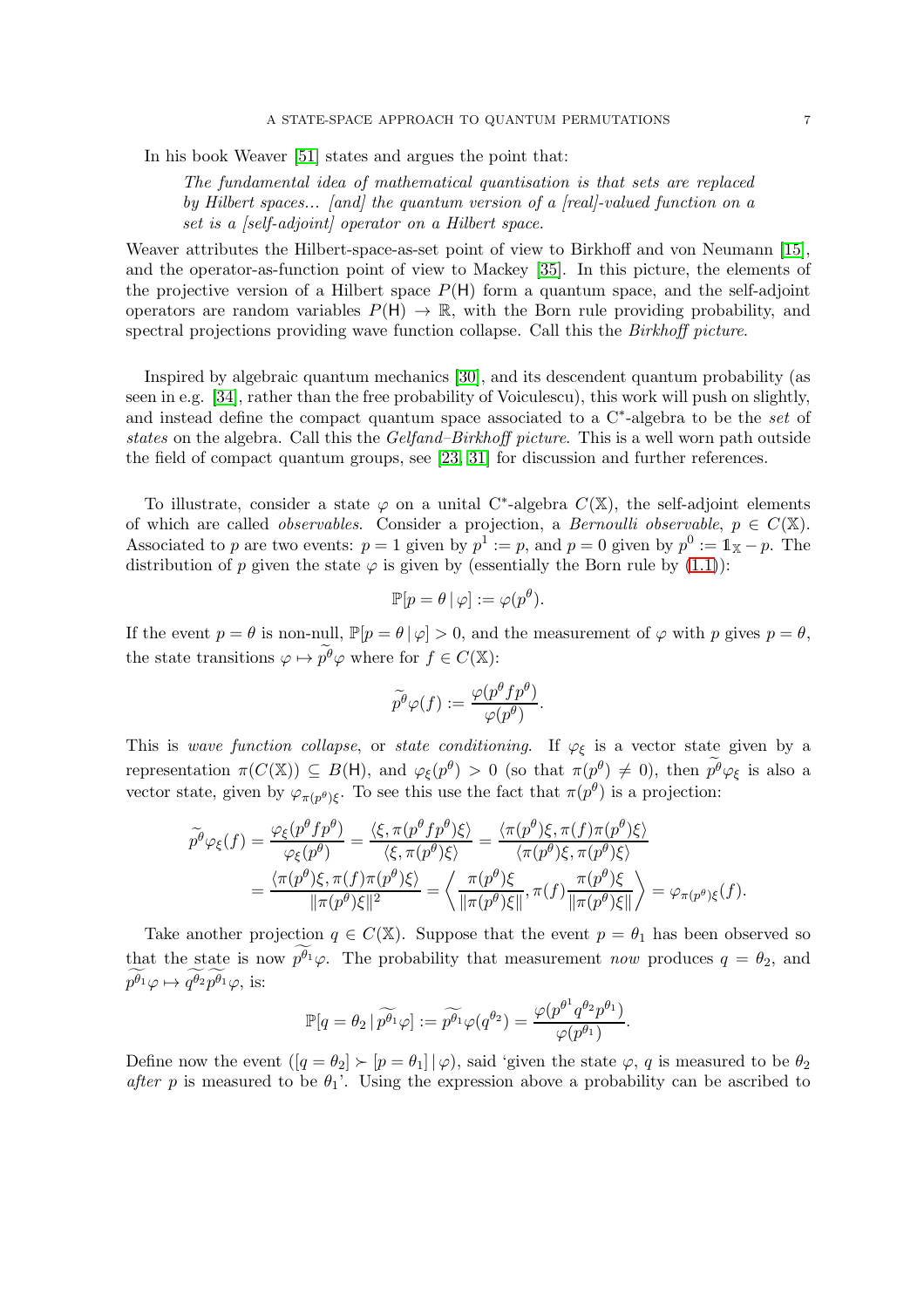In his book Weaver [51] states and argues the point that:

> *The fundamental idea of mathematical quantisation is that sets are replaced by Hilbert spaces... [and] the quantum version of a [real]-valued function on a set is a [self-adjoint] operator on a Hilbert space.*

Weaver attributes the Hilbert-space-as-set point of view to Birkhoff and von Neumann [15], and the operator-as-function point of view to Mackey [35]. In this picture, the elements of the projective version of a Hilbert space $P(\mathsf{H})$ form a quantum space, and the self-adjoint operators are random variables $P(\mathsf{H}) \to \mathbb{R}$, with the Born rule providing probability, and spectral projections providing wave function collapse. Call this the *Birkhoff picture*.

Inspired by algebraic quantum mechanics [30], and its descendent quantum probability (as seen in e.g. [34], rather than the free probability of Voiculescu), this work will push on slightly, and instead define the compact quantum space associated to a C$^*$-algebra to be the *set* of *states* on the algebra. Call this the *Gelfand–Birkhoff picture*. This is a well worn path outside the field of compact quantum groups, see [23, 31] for discussion and further references.

To illustrate, consider a state $\varphi$ on a unital C$^*$-algebra $C(\mathbb{X})$, the self-adjoint elements of which are called *observables*. Consider a projection, a *Bernoulli observable*, $p \in C(\mathbb{X})$. Associated to $p$ are two events: $p = 1$ given by $p^1 := p$, and $p = 0$ given by $p^0 := \mathbb{1}_{\mathbb{X}} - p$. The distribution of $p$ given the state $\varphi$ is given by (essentially the Born rule by (1.1)):

$$\mathbb{P}[p = \theta \,|\, \varphi] := \varphi(p^\theta).$$

If the event $p = \theta$ is non-null, $\mathbb{P}[p = \theta \,|\, \varphi] > 0$, and the measurement of $\varphi$ with $p$ gives $p = \theta$, the state transitions $\varphi \mapsto \widetilde{p^\theta}\varphi$ where for $f \in C(\mathbb{X})$:

$$\widetilde{p^\theta}\varphi(f) := \frac{\varphi(p^\theta f p^\theta)}{\varphi(p^\theta)}.$$

This is *wave function collapse*, or *state conditioning*. If $\varphi_\xi$ is a vector state given by a representation $\pi(C(\mathbb{X})) \subseteq B(\mathsf{H})$, and $\varphi_\xi(p^\theta) > 0$ (so that $\pi(p^\theta) \neq 0$), then $\widetilde{p^\theta}\varphi_\xi$ is also a vector state, given by $\varphi_{\pi(p^\theta)\xi}$. To see this use the fact that $\pi(p^\theta)$ is a projection:

$$\begin{aligned}
\widetilde{p^\theta}\varphi_\xi(f) &= \frac{\varphi_\xi(p^\theta f p^\theta)}{\varphi_\xi(p^\theta)} = \frac{\langle \xi, \pi(p^\theta f p^\theta)\xi \rangle}{\langle \xi, \pi(p^\theta)\xi \rangle} = \frac{\langle \pi(p^\theta)\xi, \pi(f)\pi(p^\theta)\xi \rangle}{\langle \pi(p^\theta)\xi, \pi(p^\theta)\xi \rangle} \\
&= \frac{\langle \pi(p^\theta)\xi, \pi(f)\pi(p^\theta)\xi \rangle}{\|\pi(p^\theta)\xi\|^2} = \left\langle \frac{\pi(p^\theta)\xi}{\|\pi(p^\theta)\xi\|}, \pi(f)\frac{\pi(p^\theta)\xi}{\|\pi(p^\theta)\xi\|} \right\rangle = \varphi_{\pi(p^\theta)\xi}(f).
\end{aligned}$$

Take another projection $q \in C(\mathbb{X})$. Suppose that the event $p = \theta_1$ has been observed so that the state is now $\widetilde{p^{\theta_1}}\varphi$. The probability that measurement *now* produces $q = \theta_2$, and $\widetilde{p^{\theta_1}}\varphi \mapsto \widetilde{q^{\theta_2}}\widetilde{p^{\theta_1}}\varphi$, is:

$$\mathbb{P}[q = \theta_2 \,|\, \widetilde{p^{\theta_1}}\varphi] := \widetilde{p^{\theta_1}}\varphi(q^{\theta_2}) = \frac{\varphi(p^{\theta^1} q^{\theta_2} p^{\theta_1})}{\varphi(p^{\theta_1})}.$$

Define now the event $([q = \theta_2] \succ [p = \theta_1] \,|\, \varphi)$, said 'given the state $\varphi$, $q$ is measured to be $\theta_2$ *after* $p$ is measured to be $\theta_1$'. Using the expression above a probability can be ascribed to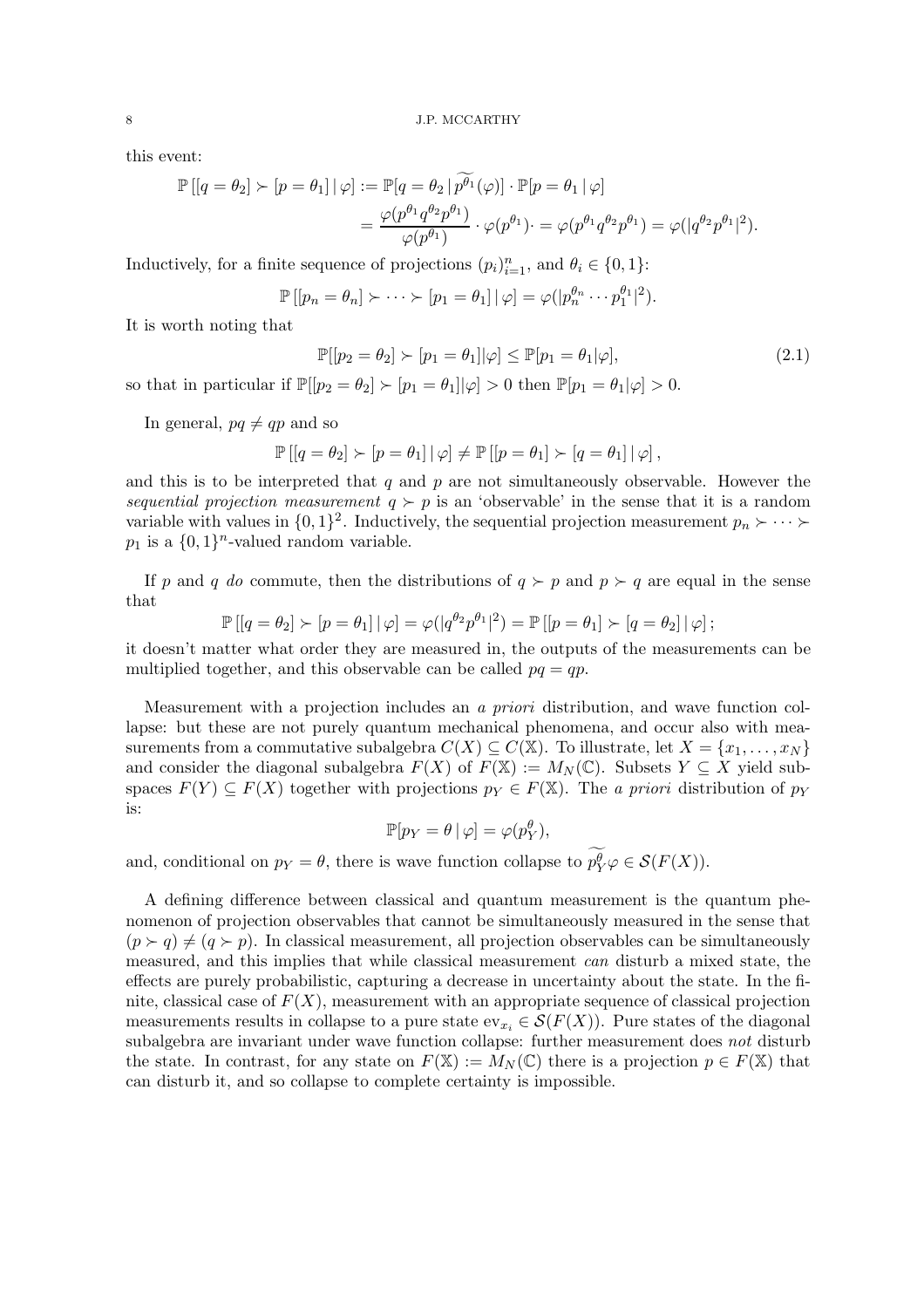this event:

$$\mathbb{P}\left[[q=\theta_2] \succ [p=\theta_1] \,|\, \varphi\right] := \mathbb{P}[q=\theta_2 \,|\, \widetilde{p^{\theta_1}}(\varphi)] \cdot \mathbb{P}[p=\theta_1 \,|\, \varphi]$$

$$= \frac{\varphi(p^{\theta_1} q^{\theta_2} p^{\theta_1})}{\varphi(p^{\theta_1})} \cdot \varphi(p^{\theta_1}) \cdot = \varphi(p^{\theta_1} q^{\theta_2} p^{\theta_1}) = \varphi(|q^{\theta_2} p^{\theta_1}|^2).$$

Inductively, for a finite sequence of projections $(p_i)_{i=1}^n$, and $\theta_i \in \{0,1\}$:

$$\mathbb{P}\left[[p_n=\theta_n] \succ \cdots \succ [p_1=\theta_1] \,|\, \varphi\right] = \varphi(|p_n^{\theta_n} \cdots p_1^{\theta_1}|^2).$$

It is worth noting that

$$\mathbb{P}[[p_2=\theta_2] \succ [p_1=\theta_1] | \varphi] \leq \mathbb{P}[p_1=\theta_1 | \varphi], \tag{2.1}$$

so that in particular if $\mathbb{P}[[p_2=\theta_2] \succ [p_1=\theta_1]|\varphi] > 0$ then $\mathbb{P}[p_1=\theta_1|\varphi] > 0$.

In general, $pq \neq qp$ and so

$$\mathbb{P}\left[[q=\theta_2] \succ [p=\theta_1] \,|\, \varphi\right] \neq \mathbb{P}\left[[p=\theta_1] \succ [q=\theta_1] \,|\, \varphi\right],$$

and this is to be interpreted that $q$ and $p$ are not simultaneously observable. However the *sequential projection measurement* $q \succ p$ is an 'observable' in the sense that it is a random variable with values in $\{0,1\}^2$. Inductively, the sequential projection measurement $p_n \succ \cdots \succ p_1$ is a $\{0,1\}^n$-valued random variable.

If $p$ and $q$ *do* commute, then the distributions of $q \succ p$ and $p \succ q$ are equal in the sense that

$$\mathbb{P}\left[[q=\theta_2] \succ [p=\theta_1] \,|\, \varphi\right] = \varphi(|q^{\theta_2} p^{\theta_1}|^2) = \mathbb{P}\left[[p=\theta_1] \succ [q=\theta_2] \,|\, \varphi\right];$$

it doesn't matter what order they are measured in, the outputs of the measurements can be multiplied together, and this observable can be called $pq = qp$.

Measurement with a projection includes an *a priori* distribution, and wave function collapse: but these are not purely quantum mechanical phenomena, and occur also with measurements from a commutative subalgebra $C(X) \subseteq C(\mathbb{X})$. To illustrate, let $X = \{x_1, \ldots, x_N\}$ and consider the diagonal subalgebra $F(X)$ of $F(\mathbb{X}) := M_N(\mathbb{C})$. Subsets $Y \subseteq X$ yield subspaces $F(Y) \subseteq F(X)$ together with projections $p_Y \in F(\mathbb{X})$. The *a priori* distribution of $p_Y$ is:

$$\mathbb{P}[p_Y = \theta \,|\, \varphi] = \varphi(p_Y^\theta),$$

and, conditional on $p_Y = \theta$, there is wave function collapse to $\widetilde{p_Y^\theta}\varphi \in \mathcal{S}(F(X))$.

A defining difference between classical and quantum measurement is the quantum phenomenon of projection observables that cannot be simultaneously measured in the sense that $(p \succ q) \neq (q \succ p)$. In classical measurement, all projection observables can be simultaneously measured, and this implies that while classical measurement *can* disturb a mixed state, the effects are purely probabilistic, capturing a decrease in uncertainty about the state. In the finite, classical case of $F(X)$, measurement with an appropriate sequence of classical projection measurements results in collapse to a pure state $\text{ev}_{x_i} \in \mathcal{S}(F(X))$. Pure states of the diagonal subalgebra are invariant under wave function collapse: further measurement does *not* disturb the state. In contrast, for any state on $F(\mathbb{X}) := M_N(\mathbb{C})$ there is a projection $p \in F(\mathbb{X})$ that can disturb it, and so collapse to complete certainty is impossible.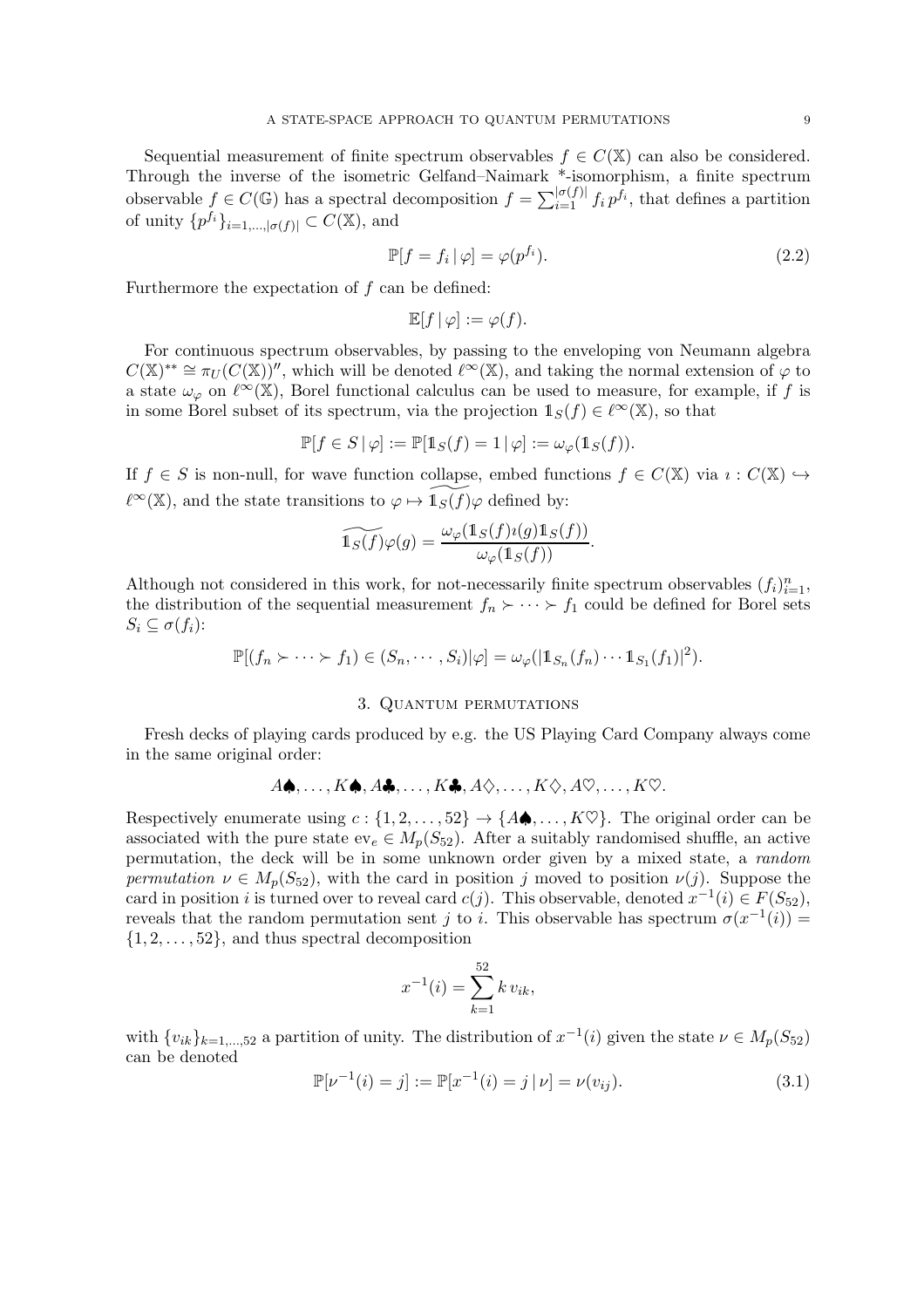Sequential measurement of finite spectrum observables $f \in C(\mathbb{X})$ can also be considered. Through the inverse of the isometric Gelfand–Naimark *-isomorphism, a finite spectrum observable $f \in C(\mathbb{G})$ has a spectral decomposition $f = \sum_{i=1}^{|\sigma(f)|} f_i \, p^{f_i}$, that defines a partition of unity $\{p^{f_i}\}_{i=1,\dots,|\sigma(f)|} \subset C(\mathbb{X})$, and

$$\mathbb{P}[f = f_i \,|\, \varphi] = \varphi(p^{f_i}). \tag{2.2}$$

Furthermore the expectation of $f$ can be defined:

$$\mathbb{E}[f \,|\, \varphi] := \varphi(f).$$

For continuous spectrum observables, by passing to the enveloping von Neumann algebra $C(\mathbb{X})^{**} \cong \pi_U(C(\mathbb{X}))''$, which will be denoted $\ell^\infty(\mathbb{X})$, and taking the normal extension of $\varphi$ to a state $\omega_\varphi$ on $\ell^\infty(\mathbb{X})$, Borel functional calculus can be used to measure, for example, if $f$ is in some Borel subset of its spectrum, via the projection $\mathbb{1}_S(f) \in \ell^\infty(\mathbb{X})$, so that

$$\mathbb{P}[f \in S \,|\, \varphi] := \mathbb{P}[\mathbb{1}_S(f) = 1 \,|\, \varphi] := \omega_\varphi(\mathbb{1}_S(f)).$$

If $f \in S$ is non-null, for wave function collapse, embed functions $f \in C(\mathbb{X})$ via $\imath : C(\mathbb{X}) \hookrightarrow \ell^\infty(\mathbb{X})$, and the state transitions to $\varphi \mapsto \widetilde{\mathbb{1}_S(f)}\varphi$ defined by:

$$\widetilde{\mathbb{1}_S(f)}\varphi(g) = \frac{\omega_\varphi(\mathbb{1}_S(f)\imath(g)\mathbb{1}_S(f))}{\omega_\varphi(\mathbb{1}_S(f))}.$$

Although not considered in this work, for not-necessarily finite spectrum observables $(f_i)_{i=1}^n$, the distribution of the sequential measurement $f_n \succ \cdots \succ f_1$ could be defined for Borel sets $S_i \subseteq \sigma(f_i)$:

$$\mathbb{P}[(f_n \succ \cdots \succ f_1) \in (S_n, \cdots, S_i)|\varphi] = \omega_\varphi(|\mathbb{1}_{S_n}(f_n) \cdots \mathbb{1}_{S_1}(f_1)|^2).$$

## 3. Quantum permutations

Fresh decks of playing cards produced by e.g. the US Playing Card Company always come in the same original order:

$$A\spadesuit, \dots, K\spadesuit, A\clubsuit, \dots, K\clubsuit, A\diamondsuit, \dots, K\diamondsuit, A\heartsuit, \dots, K\heartsuit.$$

Respectively enumerate using $c : \{1, 2, \dots, 52\} \to \{A\spadesuit, \dots, K\heartsuit\}$. The original order can be associated with the pure state $\mathrm{ev}_e \in M_p(S_{52})$. After a suitably randomised shuffle, an active permutation, the deck will be in some unknown order given by a mixed state, a *random permutation* $\nu \in M_p(S_{52})$, with the card in position $j$ moved to position $\nu(j)$. Suppose the card in position $i$ is turned over to reveal card $c(j)$. This observable, denoted $x^{-1}(i) \in F(S_{52})$, reveals that the random permutation sent $j$ to $i$. This observable has spectrum $\sigma(x^{-1}(i)) = \{1, 2, \dots, 52\}$, and thus spectral decomposition

$$x^{-1}(i) = \sum_{k=1}^{52} k \, v_{ik},$$

with $\{v_{ik}\}_{k=1,\dots,52}$ a partition of unity. The distribution of $x^{-1}(i)$ given the state $\nu \in M_p(S_{52})$ can be denoted

$$\mathbb{P}[\nu^{-1}(i) = j] := \mathbb{P}[x^{-1}(i) = j \,|\, \nu] = \nu(v_{ij}). \tag{3.1}$$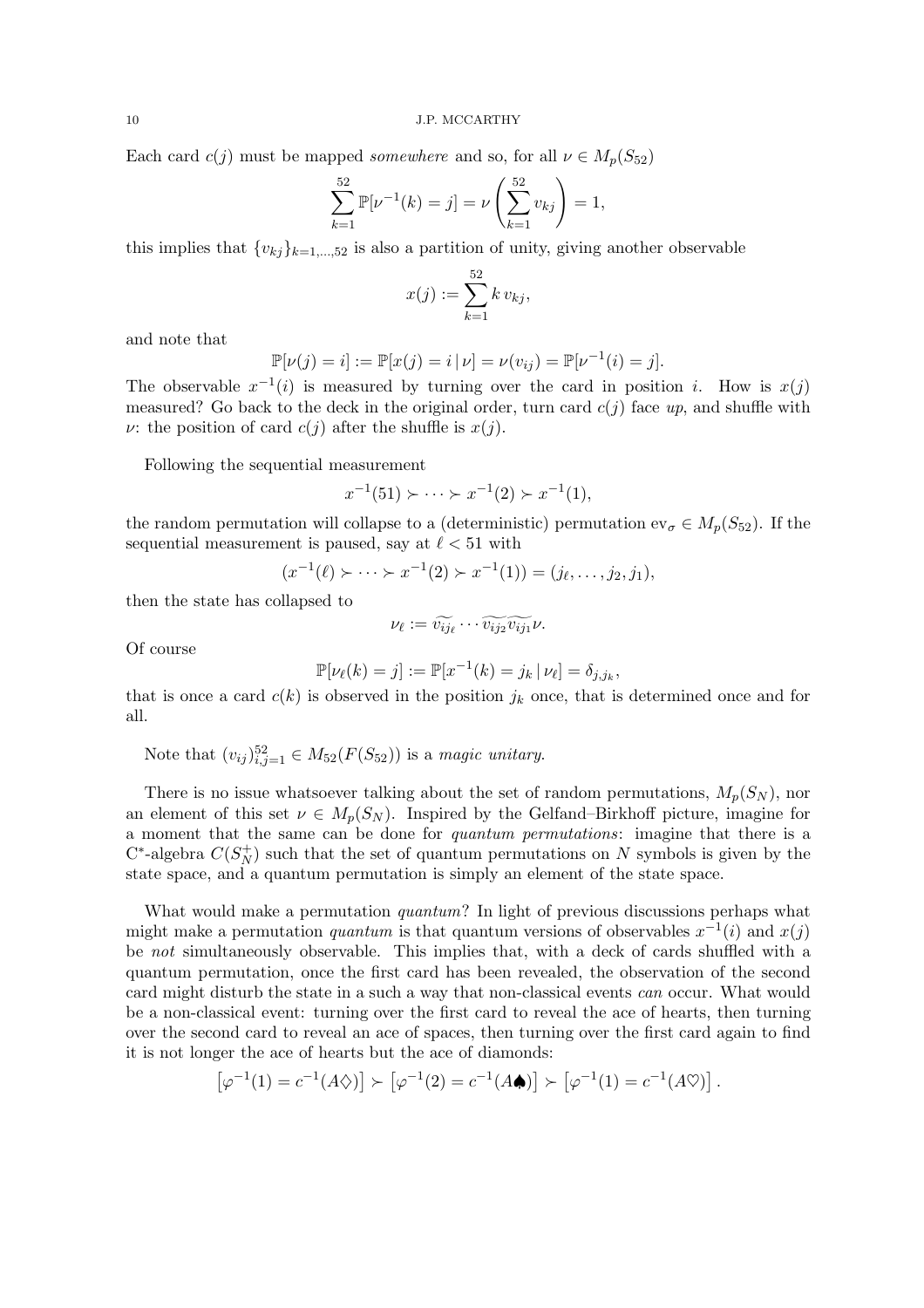Each card $c(j)$ must be mapped *somewhere* and so, for all $\nu \in M_p(S_{52})$

$$\sum_{k=1}^{52} \mathbb{P}[\nu^{-1}(k) = j] = \nu\left(\sum_{k=1}^{52} v_{kj}\right) = 1,$$

this implies that $\{v_{kj}\}_{k=1,\dots,52}$ is also a partition of unity, giving another observable

$$x(j) := \sum_{k=1}^{52} k\, v_{kj},$$

and note that

$$\mathbb{P}[\nu(j) = i] := \mathbb{P}[x(j) = i \,|\, \nu] = \nu(v_{ij}) = \mathbb{P}[\nu^{-1}(i) = j].$$

The observable $x^{-1}(i)$ is measured by turning over the card in position $i$. How is $x(j)$ measured? Go back to the deck in the original order, turn card $c(j)$ face *up*, and shuffle with $\nu$: the position of card $c(j)$ after the shuffle is $x(j)$.

Following the sequential measurement

$$x^{-1}(51) \succ \cdots \succ x^{-1}(2) \succ x^{-1}(1),$$

the random permutation will collapse to a (deterministic) permutation $\mathrm{ev}_\sigma \in M_p(S_{52})$. If the sequential measurement is paused, say at $\ell < 51$ with

$$(x^{-1}(\ell) \succ \cdots \succ x^{-1}(2) \succ x^{-1}(1)) = (j_\ell, \dots, j_2, j_1),$$

then the state has collapsed to

$$\nu_\ell := \widetilde{v_{ij_\ell}} \cdots \widetilde{v_{ij_2}}\widetilde{v_{ij_1}}\nu.$$

Of course

$$\mathbb{P}[\nu_\ell(k) = j] := \mathbb{P}[x^{-1}(k) = j_k \,|\, \nu_\ell] = \delta_{j,j_k},$$

that is once a card $c(k)$ is observed in the position $j_k$ once, that is determined once and for all.

Note that $(v_{ij})_{i,j=1}^{52} \in M_{52}(F(S_{52}))$ is a *magic unitary*.

There is no issue whatsoever talking about the set of random permutations, $M_p(S_N)$, nor an element of this set $\nu \in M_p(S_N)$. Inspired by the Gelfand–Birkhoff picture, imagine for a moment that the same can be done for *quantum permutations*: imagine that there is a C*-algebra $C(S_N^+)$ such that the set of quantum permutations on $N$ symbols is given by the state space, and a quantum permutation is simply an element of the state space.

What would make a permutation *quantum*? In light of previous discussions perhaps what might make a permutation *quantum* is that quantum versions of observables $x^{-1}(i)$ and $x(j)$ be *not* simultaneously observable. This implies that, with a deck of cards shuffled with a quantum permutation, once the first card has been revealed, the observation of the second card might disturb the state in a such a way that non-classical events *can* occur. What would be a non-classical event: turning over the first card to reveal the ace of hearts, then turning over the second card to reveal an ace of spaces, then turning over the first card again to find it is not longer the ace of hearts but the ace of diamonds:

$$\left[\varphi^{-1}(1) = c^{-1}(A\diamondsuit)\right] \succ \left[\varphi^{-1}(2) = c^{-1}(A\spadesuit)\right] \succ \left[\varphi^{-1}(1) = c^{-1}(A\heartsuit)\right].$$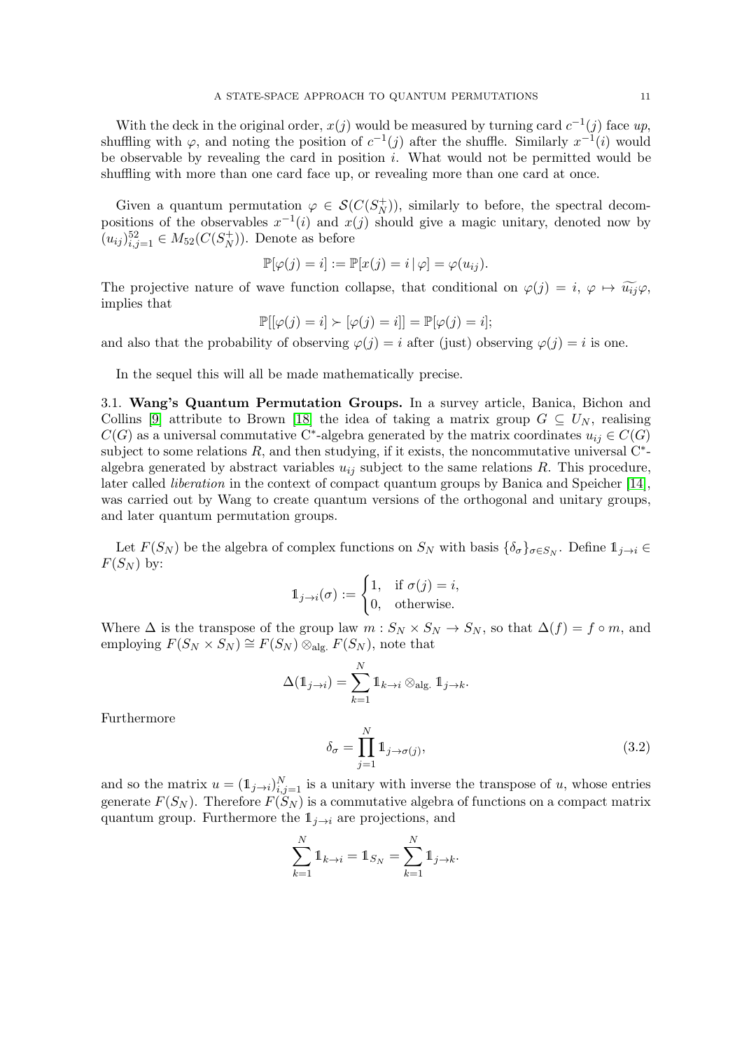With the deck in the original order, $x(j)$ would be measured by turning card $c^{-1}(j)$ face *up*, shuffling with $\varphi$, and noting the position of $c^{-1}(j)$ after the shuffle. Similarly $x^{-1}(i)$ would be observable by revealing the card in position $i$. What would not be permitted would be shuffling with more than one card face up, or revealing more than one card at once.

Given a quantum permutation $\varphi \in \mathcal{S}(C(S_N^+))$, similarly to before, the spectral decompositions of the observables $x^{-1}(i)$ and $x(j)$ should give a magic unitary, denoted now by $(u_{ij})_{i,j=1}^{52} \in M_{52}(C(S_N^+))$. Denote as before

$$\mathbb{P}[\varphi(j) = i] := \mathbb{P}[x(j) = i \,|\, \varphi] = \varphi(u_{ij}).$$

The projective nature of wave function collapse, that conditional on $\varphi(j) = i$, $\varphi \mapsto \widetilde{u_{ij}}\varphi$, implies that

$$\mathbb{P}[[\varphi(j) = i] \succ [\varphi(j) = i]] = \mathbb{P}[\varphi(j) = i];$$

and also that the probability of observing $\varphi(j) = i$ after (just) observing $\varphi(j) = i$ is one.

In the sequel this will all be made mathematically precise.

## 3.1. Wang's Quantum Permutation Groups.

In a survey article, Banica, Bichon and Collins [9] attribute to Brown [18] the idea of taking a matrix group $G \subseteq U_N$, realising $C(G)$ as a universal commutative C*-algebra generated by the matrix coordinates $u_{ij} \in C(G)$ subject to some relations $R$, and then studying, if it exists, the noncommutative universal C*-algebra generated by abstract variables $u_{ij}$ subject to the same relations $R$. This procedure, later called *liberation* in the context of compact quantum groups by Banica and Speicher [14], was carried out by Wang to create quantum versions of the orthogonal and unitary groups, and later quantum permutation groups.

Let $F(S_N)$ be the algebra of complex functions on $S_N$ with basis $\{\delta_\sigma\}_{\sigma\in S_N}$. Define $\mathbb{1}_{j\to i} \in F(S_N)$ by:

$$\mathbb{1}_{j\to i}(\sigma) := \begin{cases} 1, & \text{if } \sigma(j) = i, \\ 0, & \text{otherwise.} \end{cases}$$

Where $\Delta$ is the transpose of the group law $m : S_N \times S_N \to S_N$, so that $\Delta(f) = f \circ m$, and employing $F(S_N \times S_N) \cong F(S_N) \otimes_{\text{alg.}} F(S_N)$, note that

$$\Delta(\mathbb{1}_{j\to i}) = \sum_{k=1}^{N} \mathbb{1}_{k\to i} \otimes_{\text{alg.}} \mathbb{1}_{j\to k}.$$

Furthermore

$$\delta_\sigma = \prod_{j=1}^{N} \mathbb{1}_{j\to\sigma(j)}, \tag{3.2}$$

and so the matrix $u = (\mathbb{1}_{j\to i})_{i,j=1}^N$ is a unitary with inverse the transpose of $u$, whose entries generate $F(S_N)$. Therefore $F(S_N)$ is a commutative algebra of functions on a compact matrix quantum group. Furthermore the $\mathbb{1}_{j\to i}$ are projections, and

$$\sum_{k=1}^{N} \mathbb{1}_{k\to i} = \mathbb{1}_{S_N} = \sum_{k=1}^{N} \mathbb{1}_{j\to k}.$$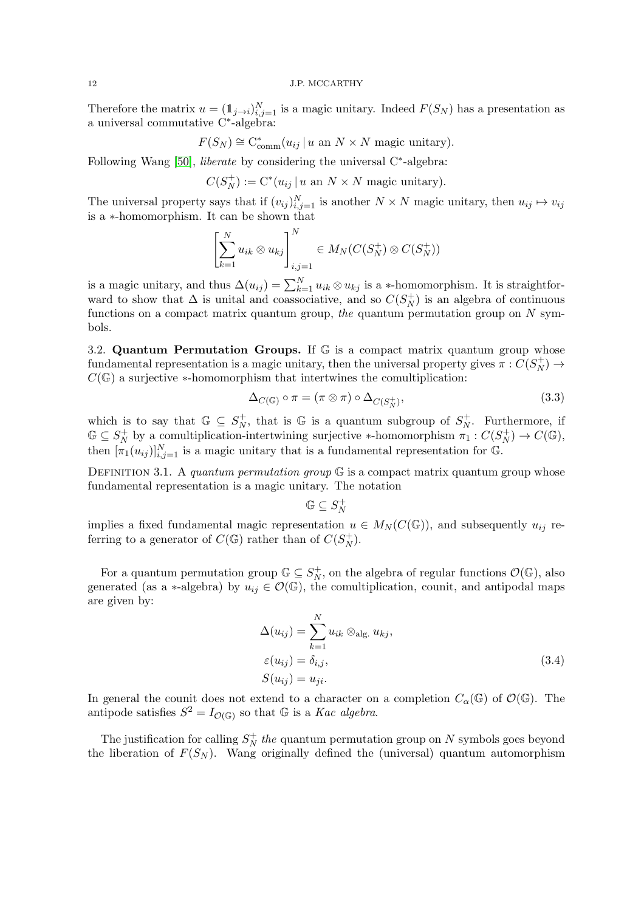Therefore the matrix $u = (\mathbb{1}_{j\to i})_{i,j=1}^N$ is a magic unitary. Indeed $F(S_N)$ has a presentation as a universal commutative C*-algebra:

$$F(S_N) \cong \mathrm{C}^*_{\mathrm{comm}}(u_{ij}\,|\,u \text{ an } N\times N \text{ magic unitary}).$$

Following Wang [50], *liberate* by considering the universal C*-algebra:

$$C(S_N^+) := \mathrm{C}^*(u_{ij}\,|\,u \text{ an } N\times N \text{ magic unitary}).$$

The universal property says that if $(v_{ij})_{i,j=1}^N$ is another $N\times N$ magic unitary, then $u_{ij}\mapsto v_{ij}$ is a $*$-homomorphism. It can be shown that

$$\left[\sum_{k=1}^N u_{ik}\otimes u_{kj}\right]_{i,j=1}^N \in M_N(C(S_N^+)\otimes C(S_N^+))$$

is a magic unitary, and thus $\Delta(u_{ij}) = \sum_{k=1}^N u_{ik}\otimes u_{kj}$ is a $*$-homomorphism. It is straightforward to show that $\Delta$ is unital and coassociative, and so $C(S_N^+)$ is an algebra of continuous functions on a compact matrix quantum group, *the* quantum permutation group on $N$ symbols.

**3.2. Quantum Permutation Groups.** If $\mathbb{G}$ is a compact matrix quantum group whose fundamental representation is a magic unitary, then the universal property gives $\pi : C(S_N^+) \to C(\mathbb{G})$ a surjective $*$-homomorphism that intertwines the comultiplication:

$$\Delta_{C(\mathbb{G})}\circ\pi = (\pi\otimes\pi)\circ\Delta_{C(S_N^+)}, \tag{3.3}$$

which is to say that $\mathbb{G}\subseteq S_N^+$, that is $\mathbb{G}$ is a quantum subgroup of $S_N^+$. Furthermore, if $\mathbb{G}\subseteq S_N^+$ by a comultiplication-intertwining surjective $*$-homomorphism $\pi_1 : C(S_N^+)\to C(\mathbb{G})$, then $[\pi_1(u_{ij})]_{i,j=1}^N$ is a magic unitary that is a fundamental representation for $\mathbb{G}$.

DEFINITION 3.1. A *quantum permutation group* $\mathbb{G}$ is a compact matrix quantum group whose fundamental representation is a magic unitary. The notation

$$\mathbb{G}\subseteq S_N^+$$

implies a fixed fundamental magic representation $u\in M_N(C(\mathbb{G}))$, and subsequently $u_{ij}$ referring to a generator of $C(\mathbb{G})$ rather than of $C(S_N^+)$.

For a quantum permutation group $\mathbb{G}\subseteq S_N^+$, on the algebra of regular functions $\mathcal{O}(\mathbb{G})$, also generated (as a $*$-algebra) by $u_{ij}\in\mathcal{O}(\mathbb{G})$, the comultiplication, counit, and antipodal maps are given by:

$$\begin{aligned}
\Delta(u_{ij}) &= \sum_{k=1}^N u_{ik}\otimes_{\text{alg.}} u_{kj},\\
\varepsilon(u_{ij}) &= \delta_{i,j},\\
S(u_{ij}) &= u_{ji}.
\end{aligned} \tag{3.4}$$

In general the counit does not extend to a character on a completion $C_\alpha(\mathbb{G})$ of $\mathcal{O}(\mathbb{G})$. The antipode satisfies $S^2 = I_{\mathcal{O}(\mathbb{G})}$ so that $\mathbb{G}$ is a *Kac algebra*.

The justification for calling $S_N^+$ *the* quantum permutation group on $N$ symbols goes beyond the liberation of $F(S_N)$. Wang originally defined the (universal) quantum automorphism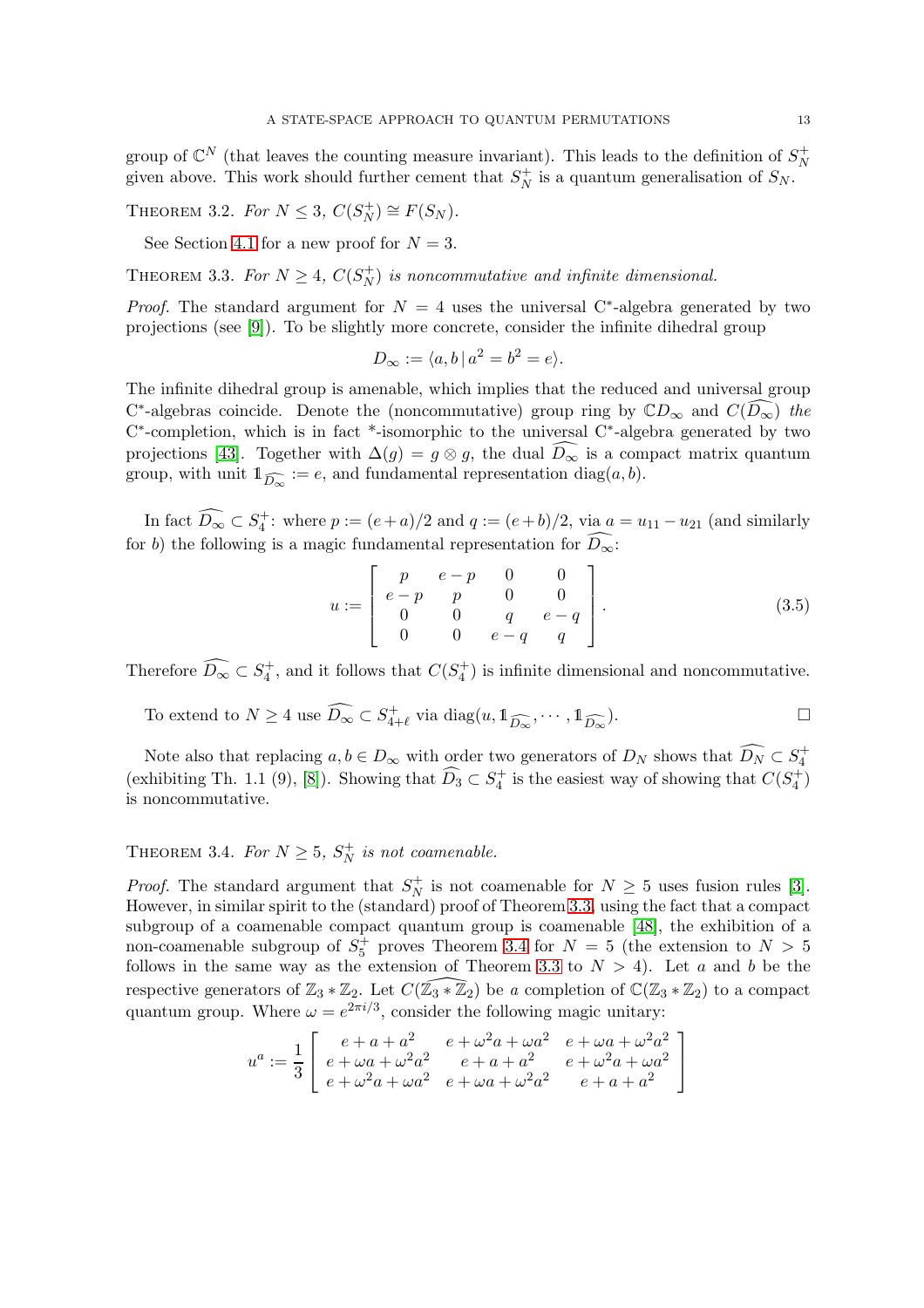group of $\mathbb{C}^N$ (that leaves the counting measure invariant). This leads to the definition of $S_N^+$ given above. This work should further cement that $S_N^+$ is a quantum generalisation of $S_N$.

THEOREM 3.2. *For $N \leq 3$, $C(S_N^+) \cong F(S_N)$.*

See Section 4.1 for a new proof for $N = 3$.

THEOREM 3.3. *For $N \geq 4$, $C(S_N^+)$ is noncommutative and infinite dimensional.*

*Proof.* The standard argument for $N = 4$ uses the universal C*-algebra generated by two projections (see [9]). To be slightly more concrete, consider the infinite dihedral group

$$D_\infty := \langle a, b \,|\, a^2 = b^2 = e \rangle.$$

The infinite dihedral group is amenable, which implies that the reduced and universal group C*-algebras coincide. Denote the (noncommutative) group ring by $\mathbb{C}D_\infty$ and $C(\widehat{D_\infty})$ *the* C*-completion, which is in fact *-isomorphic to the universal C*-algebra generated by two projections [43]. Together with $\Delta(g) = g \otimes g$, the dual $\widehat{D_\infty}$ is a compact matrix quantum group, with unit $\mathbb{1}_{\widehat{D_\infty}} := e$, and fundamental representation $\operatorname{diag}(a, b)$.

In fact $\widehat{D_\infty} \subset S_4^+$: where $p := (e+a)/2$ and $q := (e+b)/2$, via $a = u_{11} - u_{21}$ (and similarly for $b$) the following is a magic fundamental representation for $\widehat{D_\infty}$:

$$u := \begin{bmatrix} p & e-p & 0 & 0 \\ e-p & p & 0 & 0 \\ 0 & 0 & q & e-q \\ 0 & 0 & e-q & q \end{bmatrix}. \tag{3.5}$$

Therefore $\widehat{D_\infty} \subset S_4^+$, and it follows that $C(S_4^+)$ is infinite dimensional and noncommutative.

To extend to $N \geq 4$ use $\widehat{D_\infty} \subset S_{4+\ell}^+$ via $\operatorname{diag}(u, \mathbb{1}_{\widehat{D_\infty}}, \cdots, \mathbb{1}_{\widehat{D_\infty}})$. $\square$

Note also that replacing $a, b \in D_\infty$ with order two generators of $D_N$ shows that $\widehat{D_N} \subset S_4^+$ (exhibiting Th. 1.1 (9), [8]). Showing that $\widehat{D_3} \subset S_4^+$ is the easiest way of showing that $C(S_4^+)$ is noncommutative.

THEOREM 3.4. *For $N \geq 5$, $S_N^+$ is not coamenable.*

*Proof.* The standard argument that $S_N^+$ is not coamenable for $N \geq 5$ uses fusion rules [3]. However, in similar spirit to the (standard) proof of Theorem 3.3, using the fact that a compact subgroup of a coamenable compact quantum group is coamenable [48], the exhibition of a non-coamenable subgroup of $S_5^+$ proves Theorem 3.4 for $N = 5$ (the extension to $N > 5$ follows in the same way as the extension of Theorem 3.3 to $N > 4$). Let $a$ and $b$ be the respective generators of $\mathbb{Z}_3 * \mathbb{Z}_2$. Let $C(\widehat{\mathbb{Z}_3 * \mathbb{Z}_2})$ be *a* completion of $\mathbb{C}(\mathbb{Z}_3 * \mathbb{Z}_2)$ to a compact quantum group. Where $\omega = e^{2\pi i/3}$, consider the following magic unitary:

$$u^a := \frac{1}{3} \begin{bmatrix} e + a + a^2 & e + \omega^2 a + \omega a^2 & e + \omega a + \omega^2 a^2 \\ e + \omega a + \omega^2 a^2 & e + a + a^2 & e + \omega^2 a + \omega a^2 \\ e + \omega^2 a + \omega a^2 & e + \omega a + \omega^2 a^2 & e + a + a^2 \end{bmatrix}$$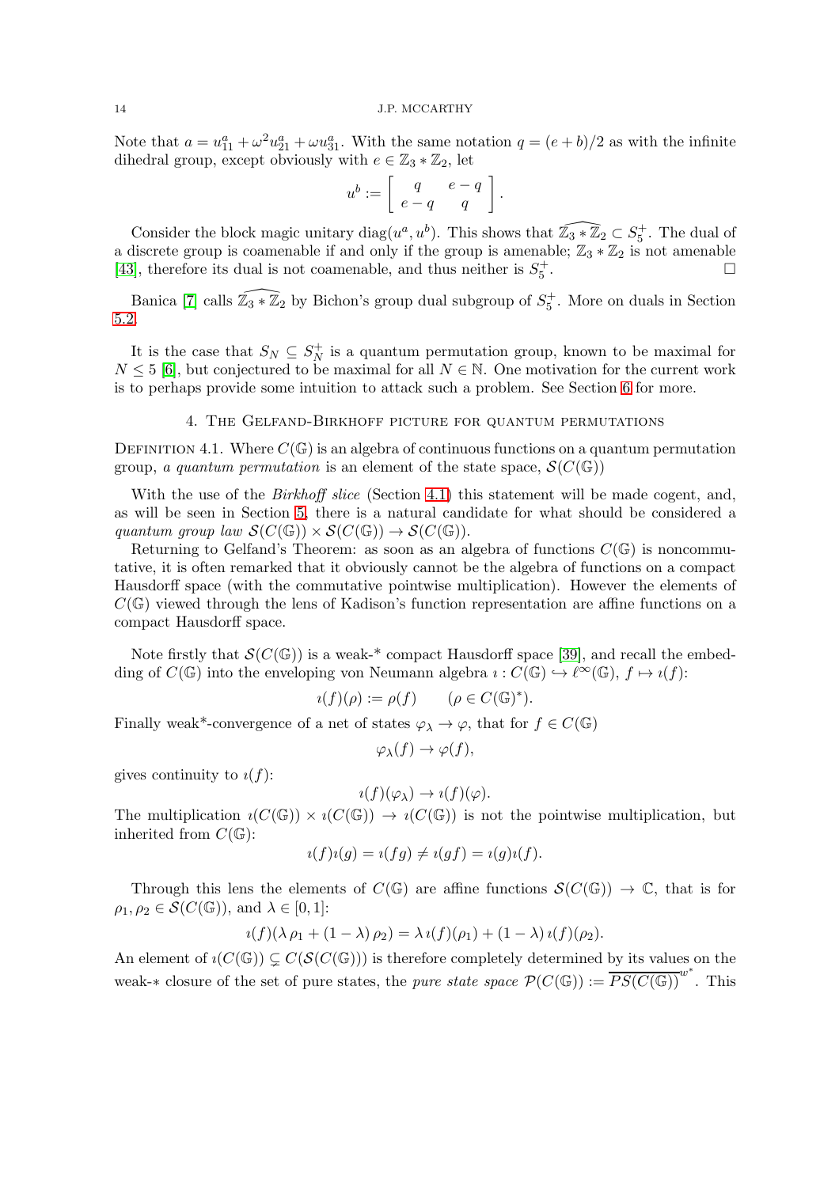Note that $a = u^a_{11} + \omega^2 u^a_{21} + \omega u^a_{31}$. With the same notation $q = (e + b)/2$ as with the infinite dihedral group, except obviously with $e \in \mathbb{Z}_3 * \mathbb{Z}_2$, let

$$u^b := \begin{bmatrix} q & e-q \\ e-q & q \end{bmatrix}.$$

Consider the block magic unitary $\operatorname{diag}(u^a, u^b)$. This shows that $\widehat{\mathbb{Z}_3 * \mathbb{Z}_2} \subset S_5^+$. The dual of a discrete group is coamenable if and only if the group is amenable; $\mathbb{Z}_3 * \mathbb{Z}_2$ is not amenable [43], therefore its dual is not coamenable, and thus neither is $S_5^+$. $\square$

Banica [7] calls $\widehat{\mathbb{Z}_3 * \mathbb{Z}_2}$ by Bichon's group dual subgroup of $S_5^+$. More on duals in Section 5.2.

It is the case that $S_N \subseteq S_N^+$ is a quantum permutation group, known to be maximal for $N \leq 5$ [6], but conjectured to be maximal for all $N \in \mathbb{N}$. One motivation for the current work is to perhaps provide some intuition to attack such a problem. See Section 6 for more.

## 4. The Gelfand-Birkhoff picture for quantum permutations

Definition 4.1. Where $C(\mathbb{G})$ is an algebra of continuous functions on a quantum permutation group, *a quantum permutation* is an element of the state space, $\mathcal{S}(C(\mathbb{G}))$

With the use of the *Birkhoff slice* (Section 4.1) this statement will be made cogent, and, as will be seen in Section 5, there is a natural candidate for what should be considered a *quantum group law* $\mathcal{S}(C(\mathbb{G})) \times \mathcal{S}(C(\mathbb{G})) \to \mathcal{S}(C(\mathbb{G}))$.

Returning to Gelfand's Theorem: as soon as an algebra of functions $C(\mathbb{G})$ is noncommutative, it is often remarked that it obviously cannot be the algebra of functions on a compact Hausdorff space (with the commutative pointwise multiplication). However the elements of $C(\mathbb{G})$ viewed through the lens of Kadison's function representation are affine functions on a compact Hausdorff space.

Note firstly that $\mathcal{S}(C(\mathbb{G}))$ is a weak-* compact Hausdorff space [39], and recall the embedding of $C(\mathbb{G})$ into the enveloping von Neumann algebra $\imath : C(\mathbb{G}) \hookrightarrow \ell^\infty(\mathbb{G})$, $f \mapsto \imath(f)$:

$$\imath(f)(\rho) := \rho(f) \qquad (\rho \in C(\mathbb{G})^*).$$

Finally weak*-convergence of a net of states $\varphi_\lambda \to \varphi$, that for $f \in C(\mathbb{G})$

$$\varphi_\lambda(f) \to \varphi(f),$$

gives continuity to $\imath(f)$:

$$\imath(f)(\varphi_\lambda) \to \imath(f)(\varphi).$$

The multiplication $\imath(C(\mathbb{G})) \times \imath(C(\mathbb{G})) \to \imath(C(\mathbb{G}))$ is not the pointwise multiplication, but inherited from $C(\mathbb{G})$:

$$\imath(f)\imath(g) = \imath(fg) \neq \imath(gf) = \imath(g)\imath(f).$$

Through this lens the elements of $C(\mathbb{G})$ are affine functions $\mathcal{S}(C(\mathbb{G})) \to \mathbb{C}$, that is for $\rho_1, \rho_2 \in \mathcal{S}(C(\mathbb{G}))$, and $\lambda \in [0, 1]$:

$$\imath(f)(\lambda\, \rho_1 + (1-\lambda)\, \rho_2) = \lambda\, \imath(f)(\rho_1) + (1-\lambda)\, \imath(f)(\rho_2).$$

An element of $\imath(C(\mathbb{G})) \subsetneq C(\mathcal{S}(C(\mathbb{G})))$ is therefore completely determined by its values on the weak-$*$ closure of the set of pure states, the *pure state space* $\mathcal{P}(C(\mathbb{G})) := \overline{PS(C(\mathbb{G}))}^{w^*}$. This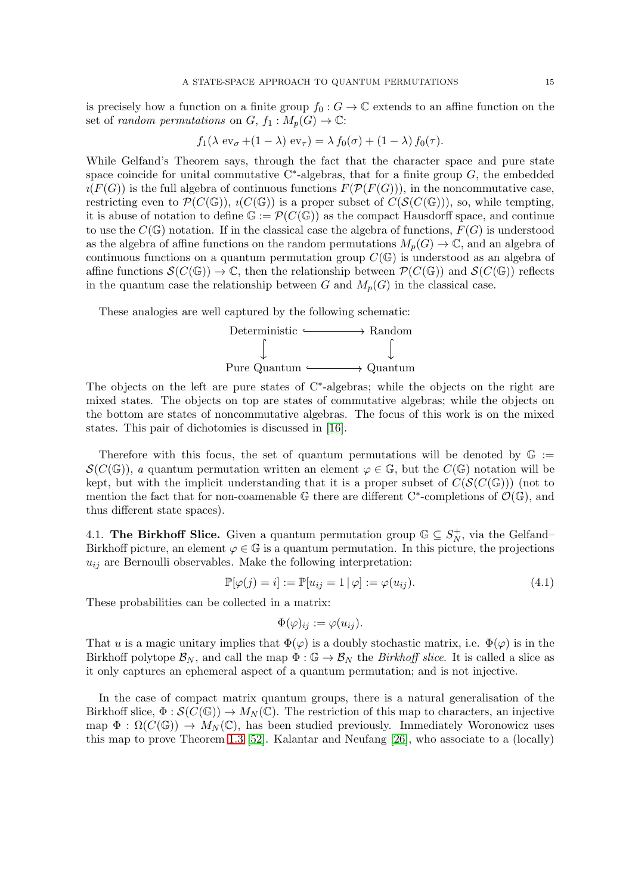is precisely how a function on a finite group $f_0 : G \to \mathbb{C}$ extends to an affine function on the set of *random permutations* on $G$, $f_1 : M_p(G) \to \mathbb{C}$:

$$f_1(\lambda\, \text{ev}_\sigma + (1-\lambda)\, \text{ev}_\tau) = \lambda\, f_0(\sigma) + (1-\lambda)\, f_0(\tau).$$

While Gelfand's Theorem says, through the fact that the character space and pure state space coincide for unital commutative C*-algebras, that for a finite group $G$, the embedded $\imath(F(G))$ is the full algebra of continuous functions $F(\mathcal{P}(F(G)))$, in the noncommutative case, restricting even to $\mathcal{P}(C(\mathbb{G}))$, $\imath(C(\mathbb{G}))$ is a proper subset of $C(\mathcal{S}(C(\mathbb{G})))$, so, while tempting, it is abuse of notation to define $\mathbb{G} := \mathcal{P}(C(\mathbb{G}))$ as the compact Hausdorff space, and continue to use the $C(\mathbb{G})$ notation. If in the classical case the algebra of functions, $F(G)$ is understood as the algebra of affine functions on the random permutations $M_p(G) \to \mathbb{C}$, and an algebra of continuous functions on a quantum permutation group $C(\mathbb{G})$ is understood as an algebra of affine functions $\mathcal{S}(C(\mathbb{G})) \to \mathbb{C}$, then the relationship between $\mathcal{P}(C(\mathbb{G}))$ and $\mathcal{S}(C(\mathbb{G}))$ reflects in the quantum case the relationship between $G$ and $M_p(G)$ in the classical case.

These analogies are well captured by the following schematic:

$$\begin{array}{ccc} \text{Deterministic} & \hookrightarrow & \text{Random} \\ \downarrow & & \downarrow \\ \text{Pure Quantum} & \hookrightarrow & \text{Quantum} \end{array}$$

The objects on the left are pure states of C*-algebras; while the objects on the right are mixed states. The objects on top are states of commutative algebras; while the objects on the bottom are states of noncommutative algebras. The focus of this work is on the mixed states. This pair of dichotomies is discussed in [16].

Therefore with this focus, the set of quantum permutations will be denoted by $\mathbb{G} := \mathcal{S}(C(\mathbb{G}))$, *a* quantum permutation written an element $\varphi \in \mathbb{G}$, but the $C(\mathbb{G})$ notation will be kept, but with the implicit understanding that it is a proper subset of $C(\mathcal{S}(C(\mathbb{G})))$ (not to mention the fact that for non-coamenable $\mathbb{G}$ there are different C*-completions of $\mathcal{O}(\mathbb{G})$, and thus different state spaces).

4.1. **The Birkhoff Slice.** Given a quantum permutation group $\mathbb{G} \subseteq S_N^+$, via the Gelfand–Birkhoff picture, an element $\varphi \in \mathbb{G}$ is a quantum permutation. In this picture, the projections $u_{ij}$ are Bernoulli observables. Make the following interpretation:

$$\mathbb{P}[\varphi(j) = i] := \mathbb{P}[u_{ij} = 1 \,|\, \varphi] := \varphi(u_{ij}). \tag{4.1}$$

These probabilities can be collected in a matrix:

$$\Phi(\varphi)_{ij} := \varphi(u_{ij}).$$

That $u$ is a magic unitary implies that $\Phi(\varphi)$ is a doubly stochastic matrix, i.e. $\Phi(\varphi)$ is in the Birkhoff polytope $\mathcal{B}_N$, and call the map $\Phi : \mathbb{G} \to \mathcal{B}_N$ the *Birkhoff slice*. It is called a slice as it only captures an ephemeral aspect of a quantum permutation; and is not injective.

In the case of compact matrix quantum groups, there is a natural generalisation of the Birkhoff slice, $\Phi : \mathcal{S}(C(\mathbb{G})) \to M_N(\mathbb{C})$. The restriction of this map to characters, an injective map $\Phi : \Omega(C(\mathbb{G})) \to M_N(\mathbb{C})$, has been studied previously. Immediately Woronowicz uses this map to prove Theorem 1.3 [52]. Kalantar and Neufang [26], who associate to a (locally)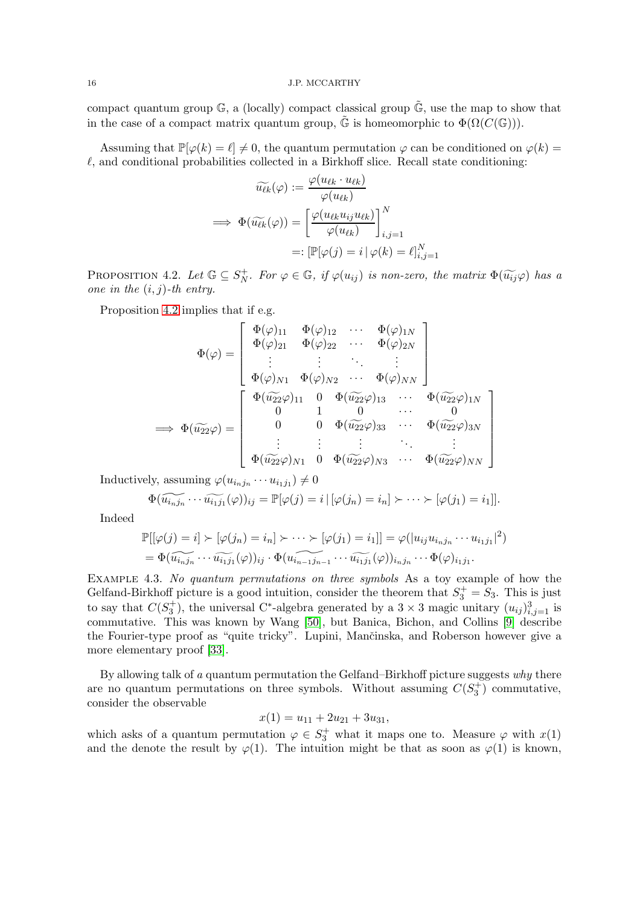compact quantum group $\mathbb{G}$, a (locally) compact classical group $\tilde{\mathbb{G}}$, use the map to show that in the case of a compact matrix quantum group, $\tilde{\mathbb{G}}$ is homeomorphic to $\Phi(\Omega(C(\mathbb{G})))$.

Assuming that $\mathbb{P}[\varphi(k)=\ell]\neq 0$, the quantum permutation $\varphi$ can be conditioned on $\varphi(k)=\ell$, and conditional probabilities collected in a Birkhoff slice. Recall state conditioning:

$$
\begin{aligned}
\widetilde{u_{\ell k}}(\varphi) &:= \frac{\varphi(u_{\ell k}\cdot u_{\ell k})}{\varphi(u_{\ell k})} \\
\implies \Phi(\widetilde{u_{\ell k}}(\varphi)) &= \left[\frac{\varphi(u_{\ell k}u_{ij}u_{\ell k})}{\varphi(u_{\ell k})}\right]_{i,j=1}^{N} \\
&=: \left[\mathbb{P}[\varphi(j)=i\,|\,\varphi(k)=\ell]\right]_{i,j=1}^{N}
\end{aligned}
$$

Proposition 4.2. *Let $\mathbb{G}\subseteq S_N^+$. For $\varphi\in\mathbb{G}$, if $\varphi(u_{ij})$ is non-zero, the matrix $\Phi(\widetilde{u_{ij}}\varphi)$ has a one in the $(i,j)$-th entry.*

Proposition 4.2 implies that if e.g.

$$
\Phi(\varphi)=\begin{bmatrix}
\Phi(\varphi)_{11} & \Phi(\varphi)_{12} & \cdots & \Phi(\varphi)_{1N}\\
\Phi(\varphi)_{21} & \Phi(\varphi)_{22} & \cdots & \Phi(\varphi)_{2N}\\
\vdots & \vdots & \ddots & \vdots\\
\Phi(\varphi)_{N1} & \Phi(\varphi)_{N2} & \cdots & \Phi(\varphi)_{NN}
\end{bmatrix}
$$

$$
\implies \Phi(\widetilde{u_{22}}\varphi)=\begin{bmatrix}
\Phi(\widetilde{u_{22}}\varphi)_{11} & 0 & \Phi(\widetilde{u_{22}}\varphi)_{13} & \cdots & \Phi(\widetilde{u_{22}}\varphi)_{1N}\\
0 & 1 & 0 & \cdots & 0\\
0 & 0 & \Phi(\widetilde{u_{22}}\varphi)_{33} & \cdots & \Phi(\widetilde{u_{22}}\varphi)_{3N}\\
\vdots & \vdots & \vdots & \ddots & \vdots\\
\Phi(\widetilde{u_{22}}\varphi)_{N1} & 0 & \Phi(\widetilde{u_{22}}\varphi)_{N3} & \cdots & \Phi(\widetilde{u_{22}}\varphi)_{NN}
\end{bmatrix}
$$

Inductively, assuming $\varphi(u_{i_nj_n}\cdots u_{i_1j_1})\neq 0$

$$
\Phi(\widetilde{u_{i_nj_n}}\cdots\widetilde{u_{i_1j_1}}(\varphi))_{ij}=\mathbb{P}[\varphi(j)=i\,|\,[\varphi(j_n)=i_n]\succ\cdots\succ[\varphi(j_1)=i_1]].
$$

Indeed

$$
\begin{aligned}
&\mathbb{P}[[\varphi(j)=i]\succ[\varphi(j_n)=i_n]\succ\cdots\succ[\varphi(j_1)=i_1]]=\varphi(|u_{ij}u_{i_nj_n}\cdots u_{i_1j_1}|^2)\\
&=\Phi(\widetilde{u_{i_nj_n}}\cdots\widetilde{u_{i_1j_1}}(\varphi))_{ij}\cdot\Phi(\widetilde{u_{i_{n-1}j_{n-1}}}\cdots\widetilde{u_{i_1j_1}}(\varphi))_{i_nj_n}\cdots\Phi(\varphi)_{i_1j_1}.
\end{aligned}
$$

Example 4.3. *No quantum permutations on three symbols* As a toy example of how the Gelfand-Birkhoff picture is a good intuition, consider the theorem that $S_3^+=S_3$. This is just to say that $C(S_3^+)$, the universal C\*-algebra generated by a $3\times 3$ magic unitary $(u_{ij})_{i,j=1}^3$ is commutative. This was known by Wang [50], but Banica, Bichon, and Collins [9] describe the Fourier-type proof as "quite tricky". Lupini, Mančinska, and Roberson however give a more elementary proof [33].

By allowing talk of *a* quantum permutation the Gelfand–Birkhoff picture suggests *why* there are no quantum permutations on three symbols. Without assuming $C(S_3^+)$ commutative, consider the observable

$$
x(1)=u_{11}+2u_{21}+3u_{31},
$$

which asks of a quantum permutation $\varphi\in S_3^+$ what it maps one to. Measure $\varphi$ with $x(1)$ and the denote the result by $\varphi(1)$. The intuition might be that as soon as $\varphi(1)$ is known,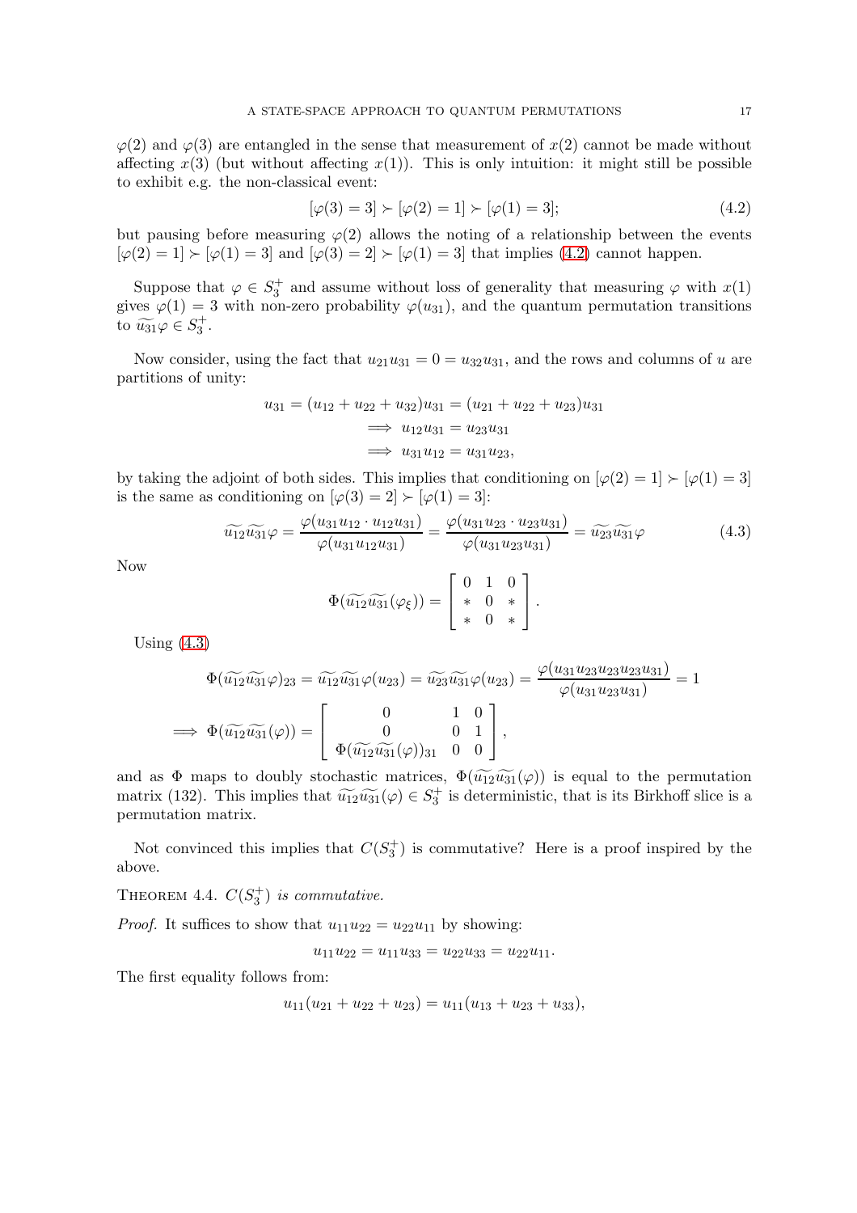$\varphi(2)$ and $\varphi(3)$ are entangled in the sense that measurement of $x(2)$ cannot be made without affecting $x(3)$ (but without affecting $x(1)$). This is only intuition: it might still be possible to exhibit e.g. the non-classical event:

$$[\varphi(3) = 3] \succ [\varphi(2) = 1] \succ [\varphi(1) = 3]; \tag{4.2}$$

but pausing before measuring $\varphi(2)$ allows the noting of a relationship between the events $[\varphi(2) = 1] \succ [\varphi(1) = 3]$ and $[\varphi(3) = 2] \succ [\varphi(1) = 3]$ that implies (4.2) cannot happen.

Suppose that $\varphi \in S_3^+$ and assume without loss of generality that measuring $\varphi$ with $x(1)$ gives $\varphi(1) = 3$ with non-zero probability $\varphi(u_{31})$, and the quantum permutation transitions to $\widetilde{u_{31}}\varphi \in S_3^+$.

Now consider, using the fact that $u_{21}u_{31} = 0 = u_{32}u_{31}$, and the rows and columns of $u$ are partitions of unity:

$$\begin{aligned} u_{31} = (u_{12} + u_{22} + u_{32})u_{31} &= (u_{21} + u_{22} + u_{23})u_{31} \\ &\implies u_{12}u_{31} = u_{23}u_{31} \\ &\implies u_{31}u_{12} = u_{31}u_{23}, \end{aligned}$$

by taking the adjoint of both sides. This implies that conditioning on $[\varphi(2) = 1] \succ [\varphi(1) = 3]$ is the same as conditioning on $[\varphi(3) = 2] \succ [\varphi(1) = 3]$:

$$\widetilde{u_{12}}\widetilde{u_{31}}\varphi = \frac{\varphi(u_{31}u_{12} \cdot u_{12}u_{31})}{\varphi(u_{31}u_{12}u_{31})} = \frac{\varphi(u_{31}u_{23} \cdot u_{23}u_{31})}{\varphi(u_{31}u_{23}u_{31})} = \widetilde{u_{23}}\widetilde{u_{31}}\varphi \tag{4.3}$$

Now

$$\Phi(\widetilde{u_{12}}\widetilde{u_{31}}(\varphi_\xi)) = \begin{bmatrix} 0 & 1 & 0 \\ * & 0 & * \\ * & 0 & * \end{bmatrix}.$$

Using (4.3)

$$\begin{aligned} \Phi(\widetilde{u_{12}}\widetilde{u_{31}}\varphi)_{23} = \widetilde{u_{12}}\widetilde{u_{31}}\varphi(u_{23}) = \widetilde{u_{23}}\widetilde{u_{31}}\varphi(u_{23}) = \frac{\varphi(u_{31}u_{23}u_{23}u_{23}u_{31})}{\varphi(u_{31}u_{23}u_{31})} = 1 \\ \implies \Phi(\widetilde{u_{12}}\widetilde{u_{31}}(\varphi)) = \begin{bmatrix} 0 & 1 & 0 \\ 0 & 0 & 1 \\ \Phi(\widetilde{u_{12}}\widetilde{u_{31}}(\varphi))_{31} & 0 & 0 \end{bmatrix}, \end{aligned}$$

and as $\Phi$ maps to doubly stochastic matrices, $\Phi(\widetilde{u_{12}}\widetilde{u_{31}}(\varphi))$ is equal to the permutation matrix (132). This implies that $\widetilde{u_{12}}\widetilde{u_{31}}(\varphi) \in S_3^+$ is deterministic, that is its Birkhoff slice is a permutation matrix.

Not convinced this implies that $C(S_3^+)$ is commutative? Here is a proof inspired by the above.

THEOREM 4.4. *$C(S_3^+)$ is commutative.*

*Proof.* It suffices to show that $u_{11}u_{22} = u_{22}u_{11}$ by showing:

$$u_{11}u_{22} = u_{11}u_{33} = u_{22}u_{33} = u_{22}u_{11}.$$

The first equality follows from:

$$u_{11}(u_{21} + u_{22} + u_{23}) = u_{11}(u_{13} + u_{23} + u_{33}),$$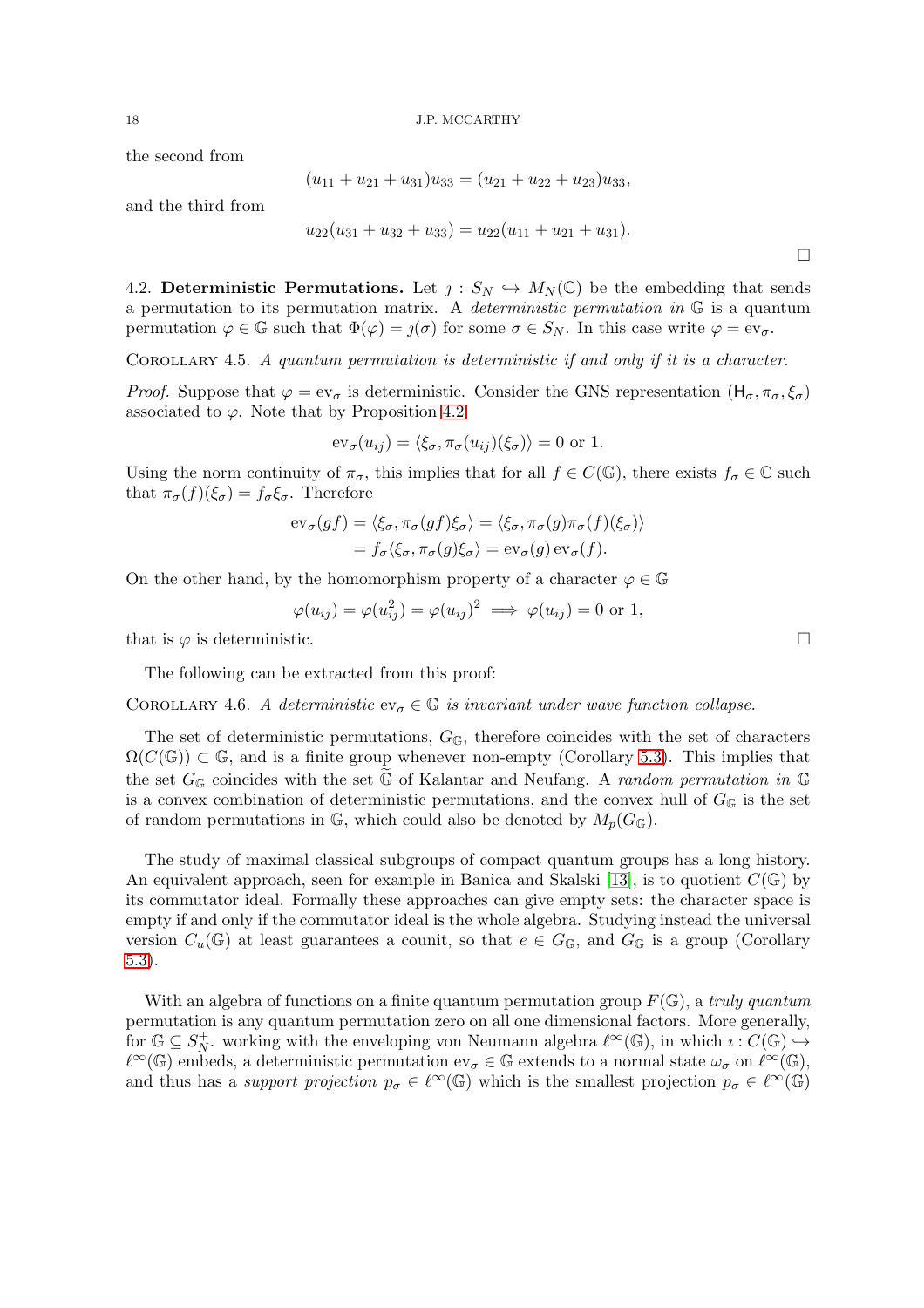the second from

$$(u_{11}+u_{21}+u_{31})u_{33} = (u_{21}+u_{22}+u_{23})u_{33},$$

and the third from

$$u_{22}(u_{31}+u_{32}+u_{33}) = u_{22}(u_{11}+u_{21}+u_{31}).$$

$\square$

### 4.2. Deterministic Permutations.

Let $\jmath : S_N \hookrightarrow M_N(\mathbb{C})$ be the embedding that sends a permutation to its permutation matrix. A *deterministic permutation in* $\mathbb{G}$ is a quantum permutation $\varphi \in \mathbb{G}$ such that $\Phi(\varphi) = \jmath(\sigma)$ for some $\sigma \in S_N$. In this case write $\varphi = \text{ev}_\sigma$.

Corollary 4.5. *A quantum permutation is deterministic if and only if it is a character.*

*Proof.* Suppose that $\varphi = \text{ev}_\sigma$ is deterministic. Consider the GNS representation $(\mathsf{H}_\sigma, \pi_\sigma, \xi_\sigma)$ associated to $\varphi$. Note that by Proposition 4.2

$$\text{ev}_\sigma(u_{ij}) = \langle \xi_\sigma, \pi_\sigma(u_{ij})(\xi_\sigma)\rangle = 0 \text{ or } 1.$$

Using the norm continuity of $\pi_\sigma$, this implies that for all $f \in C(\mathbb{G})$, there exists $f_\sigma \in \mathbb{C}$ such that $\pi_\sigma(f)(\xi_\sigma) = f_\sigma \xi_\sigma$. Therefore

$$\begin{aligned}\text{ev}_\sigma(gf) &= \langle \xi_\sigma, \pi_\sigma(gf)\xi_\sigma\rangle = \langle \xi_\sigma, \pi_\sigma(g)\pi_\sigma(f)(\xi_\sigma)\rangle \\ &= f_\sigma \langle \xi_\sigma, \pi_\sigma(g)\xi_\sigma\rangle = \text{ev}_\sigma(g)\,\text{ev}_\sigma(f).\end{aligned}$$

On the other hand, by the homomorphism property of a character $\varphi \in \mathbb{G}$

$$\varphi(u_{ij}) = \varphi(u_{ij}^2) = \varphi(u_{ij})^2 \implies \varphi(u_{ij}) = 0 \text{ or } 1,$$

that is $\varphi$ is deterministic. $\square$

The following can be extracted from this proof:

Corollary 4.6. *A deterministic* $\text{ev}_\sigma \in \mathbb{G}$ *is invariant under wave function collapse.*

The set of deterministic permutations, $G_{\mathbb{G}}$, therefore coincides with the set of characters $\Omega(C(\mathbb{G})) \subset \mathbb{G}$, and is a finite group whenever non-empty (Corollary 5.3). This implies that the set $G_{\mathbb{G}}$ coincides with the set $\widetilde{\mathbb{G}}$ of Kalantar and Neufang. A *random permutation in* $\mathbb{G}$ is a convex combination of deterministic permutations, and the convex hull of $G_{\mathbb{G}}$ is the set of random permutations in $\mathbb{G}$, which could also be denoted by $M_p(G_{\mathbb{G}})$.

The study of maximal classical subgroups of compact quantum groups has a long history. An equivalent approach, seen for example in Banica and Skalski [13], is to quotient $C(\mathbb{G})$ by its commutator ideal. Formally these approaches can give empty sets: the character space is empty if and only if the commutator ideal is the whole algebra. Studying instead the universal version $C_u(\mathbb{G})$ at least guarantees a counit, so that $e \in G_{\mathbb{G}}$, and $G_{\mathbb{G}}$ is a group (Corollary 5.3).

With an algebra of functions on a finite quantum permutation group $F(\mathbb{G})$, a *truly quantum* permutation is any quantum permutation zero on all one dimensional factors. More generally, for $\mathbb{G} \subseteq S_N^+$. working with the enveloping von Neumann algebra $\ell^\infty(\mathbb{G})$, in which $\imath : C(\mathbb{G}) \hookrightarrow \ell^\infty(\mathbb{G})$ embeds, a deterministic permutation $\text{ev}_\sigma \in \mathbb{G}$ extends to a normal state $\omega_\sigma$ on $\ell^\infty(\mathbb{G})$, and thus has a *support projection* $p_\sigma \in \ell^\infty(\mathbb{G})$ which is the smallest projection $p_\sigma \in \ell^\infty(\mathbb{G})$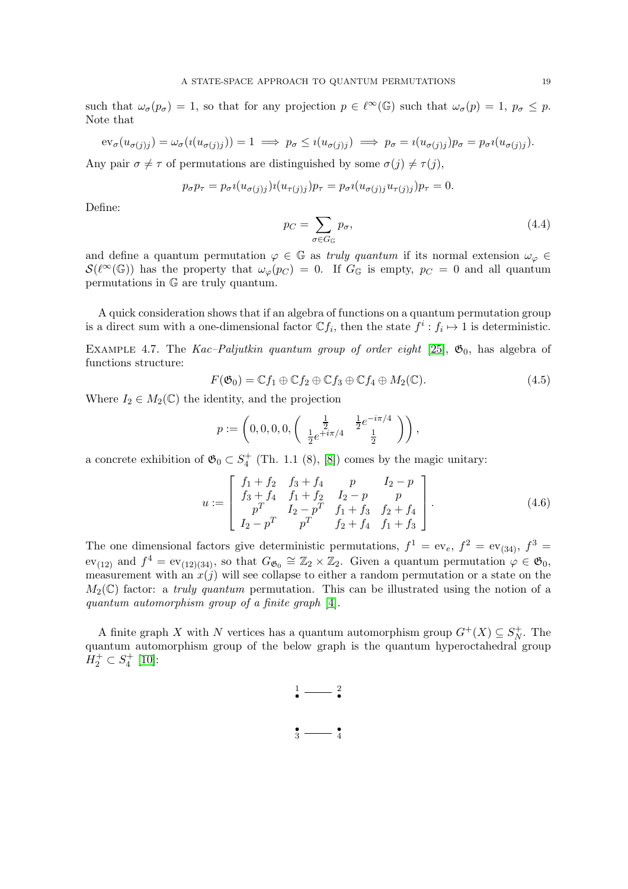such that $\omega_\sigma(p_\sigma) = 1$, so that for any projection $p \in \ell^\infty(\mathbb{G})$ such that $\omega_\sigma(p) = 1$, $p_\sigma \leq p$. Note that

$$\mathrm{ev}_\sigma(u_{\sigma(j)j}) = \omega_\sigma(\imath(u_{\sigma(j)j})) = 1 \implies p_\sigma \leq \imath(u_{\sigma(j)j}) \implies p_\sigma = \imath(u_{\sigma(j)j})p_\sigma = p_\sigma \imath(u_{\sigma(j)j}).$$

Any pair $\sigma \neq \tau$ of permutations are distinguished by some $\sigma(j) \neq \tau(j)$,

$$p_\sigma p_\tau = p_\sigma \imath(u_{\sigma(j)j})\imath(u_{\tau(j)j})p_\tau = p_\sigma \imath(u_{\sigma(j)j}u_{\tau(j)j})p_\tau = 0.$$

Define:

$$p_C = \sum_{\sigma \in G_{\mathbb{G}}} p_\sigma, \tag{4.4}$$

and define a quantum permutation $\varphi \in \mathbb{G}$ as *truly quantum* if its normal extension $\omega_\varphi \in \mathcal{S}(\ell^\infty(\mathbb{G}))$ has the property that $\omega_\varphi(p_C) = 0$. If $G_{\mathbb{G}}$ is empty, $p_C = 0$ and all quantum permutations in $\mathbb{G}$ are truly quantum.

A quick consideration shows that if an algebra of functions on a quantum permutation group is a direct sum with a one-dimensional factor $\mathbb{C}f_i$, then the state $f^i : f_i \mapsto 1$ is deterministic.

Example 4.7. The *Kac–Paljutkin quantum group of order eight* [25], $\mathfrak{G}_0$, has algebra of functions structure:

$$F(\mathfrak{G}_0) = \mathbb{C}f_1 \oplus \mathbb{C}f_2 \oplus \mathbb{C}f_3 \oplus \mathbb{C}f_4 \oplus M_2(\mathbb{C}). \tag{4.5}$$

Where $I_2 \in M_2(\mathbb{C})$ the identity, and the projection

$$p := \left(0, 0, 0, 0, \begin{pmatrix} \frac{1}{2} & \frac{1}{2}e^{-i\pi/4} \\ \frac{1}{2}e^{+i\pi/4} & \frac{1}{2} \end{pmatrix}\right),$$

a concrete exhibition of $\mathfrak{G}_0 \subset S_4^+$ (Th. 1.1 (8), [8]) comes by the magic unitary:

$$u := \begin{bmatrix} f_1 + f_2 & f_3 + f_4 & p & I_2 - p \\ f_3 + f_4 & f_1 + f_2 & I_2 - p & p \\ p^T & I_2 - p^T & f_1 + f_3 & f_2 + f_4 \\ I_2 - p^T & p^T & f_2 + f_4 & f_1 + f_3 \end{bmatrix}. \tag{4.6}$$

The one dimensional factors give deterministic permutations, $f^1 = \mathrm{ev}_e$, $f^2 = \mathrm{ev}_{(34)}$, $f^3 = \mathrm{ev}_{(12)}$ and $f^4 = \mathrm{ev}_{(12)(34)}$, so that $G_{\mathfrak{G}_0} \cong \mathbb{Z}_2 \times \mathbb{Z}_2$. Given a quantum permutation $\varphi \in \mathfrak{G}_0$, measurement with an $x(j)$ will see collapse to either a random permutation or a state on the $M_2(\mathbb{C})$ factor: a *truly quantum* permutation. This can be illustrated using the notion of a *quantum automorphism group of a finite graph* [4].

A finite graph $X$ with $N$ vertices has a quantum automorphism group $G^+(X) \subseteq S_N^+$. The quantum automorphism group of the below graph is the quantum hyperoctahedral group $H_2^+ \subset S_4^+$ [10]:

$$\overset{1}{\bullet} \longrightarrow \overset{2}{\bullet}$$

$$\underset{3}{\bullet} \longrightarrow \underset{4}{\bullet}$$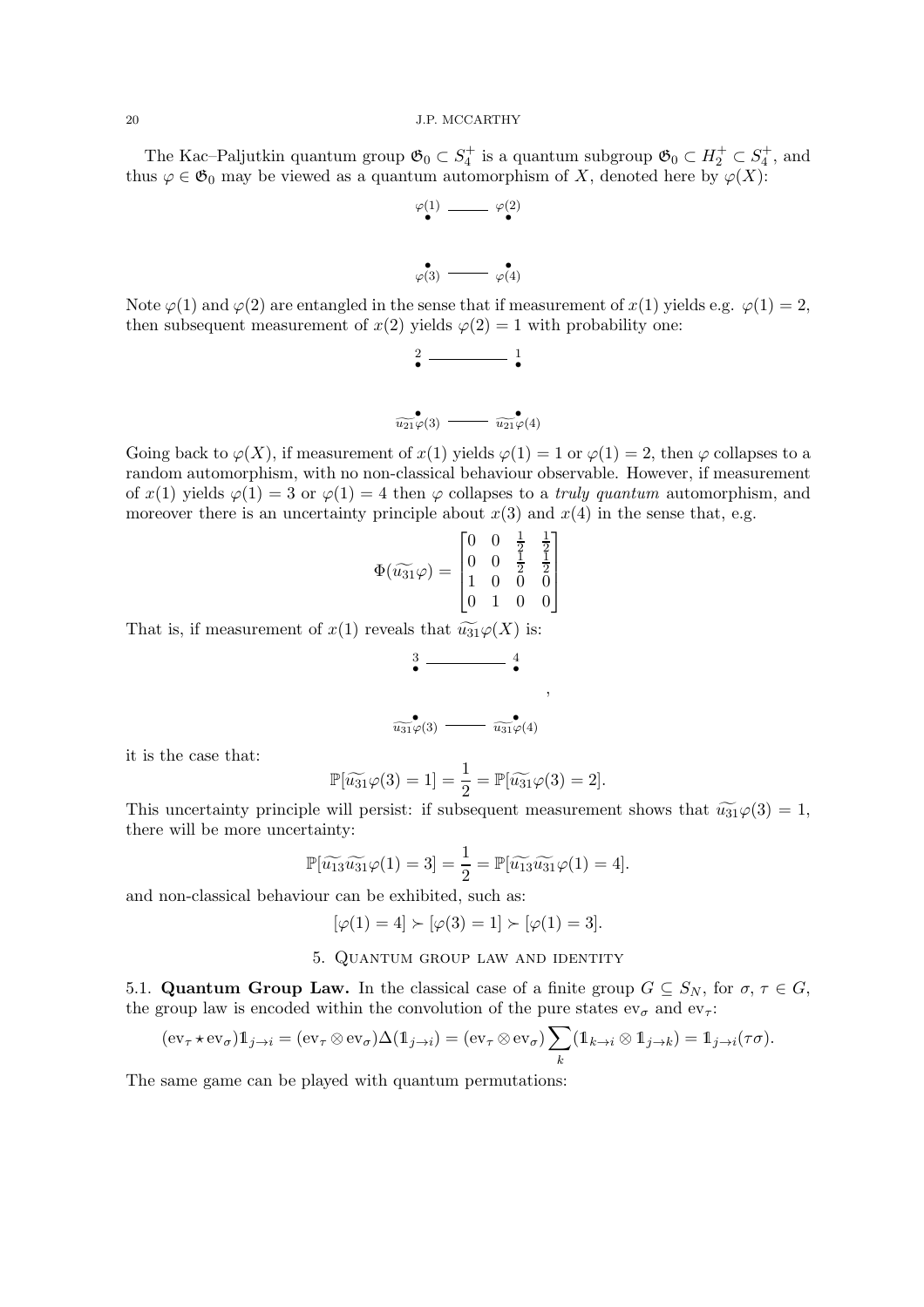The Kac–Paljutkin quantum group $\mathfrak{G}_0 \subset S_4^+$ is a quantum subgroup $\mathfrak{G}_0 \subset H_2^+ \subset S_4^+$, and thus $\varphi \in \mathfrak{G}_0$ may be viewed as a quantum automorphism of $X$, denoted here by $\varphi(X)$:

$$\begin{array}{ccc} \overset{\varphi(1)}{\bullet} & \text{———} & \overset{\varphi(2)}{\bullet} \\ & & \\ \underset{\varphi(3)}{\bullet} & \text{———} & \underset{\varphi(4)}{\bullet} \end{array}$$

Note $\varphi(1)$ and $\varphi(2)$ are entangled in the sense that if measurement of $x(1)$ yields e.g. $\varphi(1) = 2$, then subsequent measurement of $x(2)$ yields $\varphi(2) = 1$ with probability one:

$$\begin{array}{ccc} \overset{2}{\bullet} & \text{———} & \overset{1}{\bullet} \\ & & \\ \underset{\widetilde{u_{21}}\varphi(3)}{\bullet} & \text{———} & \underset{\widetilde{u_{21}}\varphi(4)}{\bullet} \end{array}$$

Going back to $\varphi(X)$, if measurement of $x(1)$ yields $\varphi(1) = 1$ or $\varphi(1) = 2$, then $\varphi$ collapses to a random automorphism, with no non-classical behaviour observable. However, if measurement of $x(1)$ yields $\varphi(1) = 3$ or $\varphi(1) = 4$ then $\varphi$ collapses to a *truly quantum* automorphism, and moreover there is an uncertainty principle about $x(3)$ and $x(4)$ in the sense that, e.g.

$$\Phi(\widetilde{u_{31}}\varphi) = \begin{bmatrix} 0 & 0 & \frac{1}{2} & \frac{1}{2} \\ 0 & 0 & \frac{1}{2} & \frac{1}{2} \\ 1 & 0 & 0 & 0 \\ 0 & 1 & 0 & 0 \end{bmatrix}$$

That is, if measurement of $x(1)$ reveals that $\widetilde{u_{31}}\varphi(X)$ is:

$$\begin{array}{ccc} \overset{3}{\bullet} & \text{———} & \overset{4}{\bullet} \\ & & \\ \underset{\widetilde{u_{31}}\varphi(3)}{\bullet} & \text{———} & \underset{\widetilde{u_{31}}\varphi(4)}{\bullet} \end{array},$$

it is the case that:

$$\mathbb{P}[\widetilde{u_{31}}\varphi(3) = 1] = \frac{1}{2} = \mathbb{P}[\widetilde{u_{31}}\varphi(3) = 2].$$

This uncertainty principle will persist: if subsequent measurement shows that $\widetilde{u_{31}}\varphi(3) = 1$, there will be more uncertainty:

$$\mathbb{P}[\widetilde{u_{13}}\widetilde{u_{31}}\varphi(1) = 3] = \frac{1}{2} = \mathbb{P}[\widetilde{u_{13}}\widetilde{u_{31}}\varphi(1) = 4].$$

and non-classical behaviour can be exhibited, such as:

$$[\varphi(1) = 4] \succ [\varphi(3) = 1] \succ [\varphi(1) = 3].$$

## 5. Quantum group law and identity

**5.1. Quantum Group Law.** In the classical case of a finite group $G \subseteq S_N$, for $\sigma, \tau \in G$, the group law is encoded within the convolution of the pure states $\text{ev}_\sigma$ and $\text{ev}_\tau$:

$$(\text{ev}_\tau \star \text{ev}_\sigma)\mathbb{1}_{j\to i} = (\text{ev}_\tau \otimes \text{ev}_\sigma)\Delta(\mathbb{1}_{j\to i}) = (\text{ev}_\tau \otimes \text{ev}_\sigma)\sum_k (\mathbb{1}_{k\to i} \otimes \mathbb{1}_{j\to k}) = \mathbb{1}_{j\to i}(\tau\sigma).$$

The same game can be played with quantum permutations: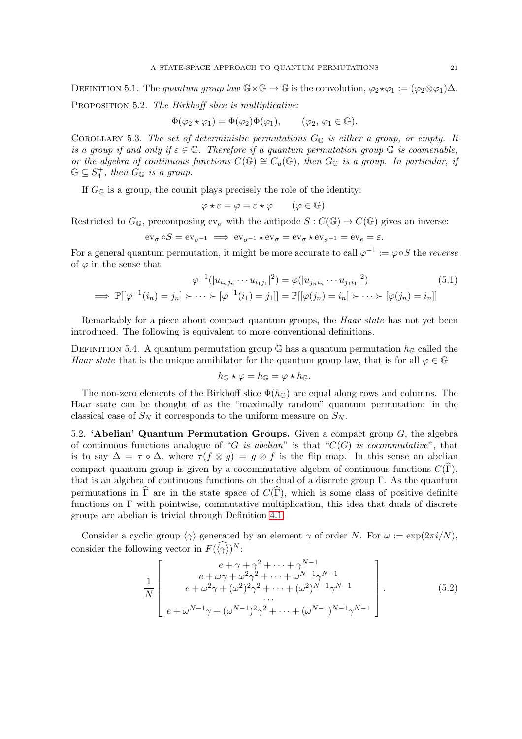Definition 5.1. The *quantum group law* $\mathbb{G}\times\mathbb{G}\to\mathbb{G}$ is the convolution, $\varphi_2\star\varphi_1 := (\varphi_2\otimes\varphi_1)\Delta$.

Proposition 5.2. *The Birkhoff slice is multiplicative:*

$$\Phi(\varphi_2\star\varphi_1) = \Phi(\varphi_2)\Phi(\varphi_1), \qquad (\varphi_2,\,\varphi_1\in\mathbb{G}).$$

Corollary 5.3. *The set of deterministic permutations $G_{\mathbb{G}}$ is either a group, or empty. It is a group if and only if $\varepsilon\in\mathbb{G}$. Therefore if a quantum permutation group $\mathbb{G}$ is coamenable, or the algebra of continuous functions $C(\mathbb{G})\cong C_u(\mathbb{G})$, then $G_{\mathbb{G}}$ is a group. In particular, if $\mathbb{G}\subseteq S_4^+$, then $G_{\mathbb{G}}$ is a group.*

If $G_{\mathbb{G}}$ is a group, the counit plays precisely the role of the identity:

$$\varphi\star\varepsilon = \varphi = \varepsilon\star\varphi \qquad (\varphi\in\mathbb{G}).$$

Restricted to $G_{\mathbb{G}}$, precomposing $\mathrm{ev}_\sigma$ with the antipode $S: C(\mathbb{G})\to C(\mathbb{G})$ gives an inverse:

$$\mathrm{ev}_\sigma\circ S = \mathrm{ev}_{\sigma^{-1}} \implies \mathrm{ev}_{\sigma^{-1}}\star\mathrm{ev}_\sigma = \mathrm{ev}_\sigma\star\mathrm{ev}_{\sigma^{-1}} = \mathrm{ev}_e = \varepsilon.$$

For a general quantum permutation, it might be more accurate to call $\varphi^{-1} := \varphi\circ S$ the *reverse* of $\varphi$ in the sense that

$$\begin{gathered}\varphi^{-1}(|u_{i_nj_n}\cdots u_{i_1j_1}|^2) = \varphi(|u_{j_ni_n}\cdots u_{j_1i_1}|^2) \\ \implies \mathbb{P}[[\varphi^{-1}(i_n)=j_n]\succ\cdots\succ[\varphi^{-1}(i_1)=j_1]] = \mathbb{P}[[\varphi(j_n)=i_n]\succ\cdots\succ[\varphi(j_n)=i_n]]\end{gathered} \tag{5.1}$$

Remarkably for a piece about compact quantum groups, the *Haar state* has not yet been introduced. The following is equivalent to more conventional definitions.

Definition 5.4. A quantum permutation group $\mathbb{G}$ has a quantum permutation $h_{\mathbb{G}}$ called the *Haar state* that is the unique annihilator for the quantum group law, that is for all $\varphi\in\mathbb{G}$

$$h_{\mathbb{G}}\star\varphi = h_{\mathbb{G}} = \varphi\star h_{\mathbb{G}}.$$

The non-zero elements of the Birkhoff slice $\Phi(h_{\mathbb{G}})$ are equal along rows and columns. The Haar state can be thought of as the "maximally random" quantum permutation: in the classical case of $S_N$ it corresponds to the uniform measure on $S_N$.

### 5.2. 'Abelian' Quantum Permutation Groups.

Given a compact group $G$, the algebra of continuous functions analogue of "*$G$ is abelian*" is that "*$C(G)$ is cocommutative*", that is to say $\Delta = \tau\circ\Delta$, where $\tau(f\otimes g) = g\otimes f$ is the flip map. In this sense an abelian compact quantum group is given by a cocommutative algebra of continuous functions $C(\widehat{\Gamma})$, that is an algebra of continuous functions on the dual of a discrete group $\Gamma$. As the quantum permutations in $\widehat{\Gamma}$ are in the state space of $C(\widehat{\Gamma})$, which is some class of positive definite functions on $\Gamma$ with pointwise, commutative multiplication, this idea that duals of discrete groups are abelian is trivial through Definition 4.1.

Consider a cyclic group $\langle\gamma\rangle$ generated by an element $\gamma$ of order $N$. For $\omega := \exp(2\pi i/N)$, consider the following vector in $F(\widehat{\langle\gamma\rangle})^N$:

$$\frac{1}{N}\begin{bmatrix} e+\gamma+\gamma^2+\cdots+\gamma^{N-1} \\ e+\omega\gamma+\omega^2\gamma^2+\cdots+\omega^{N-1}\gamma^{N-1} \\ e+\omega^2\gamma+(\omega^2)^2\gamma^2+\cdots+(\omega^2)^{N-1}\gamma^{N-1} \\ \cdots \\ e+\omega^{N-1}\gamma+(\omega^{N-1})^2\gamma^2+\cdots+(\omega^{N-1})^{N-1}\gamma^{N-1}\end{bmatrix}. \tag{5.2}$$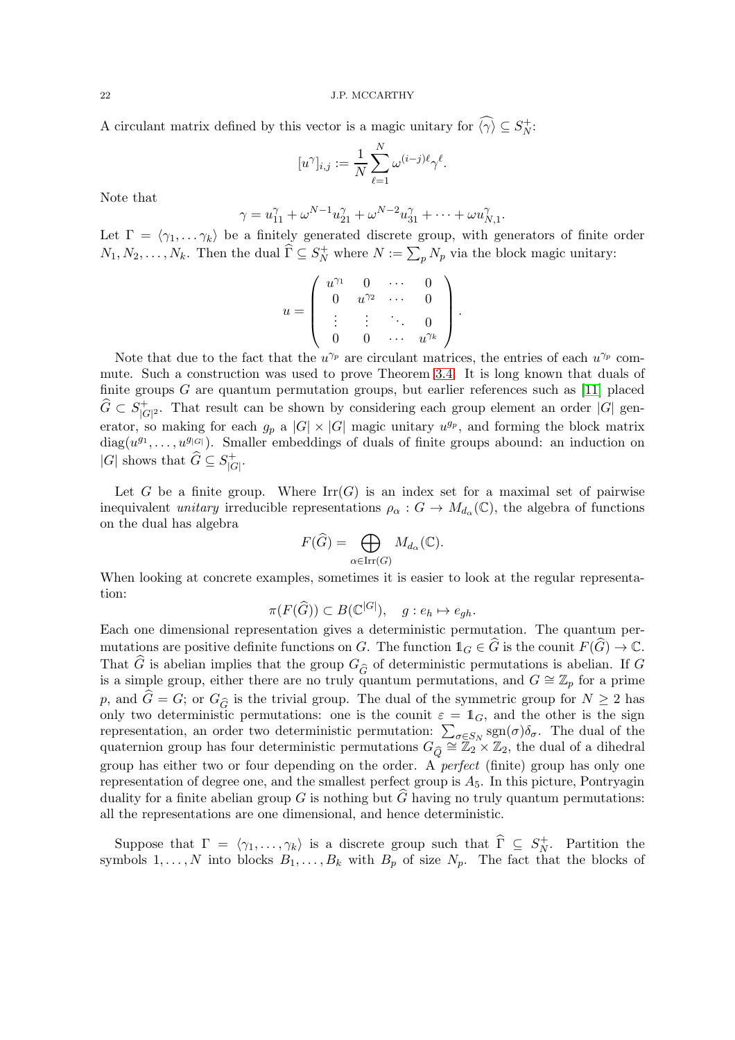A circulant matrix defined by this vector is a magic unitary for $\widehat{\langle\gamma\rangle} \subseteq S_N^+$:

$$[u^\gamma]_{i,j} := \frac{1}{N}\sum_{\ell=1}^{N} \omega^{(i-j)\ell}\gamma^\ell.$$

Note that

$$\gamma = u_{11}^\gamma + \omega^{N-1}u_{21}^\gamma + \omega^{N-2}u_{31}^\gamma + \cdots + \omega u_{N,1}^\gamma.$$

Let $\Gamma = \langle\gamma_1, \ldots \gamma_k\rangle$ be a finitely generated discrete group, with generators of finite order $N_1, N_2, \ldots, N_k$. Then the dual $\widehat{\Gamma} \subseteq S_N^+$ where $N := \sum_p N_p$ via the block magic unitary:

$$u = \begin{pmatrix} u^{\gamma_1} & 0 & \cdots & 0 \\ 0 & u^{\gamma_2} & \cdots & 0 \\ \vdots & \vdots & \ddots & 0 \\ 0 & 0 & \cdots & u^{\gamma_k} \end{pmatrix}.$$

Note that due to the fact that the $u^{\gamma_p}$ are circulant matrices, the entries of each $u^{\gamma_p}$ commute. Such a construction was used to prove Theorem 3.4. It is long known that duals of finite groups $G$ are quantum permutation groups, but earlier references such as [11] placed $\widehat{G} \subset S_{|G|^2}^+$. That result can be shown by considering each group element an order $|G|$ generator, so making for each $g_p$ a $|G| \times |G|$ magic unitary $u^{g_p}$, and forming the block matrix $\operatorname{diag}(u^{g_1}, \ldots, u^{g_{|G|}})$. Smaller embeddings of duals of finite groups abound: an induction on $|G|$ shows that $\widehat{G} \subseteq S_{|G|}^+$.

Let $G$ be a finite group. Where $\operatorname{Irr}(G)$ is an index set for a maximal set of pairwise inequivalent *unitary* irreducible representations $\rho_\alpha : G \to M_{d_\alpha}(\mathbb{C})$, the algebra of functions on the dual has algebra

$$F(\widehat{G}) = \bigoplus_{\alpha \in \operatorname{Irr}(G)} M_{d_\alpha}(\mathbb{C}).$$

When looking at concrete examples, sometimes it is easier to look at the regular representation:

$$\pi(F(\widehat{G})) \subset B(\mathbb{C}^{|G|}), \quad g : e_h \mapsto e_{gh}.$$

Each one dimensional representation gives a deterministic permutation. The quantum permutations are positive definite functions on $G$. The function $\mathbb{1}_G \in \widehat{G}$ is the counit $F(\widehat{G}) \to \mathbb{C}$. That $\widehat{G}$ is abelian implies that the group $G_{\widehat{G}}$ of deterministic permutations is abelian. If $G$ is a simple group, either there are no truly quantum permutations, and $G \cong \mathbb{Z}_p$ for a prime $p$, and $\widehat{G} = G$; or $G_{\widehat{G}}$ is the trivial group. The dual of the symmetric group for $N \geq 2$ has only two deterministic permutations: one is the counit $\varepsilon = \mathbb{1}_G$, and the other is the sign representation, an order two deterministic permutation: $\sum_{\sigma \in S_N} \operatorname{sgn}(\sigma)\delta_\sigma$. The dual of the quaternion group has four deterministic permutations $G_{\widehat{Q}} \cong \mathbb{Z}_2 \times \mathbb{Z}_2$, the dual of a dihedral group has either two or four depending on the order. A *perfect* (finite) group has only one representation of degree one, and the smallest perfect group is $A_5$. In this picture, Pontryagin duality for a finite abelian group $G$ is nothing but $\widehat{G}$ having no truly quantum permutations: all the representations are one dimensional, and hence deterministic.

Suppose that $\Gamma = \langle\gamma_1, \ldots, \gamma_k\rangle$ is a discrete group such that $\widehat{\Gamma} \subseteq S_N^+$. Partition the symbols $1, \ldots, N$ into blocks $B_1, \ldots, B_k$ with $B_p$ of size $N_p$. The fact that the blocks of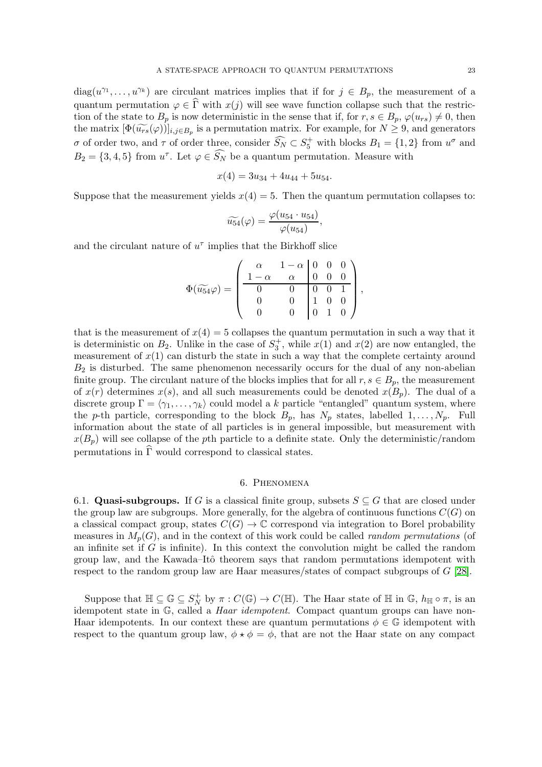$\text{diag}(u^{\gamma_1}, \ldots, u^{\gamma_k})$ are circulant matrices implies that if for $j \in B_p$, the measurement of a quantum permutation $\varphi \in \widehat{\Gamma}$ with $x(j)$ will see wave function collapse such that the restriction of the state to $B_p$ is now deterministic in the sense that if, for $r, s \in B_p$, $\varphi(u_{rs}) \neq 0$, then the matrix $[\Phi(\widetilde{u_{rs}}(\varphi))]_{i,j \in B_p}$ is a permutation matrix. For example, for $N \geq 9$, and generators $\sigma$ of order two, and $\tau$ of order three, consider $\widehat{S_N} \subset S_5^+$ with blocks $B_1 = \{1, 2\}$ from $u^\sigma$ and $B_2 = \{3, 4, 5\}$ from $u^\tau$. Let $\varphi \in \widehat{S_N}$ be a quantum permutation. Measure with

$$x(4) = 3u_{34} + 4u_{44} + 5u_{54}.$$

Suppose that the measurement yields $x(4) = 5$. Then the quantum permutation collapses to:

$$\widetilde{u_{54}}(\varphi) = \frac{\varphi(u_{54} \cdot u_{54})}{\varphi(u_{54})},$$

and the circulant nature of $u^\tau$ implies that the Birkhoff slice

$$\Phi(\widetilde{u_{54}}\varphi) = \left(\begin{array}{cc|ccc} \alpha & 1-\alpha & 0 & 0 & 0 \\ 1-\alpha & \alpha & 0 & 0 & 0 \\ \hline 0 & 0 & 0 & 0 & 1 \\ 0 & 0 & 1 & 0 & 0 \\ 0 & 0 & 0 & 1 & 0 \end{array}\right),$$

that is the measurement of $x(4) = 5$ collapses the quantum permutation in such a way that it is deterministic on $B_2$. Unlike in the case of $S_3^+$, while $x(1)$ and $x(2)$ are now entangled, the measurement of $x(1)$ can disturb the state in such a way that the complete certainty around $B_2$ is disturbed. The same phenomenon necessarily occurs for the dual of any non-abelian finite group. The circulant nature of the blocks implies that for all $r, s \in B_p$, the measurement of $x(r)$ determines $x(s)$, and all such measurements could be denoted $x(B_p)$. The dual of a discrete group $\Gamma = \langle \gamma_1, \ldots, \gamma_k \rangle$ could model a $k$ particle "entangled" quantum system, where the $p$-th particle, corresponding to the block $B_p$, has $N_p$ states, labelled $1, \ldots, N_p$. Full information about the state of all particles is in general impossible, but measurement with $x(B_p)$ will see collapse of the $p$th particle to a definite state. Only the deterministic/random permutations in $\widehat{\Gamma}$ would correspond to classical states.

## 6. Phenomena

6.1. **Quasi-subgroups.** If $G$ is a classical finite group, subsets $S \subseteq G$ that are closed under the group law are subgroups. More generally, for the algebra of continuous functions $C(G)$ on a classical compact group, states $C(G) \to \mathbb{C}$ correspond via integration to Borel probability measures in $M_p(G)$, and in the context of this work could be called *random permutations* (of an infinite set if $G$ is infinite). In this context the convolution might be called the random group law, and the Kawada–Itô theorem says that random permutations idempotent with respect to the random group law are Haar measures/states of compact subgroups of $G$ [28].

Suppose that $\mathbb{H} \subseteq \mathbb{G} \subseteq S_N^+$ by $\pi : C(\mathbb{G}) \to C(\mathbb{H})$. The Haar state of $\mathbb{H}$ in $\mathbb{G}$, $h_{\mathbb{H}} \circ \pi$, is an idempotent state in $\mathbb{G}$, called a *Haar idempotent*. Compact quantum groups can have non-Haar idempotents. In our context these are quantum permutations $\phi \in \mathbb{G}$ idempotent with respect to the quantum group law, $\phi \star \phi = \phi$, that are not the Haar state on any compact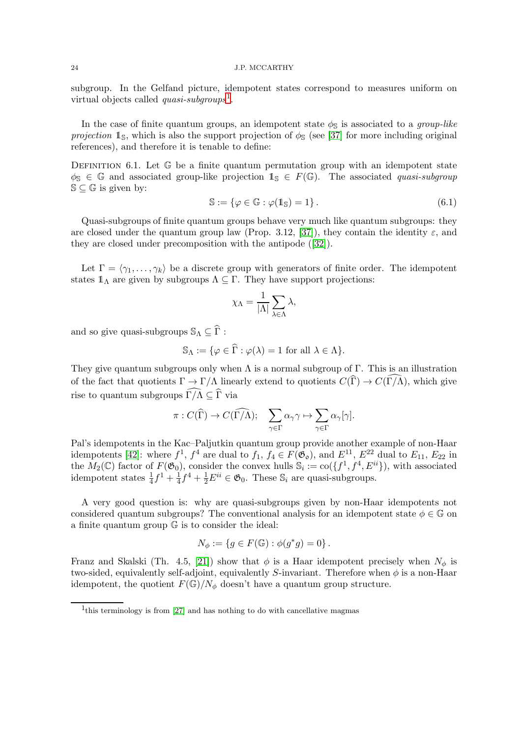subgroup. In the Gelfand picture, idempotent states correspond to measures uniform on virtual objects called *quasi-subgroups*[1].

In the case of finite quantum groups, an idempotent state $\phi_{\mathbb{S}}$ is associated to a *group-like projection* $\mathbb{1}_{\mathbb{S}}$, which is also the support projection of $\phi_{\mathbb{S}}$ (see [37] for more including original references), and therefore it is tenable to define:

Definition 6.1. Let $\mathbb{G}$ be a finite quantum permutation group with an idempotent state $\phi_{\mathbb{S}} \in \mathbb{G}$ and associated group-like projection $\mathbb{1}_{\mathbb{S}} \in F(\mathbb{G})$. The associated *quasi-subgroup* $\mathbb{S} \subseteq \mathbb{G}$ is given by:

$$\mathbb{S} := \{\varphi \in \mathbb{G} : \varphi(\mathbb{1}_{\mathbb{S}}) = 1\}. \tag{6.1}$$

Quasi-subgroups of finite quantum groups behave very much like quantum subgroups: they are closed under the quantum group law (Prop. 3.12, [37]), they contain the identity $\varepsilon$, and they are closed under precomposition with the antipode ([32]).

Let $\Gamma = \langle \gamma_1, \ldots, \gamma_k \rangle$ be a discrete group with generators of finite order. The idempotent states $\mathbb{1}_\Lambda$ are given by subgroups $\Lambda \subseteq \Gamma$. They have support projections:

$$\chi_\Lambda = \frac{1}{|\Lambda|}\sum_{\lambda \in \Lambda} \lambda,$$

and so give quasi-subgroups $\mathbb{S}_\Lambda \subseteq \widehat{\Gamma}$ :

$$\mathbb{S}_\Lambda := \{\varphi \in \widehat{\Gamma} : \varphi(\lambda) = 1 \text{ for all } \lambda \in \Lambda\}.$$

They give quantum subgroups only when $\Lambda$ is a normal subgroup of $\Gamma$. This is an illustration of the fact that quotients $\Gamma \to \Gamma/\Lambda$ linearly extend to quotients $C(\widehat{\Gamma}) \to C(\widehat{\Gamma/\Lambda})$, which give rise to quantum subgroups $\widehat{\Gamma/\Lambda} \subseteq \widehat{\Gamma}$ via

$$\pi : C(\widehat{\Gamma}) \to C(\widehat{\Gamma/\Lambda}); \quad \sum_{\gamma \in \Gamma} \alpha_\gamma \gamma \mapsto \sum_{\gamma \in \Gamma} \alpha_\gamma [\gamma].$$

Pal's idempotents in the Kac–Paljutkin quantum group provide another example of non-Haar idempotents [42]: where $f^1$, $f^4$ are dual to $f_1$, $f_4 \in F(\mathfrak{G}_0)$, and $E^{11}$, $E^{22}$ dual to $E_{11}$, $E_{22}$ in the $M_2(\mathbb{C})$ factor of $F(\mathfrak{G}_0)$, consider the convex hulls $\mathbb{S}_i := \operatorname{co}(\{f^1, f^4, E^{ii}\})$, with associated idempotent states $\frac{1}{4}f^1 + \frac{1}{4}f^4 + \frac{1}{2}E^{ii} \in \mathfrak{G}_0$. These $\mathbb{S}_i$ are quasi-subgroups.

A very good question is: why are quasi-subgroups given by non-Haar idempotents not considered quantum subgroups? The conventional analysis for an idempotent state $\phi \in \mathbb{G}$ on a finite quantum group $\mathbb{G}$ is to consider the ideal:

$$N_\phi := \{g \in F(\mathbb{G}) : \phi(g^* g) = 0\}.$$

Franz and Skalski (Th. 4.5, [21]) show that $\phi$ is a Haar idempotent precisely when $N_\phi$ is two-sided, equivalently self-adjoint, equivalently $S$-invariant. Therefore when $\phi$ is a non-Haar idempotent, the quotient $F(\mathbb{G})/N_\phi$ doesn't have a quantum group structure.

[1] this terminology is from [27] and has nothing to do with cancellative magmas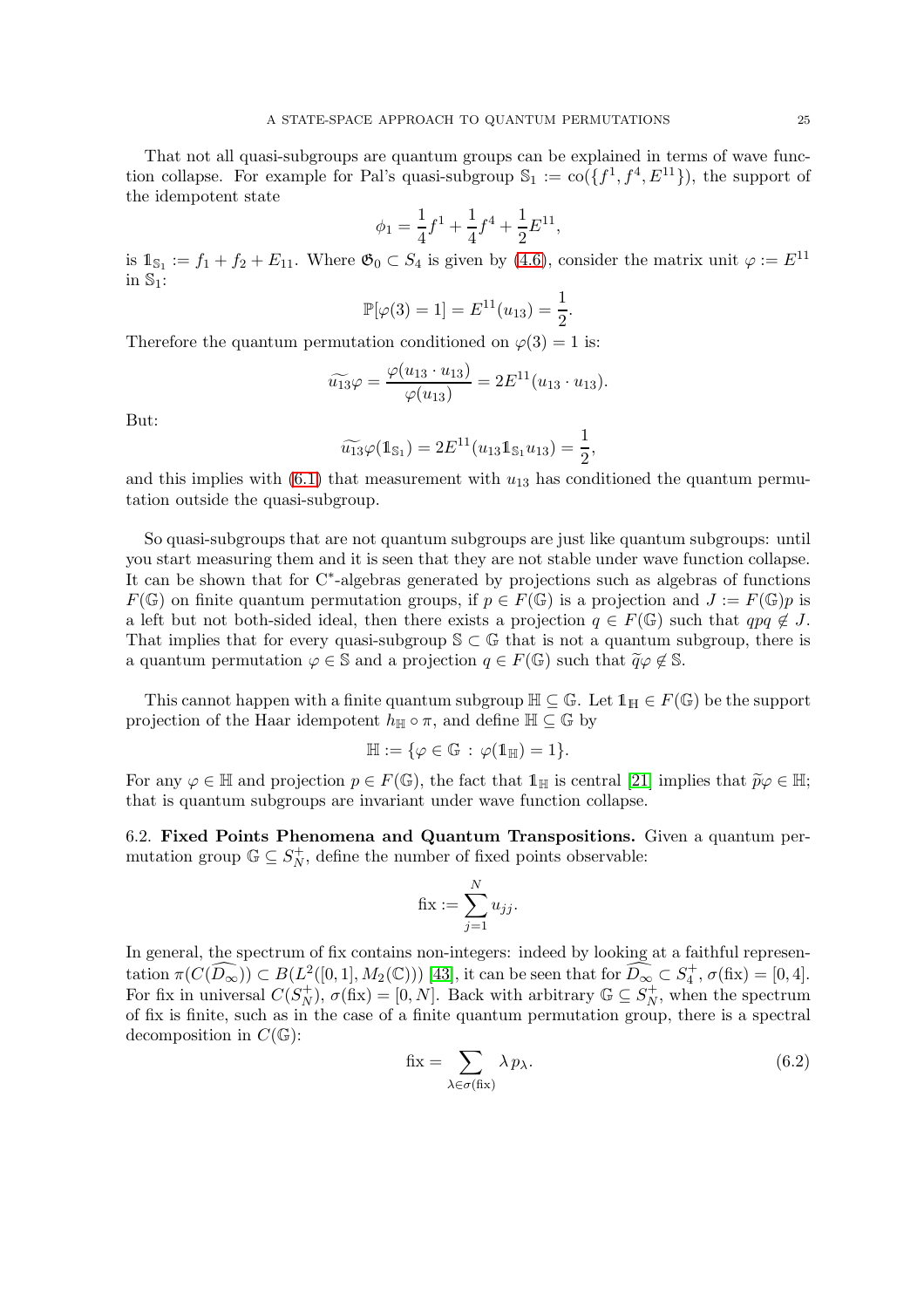That not all quasi-subgroups are quantum groups can be explained in terms of wave function collapse. For example for Pal's quasi-subgroup $\mathbb{S}_1 := \operatorname{co}(\{f^1, f^4, E^{11}\})$, the support of the idempotent state

$$\phi_1 = \frac{1}{4}f^1 + \frac{1}{4}f^4 + \frac{1}{2}E^{11},$$

is $\mathbb{1}_{\mathbb{S}_1} := f_1 + f_2 + E_{11}$. Where $\mathfrak{G}_0 \subset S_4$ is given by (4.6), consider the matrix unit $\varphi := E^{11}$ in $\mathbb{S}_1$:

$$\mathbb{P}[\varphi(3) = 1] = E^{11}(u_{13}) = \frac{1}{2}.$$

Therefore the quantum permutation conditioned on $\varphi(3) = 1$ is:

$$\widetilde{u_{13}}\varphi = \frac{\varphi(u_{13} \cdot u_{13})}{\varphi(u_{13})} = 2E^{11}(u_{13} \cdot u_{13}).$$

But:

$$\widetilde{u_{13}}\varphi(\mathbb{1}_{\mathbb{S}_1}) = 2E^{11}(u_{13}\mathbb{1}_{\mathbb{S}_1}u_{13}) = \frac{1}{2},$$

and this implies with (6.1) that measurement with $u_{13}$ has conditioned the quantum permutation outside the quasi-subgroup.

So quasi-subgroups that are not quantum subgroups are just like quantum subgroups: until you start measuring them and it is seen that they are not stable under wave function collapse. It can be shown that for C*-algebras generated by projections such as algebras of functions $F(\mathbb{G})$ on finite quantum permutation groups, if $p \in F(\mathbb{G})$ is a projection and $J := F(\mathbb{G})p$ is a left but not both-sided ideal, then there exists a projection $q \in F(\mathbb{G})$ such that $qpq \notin J$. That implies that for every quasi-subgroup $\mathbb{S} \subset \mathbb{G}$ that is not a quantum subgroup, there is a quantum permutation $\varphi \in \mathbb{S}$ and a projection $q \in F(\mathbb{G})$ such that $\widetilde{q}\varphi \notin \mathbb{S}$.

This cannot happen with a finite quantum subgroup $\mathbb{H} \subseteq \mathbb{G}$. Let $\mathbb{1}_{\mathbb{H}} \in F(\mathbb{G})$ be the support projection of the Haar idempotent $h_{\mathbb{H}} \circ \pi$, and define $\mathbb{H} \subseteq \mathbb{G}$ by

$$\mathbb{H} := \{\varphi \in \mathbb{G} \,:\, \varphi(\mathbb{1}_{\mathbb{H}}) = 1\}.$$

For any $\varphi \in \mathbb{H}$ and projection $p \in F(\mathbb{G})$, the fact that $\mathbb{1}_{\mathbb{H}}$ is central [21] implies that $\widetilde{p}\varphi \in \mathbb{H}$; that is quantum subgroups are invariant under wave function collapse.

6.2. **Fixed Points Phenomena and Quantum Transpositions.** Given a quantum permutation group $\mathbb{G} \subseteq S_N^+$, define the number of fixed points observable:

$$\operatorname{fix} := \sum_{j=1}^{N} u_{jj}.$$

In general, the spectrum of fix contains non-integers: indeed by looking at a faithful representation $\pi(C(\widehat{D_\infty})) \subset B(L^2([0,1], M_2(\mathbb{C})))$ [43], it can be seen that for $\widehat{D_\infty} \subset S_4^+$, $\sigma(\operatorname{fix}) = [0, 4]$. For fix in universal $C(S_N^+)$, $\sigma(\operatorname{fix}) = [0, N]$. Back with arbitrary $\mathbb{G} \subseteq S_N^+$, when the spectrum of fix is finite, such as in the case of a finite quantum permutation group, there is a spectral decomposition in $C(\mathbb{G})$:

$$\operatorname{fix} = \sum_{\lambda \in \sigma(\operatorname{fix})} \lambda\, p_\lambda. \tag{6.2}$$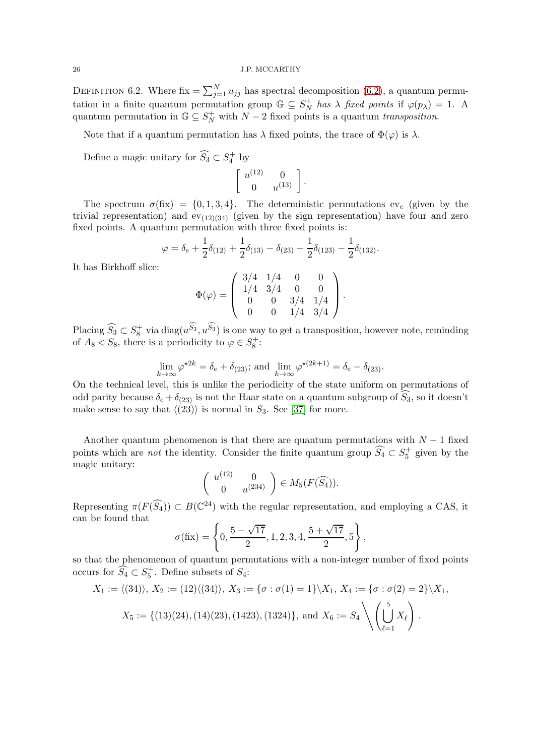Definition 6.2. Where $\text{fix} = \sum_{j=1}^{N} u_{jj}$ has spectral decomposition (6.2), a quantum permutation in a finite quantum permutation group $\mathbb{G} \subseteq S_N^+$ *has $\lambda$ fixed points* if $\varphi(p_\lambda) = 1$. A quantum permutation in $\mathbb{G} \subseteq S_N^+$ with $N-2$ fixed points is a quantum *transposition*.

Note that if a quantum permutation has $\lambda$ fixed points, the trace of $\Phi(\varphi)$ is $\lambda$.

Define a magic unitary for $\widehat{S_3} \subset S_4^+$ by

$$\begin{bmatrix} u^{(12)} & 0 \\ 0 & u^{(13)} \end{bmatrix}.$$

The spectrum $\sigma(\text{fix}) = \{0, 1, 3, 4\}$. The deterministic permutations $\text{ev}_e$ (given by the trivial representation) and $\text{ev}_{(12)(34)}$ (given by the sign representation) have four and zero fixed points. A quantum permutation with three fixed points is:

$$\varphi = \delta_e + \frac{1}{2}\delta_{(12)} + \frac{1}{2}\delta_{(13)} - \delta_{(23)} - \frac{1}{2}\delta_{(123)} - \frac{1}{2}\delta_{(132)}.$$

It has Birkhoff slice:

$$\Phi(\varphi) = \begin{pmatrix} 3/4 & 1/4 & 0 & 0 \\ 1/4 & 3/4 & 0 & 0 \\ 0 & 0 & 3/4 & 1/4 \\ 0 & 0 & 1/4 & 3/4 \end{pmatrix}.$$

Placing $\widehat{S_3} \subset S_8^+$ via $\text{diag}(u^{\widehat{S_3}}, u^{\widehat{S_3}})$ is one way to get a transposition, however note, reminding of $A_8 \lhd S_8$, there is a periodicity to $\varphi \in S_8^+$:

$$\lim_{k\to\infty} \varphi^{\star 2k} = \delta_e + \delta_{(23)}; \text{ and } \lim_{k\to\infty} \varphi^{\star(2k+1)} = \delta_e - \delta_{(23)}.$$

On the technical level, this is unlike the periodicity of the state uniform on permutations of odd parity because $\delta_e + \delta_{(23)}$ is not the Haar state on a quantum subgroup of $\widehat{S_3}$, so it doesn't make sense to say that $\langle (23) \rangle$ is normal in $S_3$. See [37] for more.

Another quantum phenomenon is that there are quantum permutations with $N-1$ fixed points which are *not* the identity. Consider the finite quantum group $\widehat{S_4} \subset S_5^+$ given by the magic unitary:

$$\begin{pmatrix} u^{(12)} & 0 \\ 0 & u^{(234)} \end{pmatrix} \in M_5(F(\widehat{S_4})).$$

Representing $\pi(F(\widehat{S_4})) \subset B(\mathbb{C}^{24})$ with the regular representation, and employing a CAS, it can be found that

$$\sigma(\text{fix}) = \left\{0, \frac{5-\sqrt{17}}{2}, 1, 2, 3, 4, \frac{5+\sqrt{17}}{2}, 5\right\},$$

so that the phenomenon of quantum permutations with a non-integer number of fixed points occurs for $\widehat{S_4} \subset S_5^+$. Define subsets of $S_4$:

$$X_1 := \langle (34) \rangle,\ X_2 := (12)\langle (34) \rangle,\ X_3 := \{\sigma : \sigma(1) = 1\} \backslash X_1,\ X_4 := \{\sigma : \sigma(2) = 2\} \backslash X_1,$$

$$X_5 := \{(13)(24), (14)(23), (1423), (1324)\}, \text{ and } X_6 := S_4 \Bigg\backslash \left( \bigcup_{\ell=1}^{5} X_\ell \right).$$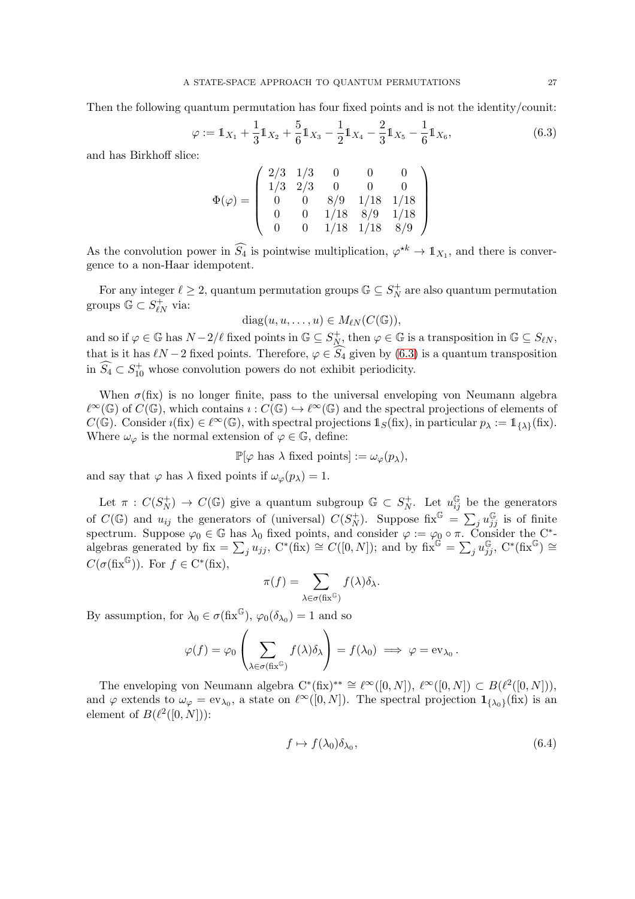Then the following quantum permutation has four fixed points and is not the identity/counit:

$$\varphi := \mathbb{1}_{X_1} + \frac{1}{3}\mathbb{1}_{X_2} + \frac{5}{6}\mathbb{1}_{X_3} - \frac{1}{2}\mathbb{1}_{X_4} - \frac{2}{3}\mathbb{1}_{X_5} - \frac{1}{6}\mathbb{1}_{X_6}, \tag{6.3}$$

and has Birkhoff slice:

$$\Phi(\varphi) = \begin{pmatrix} 2/3 & 1/3 & 0 & 0 & 0 \\ 1/3 & 2/3 & 0 & 0 & 0 \\ 0 & 0 & 8/9 & 1/18 & 1/18 \\ 0 & 0 & 1/18 & 8/9 & 1/18 \\ 0 & 0 & 1/18 & 1/18 & 8/9 \end{pmatrix}$$

As the convolution power in $\widehat{S_4}$ is pointwise multiplication, $\varphi^{\star k} \to \mathbb{1}_{X_1}$, and there is convergence to a non-Haar idempotent.

For any integer $\ell \geq 2$, quantum permutation groups $\mathbb{G} \subseteq S_N^+$ are also quantum permutation groups $\mathbb{G} \subset S_{\ell N}^+$ via:

$$\operatorname{diag}(u, u, \dots, u) \in M_{\ell N}(C(\mathbb{G})),$$

and so if $\varphi \in \mathbb{G}$ has $N - 2/\ell$ fixed points in $\mathbb{G} \subseteq S_N^+$, then $\varphi \in \mathbb{G}$ is a transposition in $\mathbb{G} \subseteq S_{\ell N}$, that is it has $\ell N - 2$ fixed points. Therefore, $\varphi \in \widehat{S_4}$ given by (6.3) is a quantum transposition in $\widehat{S_4} \subset S_{10}^+$ whose convolution powers do not exhibit periodicity.

When $\sigma(\text{fix})$ is no longer finite, pass to the universal enveloping von Neumann algebra $\ell^\infty(\mathbb{G})$ of $C(\mathbb{G})$, which contains $\imath : C(\mathbb{G}) \hookrightarrow \ell^\infty(\mathbb{G})$ and the spectral projections of elements of $C(\mathbb{G})$. Consider $\imath(\text{fix}) \in \ell^\infty(\mathbb{G})$, with spectral projections $\mathbb{1}_S(\text{fix})$, in particular $p_\lambda := \mathbb{1}_{\{\lambda\}}(\text{fix})$. Where $\omega_\varphi$ is the normal extension of $\varphi \in \mathbb{G}$, define:

$$\mathbb{P}[\varphi \text{ has } \lambda \text{ fixed points}] := \omega_\varphi(p_\lambda),$$

and say that $\varphi$ has $\lambda$ fixed points if $\omega_\varphi(p_\lambda) = 1$.

Let $\pi : C(S_N^+) \to C(\mathbb{G})$ give a quantum subgroup $\mathbb{G} \subset S_N^+$. Let $u_{ij}^{\mathbb{G}}$ be the generators of $C(\mathbb{G})$ and $u_{ij}$ the generators of (universal) $C(S_N^+)$. Suppose $\text{fix}^{\mathbb{G}} = \sum_j u_{jj}^{\mathbb{G}}$ is of finite spectrum. Suppose $\varphi_0 \in \mathbb{G}$ has $\lambda_0$ fixed points, and consider $\varphi := \varphi_0 \circ \pi$. Consider the C*-algebras generated by $\text{fix} = \sum_j u_{jj}$, $\mathrm{C}^*(\text{fix}) \cong C([0, N])$; and by $\text{fix}^{\mathbb{G}} = \sum_j u_{jj}^{\mathbb{G}}$, $\mathrm{C}^*(\text{fix}^{\mathbb{G}}) \cong C(\sigma(\text{fix}^{\mathbb{G}}))$. For $f \in \mathrm{C}^*(\text{fix})$,

$$\pi(f) = \sum_{\lambda \in \sigma(\text{fix}^{\mathbb{G}})} f(\lambda)\delta_\lambda.$$

By assumption, for $\lambda_0 \in \sigma(\text{fix}^{\mathbb{G}})$, $\varphi_0(\delta_{\lambda_0}) = 1$ and so

$$\varphi(f) = \varphi_0\left(\sum_{\lambda \in \sigma(\text{fix}^{\mathbb{G}})} f(\lambda)\delta_\lambda\right) = f(\lambda_0) \implies \varphi = \operatorname{ev}_{\lambda_0}.$$

The enveloping von Neumann algebra $\mathrm{C}^*(\text{fix})^{**} \cong \ell^\infty([0, N])$, $\ell^\infty([0, N]) \subset B(\ell^2([0, N]))$, and $\varphi$ extends to $\omega_\varphi = \operatorname{ev}_{\lambda_0}$, a state on $\ell^\infty([0, N])$. The spectral projection $\mathbf{1}_{\{\lambda_0\}}(\text{fix})$ is an element of $B(\ell^2([0, N]))$:

$$f \mapsto f(\lambda_0)\delta_{\lambda_0}, \tag{6.4}$$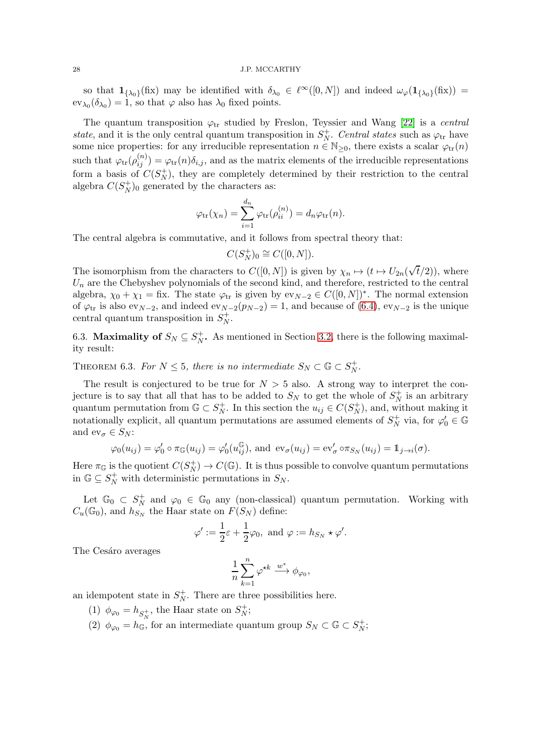so that $\mathbf{1}_{\{\lambda_0\}}(\text{fix})$ may be identified with $\delta_{\lambda_0} \in \ell^\infty([0,N])$ and indeed $\omega_\varphi(\mathbf{1}_{\{\lambda_0\}}(\text{fix})) = \text{ev}_{\lambda_0}(\delta_{\lambda_0}) = 1$, so that $\varphi$ also has $\lambda_0$ fixed points.

The quantum transposition $\varphi_{\text{tr}}$ studied by Freslon, Teyssier and Wang [22] is a *central state*, and it is the only central quantum transposition in $S_N^+$. *Central states* such as $\varphi_{\text{tr}}$ have some nice properties: for any irreducible representation $n \in \mathbb{N}_{\geq 0}$, there exists a scalar $\varphi_{\text{tr}}(n)$ such that $\varphi_{\text{tr}}(\rho_{ij}^{(n)}) = \varphi_{\text{tr}}(n)\delta_{i,j}$, and as the matrix elements of the irreducible representations form a basis of $C(S_N^+)$, they are completely determined by their restriction to the central algebra $C(S_N^+)_0$ generated by the characters as:

$$\varphi_{\text{tr}}(\chi_n) = \sum_{i=1}^{d_n} \varphi_{\text{tr}}(\rho_{ii}^{(n)}) = d_n \varphi_{\text{tr}}(n).$$

The central algebra is commutative, and it follows from spectral theory that:

$$C(S_N^+)_0 \cong C([0,N]).$$

The isomorphism from the characters to $C([0,N])$ is given by $\chi_n \mapsto (t \mapsto U_{2n}(\sqrt{t}/2))$, where $U_n$ are the Chebyshev polynomials of the second kind, and therefore, restricted to the central algebra, $\chi_0 + \chi_1 = \text{fix}$. The state $\varphi_{\text{tr}}$ is given by $\text{ev}_{N-2} \in C([0,N])^*$. The normal extension of $\varphi_{\text{tr}}$ is also $\text{ev}_{N-2}$, and indeed $\text{ev}_{N-2}(p_{N-2}) = 1$, and because of (6.4), $\text{ev}_{N-2}$ is the unique central quantum transposition in $S_N^+$.

## 6.3. Maximality of $S_N \subseteq S_N^+$.

As mentioned in Section 3.2, there is the following maximality result:

THEOREM 6.3. *For $N \leq 5$, there is no intermediate $S_N \subset \mathbb{G} \subset S_N^+$.*

The result is conjectured to be true for $N > 5$ also. A strong way to interpret the conjecture is to say that all that has to be added to $S_N$ to get the whole of $S_N^+$ is an arbitrary quantum permutation from $\mathbb{G} \subset S_N^+$. In this section the $u_{ij} \in C(S_N^+)$, and, without making it notationally explicit, all quantum permutations are assumed elements of $S_N^+$ via, for $\varphi_0' \in \mathbb{G}$ and $\text{ev}_\sigma \in S_N$:

$$\varphi_0(u_{ij}) = \varphi_0' \circ \pi_{\mathbb{G}}(u_{ij}) = \varphi_0'(u_{ij}^{\mathbb{G}}), \text{ and } \text{ev}_\sigma(u_{ij}) = \text{ev}_\sigma' \circ \pi_{S_N}(u_{ij}) = \mathbb{1}_{j \to i}(\sigma).$$

Here $\pi_{\mathbb{G}}$ is the quotient $C(S_N^+) \to C(\mathbb{G})$. It is thus possible to convolve quantum permutations in $\mathbb{G} \subseteq S_N^+$ with deterministic permutations in $S_N$.

Let $\mathbb{G}_0 \subset S_N^+$ and $\varphi_0 \in \mathbb{G}_0$ any (non-classical) quantum permutation. Working with $C_u(\mathbb{G}_0)$, and $h_{S_N}$ the Haar state on $F(S_N)$ define:

$$\varphi' := \frac{1}{2}\varepsilon + \frac{1}{2}\varphi_0, \text{ and } \varphi := h_{S_N} \star \varphi'.$$

The Cesáro averages

$$\frac{1}{n}\sum_{k=1}^{n} \varphi^{\star k} \xrightarrow{w^*} \phi_{\varphi_0},$$

an idempotent state in $S_N^+$. There are three possibilities here.

1. $\phi_{\varphi_0} = h_{S_N^+}$, the Haar state on $S_N^+$;
2. $\phi_{\varphi_0} = h_{\mathbb{G}}$, for an intermediate quantum group $S_N \subset \mathbb{G} \subset S_N^+$;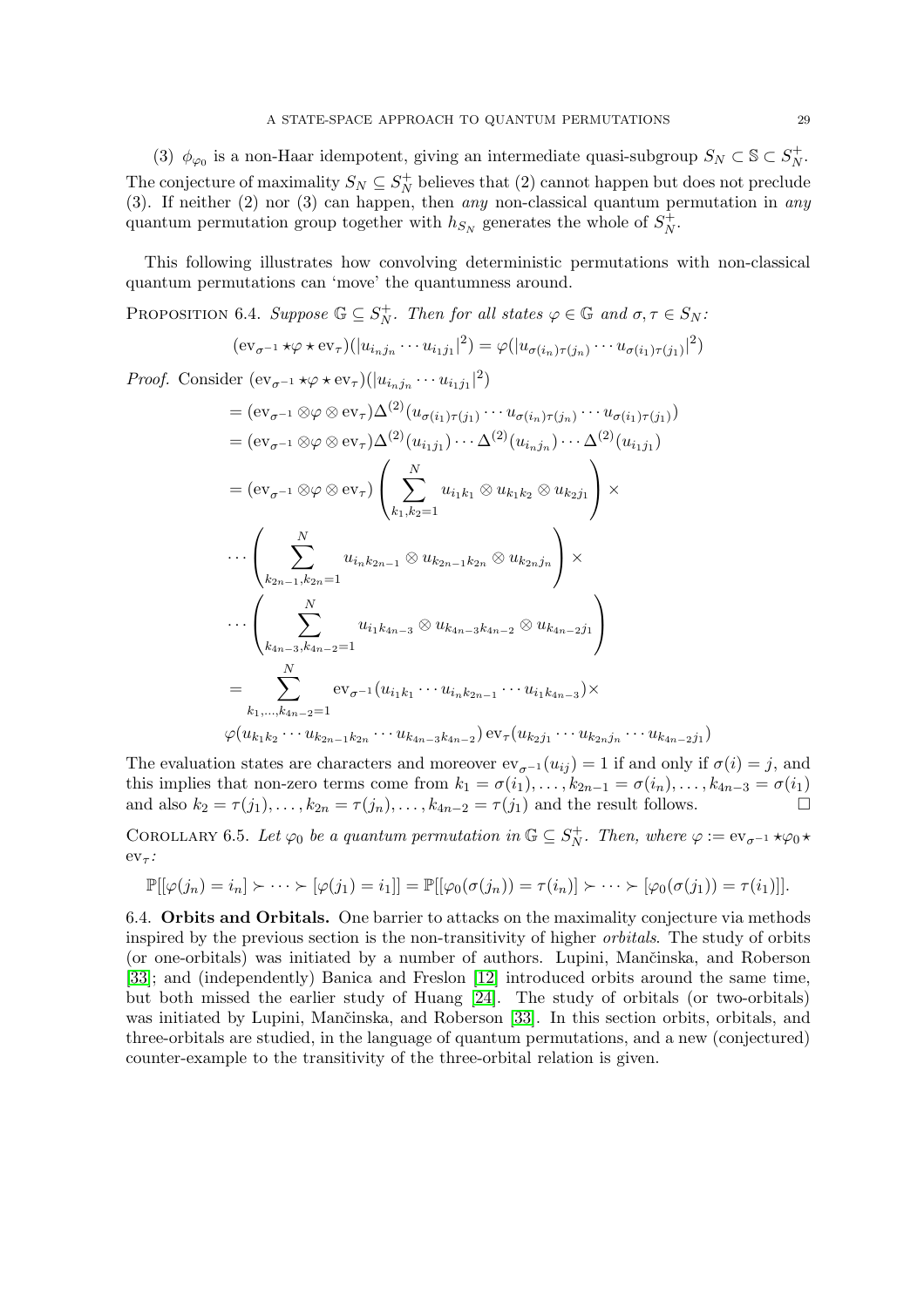(3) $\phi_{\varphi_0}$ is a non-Haar idempotent, giving an intermediate quasi-subgroup $S_N \subset \mathbb{S} \subset S_N^+$.
The conjecture of maximality $S_N \subseteq S_N^+$ believes that (2) cannot happen but does not preclude (3). If neither (2) nor (3) can happen, then *any* non-classical quantum permutation in *any* quantum permutation group together with $h_{S_N}$ generates the whole of $S_N^+$.

This following illustrates how convolving deterministic permutations with non-classical quantum permutations can 'move' the quantumness around.

PROPOSITION 6.4. *Suppose $\mathbb{G} \subseteq S_N^+$. Then for all states $\varphi \in \mathbb{G}$ and $\sigma, \tau \in S_N$:*

$$(\text{ev}_{\sigma^{-1}} \star \varphi \star \text{ev}_\tau)(|u_{i_nj_n} \cdots u_{i_1j_1}|^2) = \varphi(|u_{\sigma(i_n)\tau(j_n)} \cdots u_{\sigma(i_1)\tau(j_1)}|^2)$$

*Proof.* Consider $(\text{ev}_{\sigma^{-1}} \star \varphi \star \text{ev}_\tau)(|u_{i_nj_n} \cdots u_{i_1j_1}|^2)$

$$\begin{aligned}
&= (\text{ev}_{\sigma^{-1}} \otimes \varphi \otimes \text{ev}_\tau)\Delta^{(2)}(u_{\sigma(i_1)\tau(j_1)} \cdots u_{\sigma(i_n)\tau(j_n)} \cdots u_{\sigma(i_1)\tau(j_1)}) \\
&= (\text{ev}_{\sigma^{-1}} \otimes \varphi \otimes \text{ev}_\tau)\Delta^{(2)}(u_{i_1j_1}) \cdots \Delta^{(2)}(u_{i_nj_n}) \cdots \Delta^{(2)}(u_{i_1j_1}) \\
&= (\text{ev}_{\sigma^{-1}} \otimes \varphi \otimes \text{ev}_\tau) \left( \sum_{k_1,k_2=1}^{N} u_{i_1k_1} \otimes u_{k_1k_2} \otimes u_{k_2j_1} \right) \times \\
&\cdots \left( \sum_{k_{2n-1},k_{2n}=1}^{N} u_{i_nk_{2n-1}} \otimes u_{k_{2n-1}k_{2n}} \otimes u_{k_{2n}j_n} \right) \times \\
&\cdots \left( \sum_{k_{4n-3},k_{4n-2}=1}^{N} u_{i_1k_{4n-3}} \otimes u_{k_{4n-3}k_{4n-2}} \otimes u_{k_{4n-2}j_1} \right) \\
&= \sum_{k_1,\ldots,k_{4n-2}=1}^{N} \text{ev}_{\sigma^{-1}}(u_{i_1k_1} \cdots u_{i_nk_{2n-1}} \cdots u_{i_1k_{4n-3}}) \times \\
&\varphi(u_{k_1k_2} \cdots u_{k_{2n-1}k_{2n}} \cdots u_{k_{4n-3}k_{4n-2}})\, \text{ev}_\tau(u_{k_2j_1} \cdots u_{k_{2n}j_n} \cdots u_{k_{4n-2}j_1})
\end{aligned}$$

The evaluation states are characters and moreover $\text{ev}_{\sigma^{-1}}(u_{ij}) = 1$ if and only if $\sigma(i) = j$, and this implies that non-zero terms come from $k_1 = \sigma(i_1), \ldots, k_{2n-1} = \sigma(i_n), \ldots, k_{4n-3} = \sigma(i_1)$ and also $k_2 = \tau(j_1), \ldots, k_{2n} = \tau(j_n), \ldots, k_{4n-2} = \tau(j_1)$ and the result follows. $\square$

COROLLARY 6.5. *Let $\varphi_0$ be a quantum permutation in $\mathbb{G} \subseteq S_N^+$. Then, where $\varphi := \text{ev}_{\sigma^{-1}} \star \varphi_0 \star \text{ev}_\tau$:*

$$\mathbb{P}[[\varphi(j_n) = i_n] \succ \cdots \succ [\varphi(j_1) = i_1]] = \mathbb{P}[[\varphi_0(\sigma(j_n)) = \tau(i_n)] \succ \cdots \succ [\varphi_0(\sigma(j_1)) = \tau(i_1)]].$$

## 6.4. Orbits and Orbitals.

One barrier to attacks on the maximality conjecture via methods inspired by the previous section is the non-transitivity of higher *orbitals*. The study of orbits (or one-orbitals) was initiated by a number of authors. Lupini, Mančinska, and Roberson [33]; and (independently) Banica and Freslon [12] introduced orbits around the same time, but both missed the earlier study of Huang [24]. The study of orbitals (or two-orbitals) was initiated by Lupini, Mančinska, and Roberson [33]. In this section orbits, orbitals, and three-orbitals are studied, in the language of quantum permutations, and a new (conjectured) counter-example to the transitivity of the three-orbital relation is given.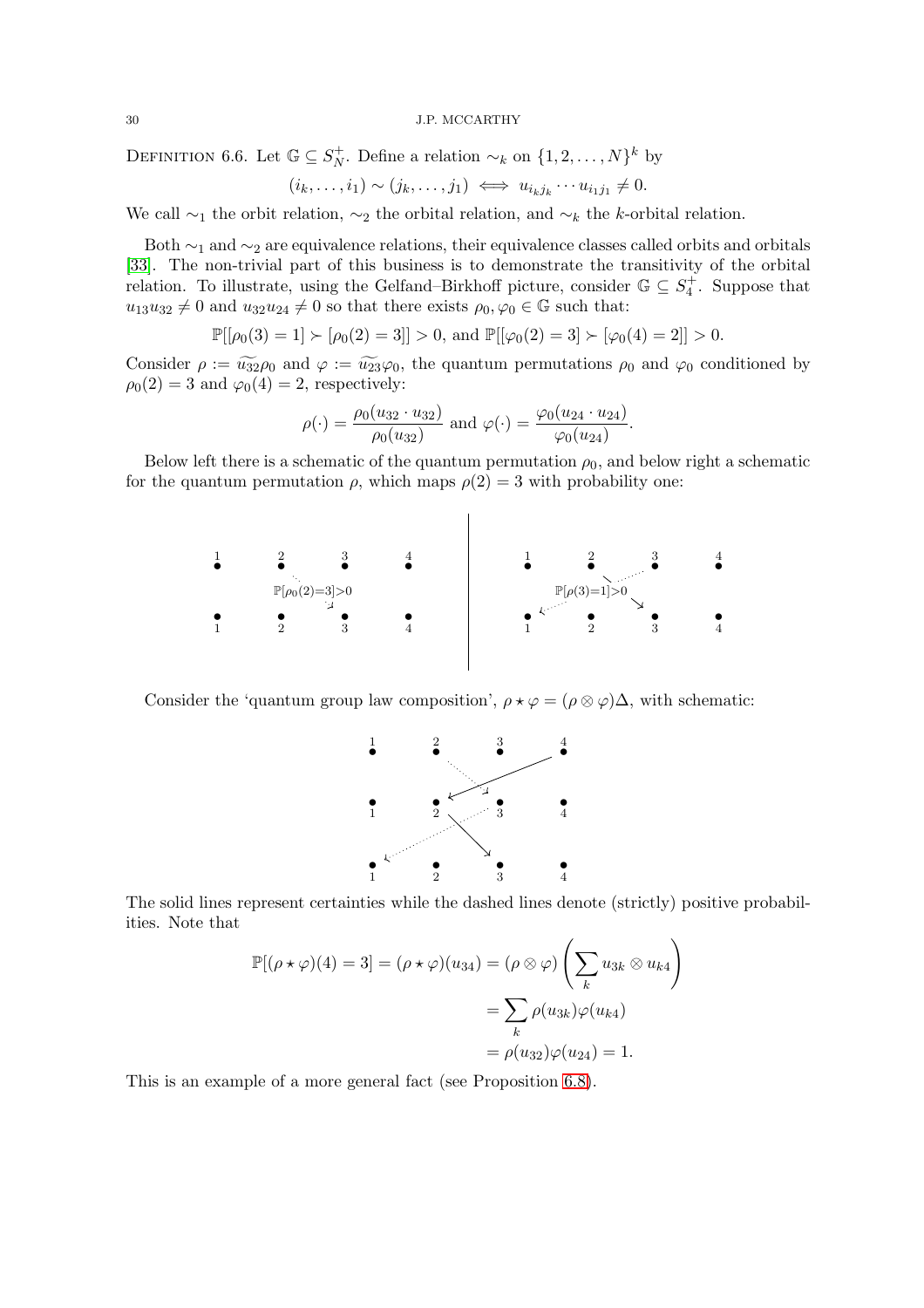**Definition 6.6.** Let $\mathbb{G} \subseteq S_N^+$. Define a relation $\sim_k$ on $\{1, 2, \ldots, N\}^k$ by

$$(i_k, \ldots, i_1) \sim (j_k, \ldots, j_1) \iff u_{i_k j_k} \cdots u_{i_1 j_1} \neq 0.$$

We call $\sim_1$ the orbit relation, $\sim_2$ the orbital relation, and $\sim_k$ the $k$-orbital relation.

Both $\sim_1$ and $\sim_2$ are equivalence relations, their equivalence classes called orbits and orbitals [33]. The non-trivial part of this business is to demonstrate the transitivity of the orbital relation. To illustrate, using the Gelfand–Birkhoff picture, consider $\mathbb{G} \subseteq S_4^+$. Suppose that $u_{13}u_{32} \neq 0$ and $u_{32}u_{24} \neq 0$ so that there exists $\rho_0, \varphi_0 \in \mathbb{G}$ such that:

$$\mathbb{P}[[\rho_0(3) = 1] \succ [\rho_0(2) = 3]] > 0, \text{ and } \mathbb{P}[[\varphi_0(2) = 3] \succ [\varphi_0(4) = 2]] > 0.$$

Consider $\rho := \widetilde{u_{32}}\rho_0$ and $\varphi := \widetilde{u_{23}}\varphi_0$, the quantum permutations $\rho_0$ and $\varphi_0$ conditioned by $\rho_0(2) = 3$ and $\varphi_0(4) = 2$, respectively:

$$\rho(\cdot) = \frac{\rho_0(u_{32} \cdot u_{32})}{\rho_0(u_{32})} \text{ and } \varphi(\cdot) = \frac{\varphi_0(u_{24} \cdot u_{24})}{\varphi_0(u_{24})}.$$

Below left there is a schematic of the quantum permutation $\rho_0$, and below right a schematic for the quantum permutation $\rho$, which maps $\rho(2) = 3$ with probability one:

Consider the 'quantum group law composition', $\rho \star \varphi = (\rho \otimes \varphi)\Delta$, with schematic:

The solid lines represent certainties while the dashed lines denote (strictly) positive probabilities. Note that

$$\begin{aligned}
\mathbb{P}[(\rho \star \varphi)(4) = 3] = (\rho \star \varphi)(u_{34}) &= (\rho \otimes \varphi)\left(\sum_k u_{3k} \otimes u_{k4}\right) \\
&= \sum_k \rho(u_{3k})\varphi(u_{k4}) \\
&= \rho(u_{32})\varphi(u_{24}) = 1.
\end{aligned}$$

This is an example of a more general fact (see Proposition 6.8).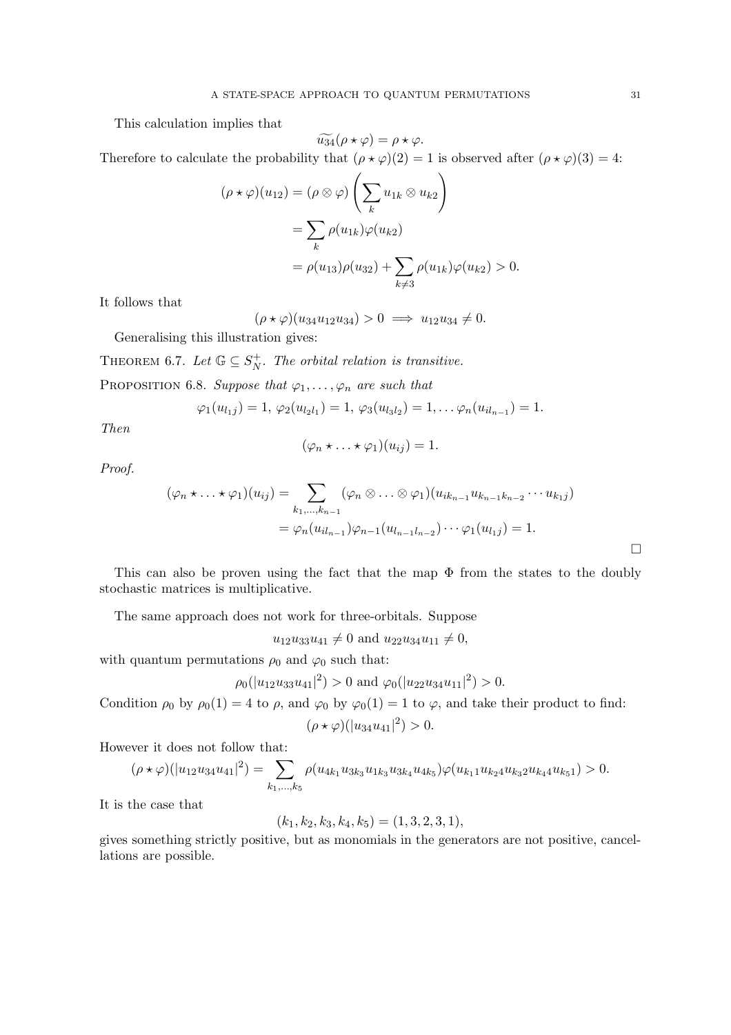This calculation implies that

$$\widetilde{u_{34}}(\rho\star\varphi)=\rho\star\varphi.$$

Therefore to calculate the probability that $(\rho\star\varphi)(2)=1$ is observed after $(\rho\star\varphi)(3)=4$:

$$\begin{aligned}
(\rho\star\varphi)(u_{12}) &= (\rho\otimes\varphi)\left(\sum_k u_{1k}\otimes u_{k2}\right)\\
&= \sum_k \rho(u_{1k})\varphi(u_{k2})\\
&= \rho(u_{13})\rho(u_{32})+\sum_{k\neq 3}\rho(u_{1k})\varphi(u_{k2})>0.
\end{aligned}$$

It follows that

$$(\rho\star\varphi)(u_{34}u_{12}u_{34})>0 \implies u_{12}u_{34}\neq 0.$$

Generalising this illustration gives:

THEOREM 6.7. *Let $\mathbb{G}\subseteq S_N^+$. The orbital relation is transitive.*

PROPOSITION 6.8. *Suppose that $\varphi_1,\dots,\varphi_n$ are such that*

$$\varphi_1(u_{l_1j})=1,\ \varphi_2(u_{l_2l_1})=1,\ \varphi_3(u_{l_3l_2})=1,\dots\varphi_n(u_{il_{n-1}})=1.$$

*Then*

$$(\varphi_n\star\ldots\star\varphi_1)(u_{ij})=1.$$

*Proof.*

$$\begin{aligned}
(\varphi_n\star\ldots\star\varphi_1)(u_{ij}) &= \sum_{k_1,\dots,k_{n-1}}(\varphi_n\otimes\ldots\otimes\varphi_1)(u_{ik_{n-1}}u_{k_{n-1}k_{n-2}}\cdots u_{k_1j})\\
&= \varphi_n(u_{il_{n-1}})\varphi_{n-1}(u_{l_{n-1}l_{n-2}})\cdots\varphi_1(u_{l_1j})=1.
\end{aligned}$$

□

This can also be proven using the fact that the map $\Phi$ from the states to the doubly stochastic matrices is multiplicative.

The same approach does not work for three-orbitals. Suppose

$$u_{12}u_{33}u_{41}\neq 0 \text{ and } u_{22}u_{34}u_{11}\neq 0,$$

with quantum permutations $\rho_0$ and $\varphi_0$ such that:

$$\rho_0(|u_{12}u_{33}u_{41}|^2)>0 \text{ and } \varphi_0(|u_{22}u_{34}u_{11}|^2)>0.$$

Condition $\rho_0$ by $\rho_0(1)=4$ to $\rho$, and $\varphi_0$ by $\varphi_0(1)=1$ to $\varphi$, and take their product to find:

$$(\rho\star\varphi)(|u_{34}u_{41}|^2)>0.$$

However it does not follow that:

$$(\rho\star\varphi)(|u_{12}u_{34}u_{41}|^2)=\sum_{k_1,\dots,k_5}\rho(u_{4k_1}u_{3k_3}u_{1k_3}u_{3k_4}u_{4k_5})\varphi(u_{k_11}u_{k_24}u_{k_32}u_{k_44}u_{k_51})>0.$$

It is the case that

$$(k_1,k_2,k_3,k_4,k_5)=(1,3,2,3,1),$$

gives something strictly positive, but as monomials in the generators are not positive, cancellations are possible.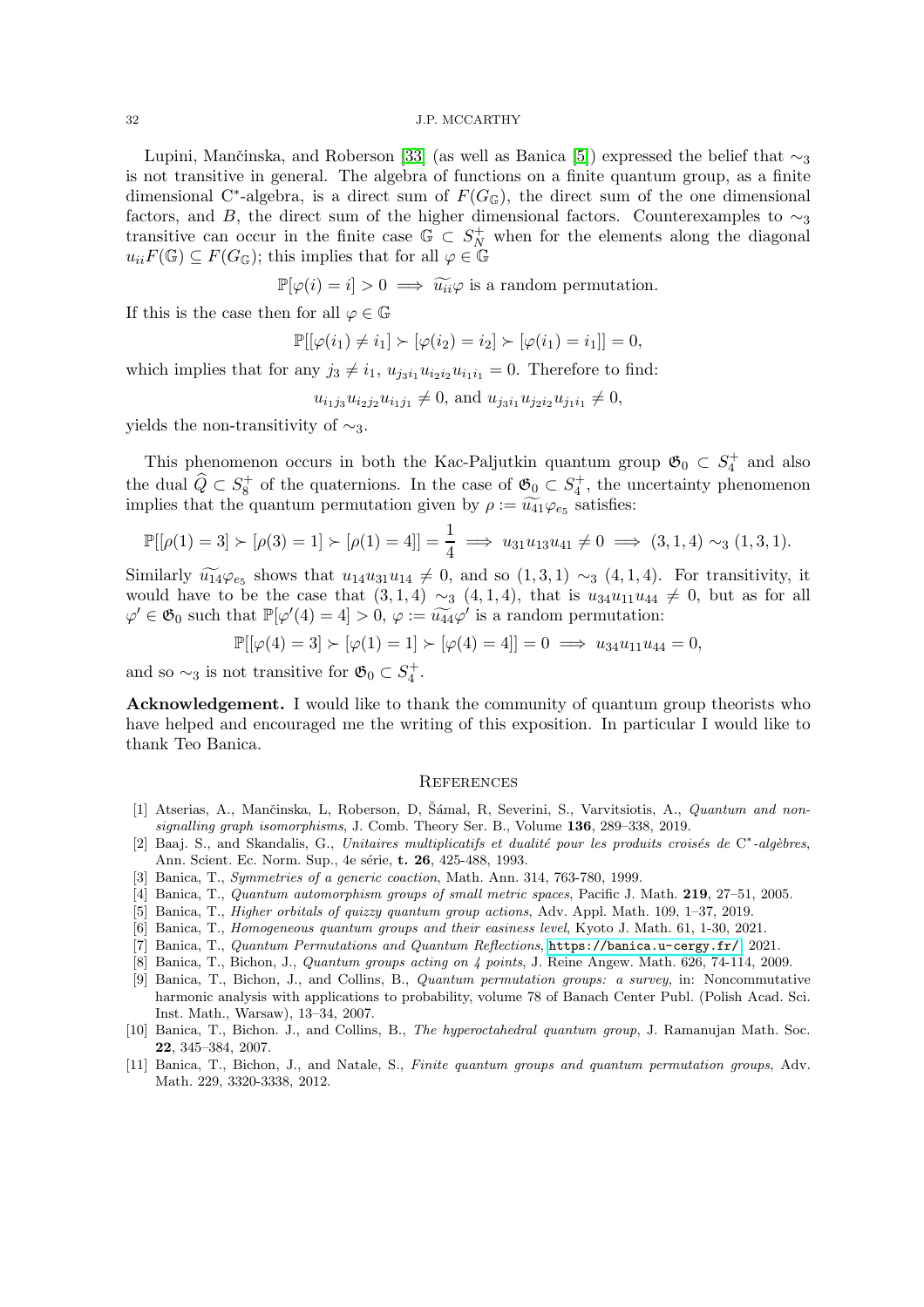Lupini, Mančinska, and Roberson [33] (as well as Banica [5]) expressed the belief that $\sim_3$ is not transitive in general. The algebra of functions on a finite quantum group, as a finite dimensional C*-algebra, is a direct sum of $F(G_{\mathbb{G}})$, the direct sum of the one dimensional factors, and $B$, the direct sum of the higher dimensional factors. Counterexamples to $\sim_3$ transitive can occur in the finite case $\mathbb{G} \subset S_N^+$ when for the elements along the diagonal $u_{ii}F(\mathbb{G}) \subseteq F(G_{\mathbb{G}})$; this implies that for all $\varphi \in \mathbb{G}$

$$\mathbb{P}[\varphi(i) = i] > 0 \implies \widetilde{u_{ii}}\varphi \text{ is a random permutation.}$$

If this is the case then for all $\varphi \in \mathbb{G}$

$$\mathbb{P}[[\varphi(i_1) \neq i_1] \succ [\varphi(i_2) = i_2] \succ [\varphi(i_1) = i_1]] = 0,$$

which implies that for any $j_3 \neq i_1$, $u_{j_3 i_1} u_{i_2 i_2} u_{i_1 i_1} = 0$. Therefore to find:

$$u_{i_1 j_3} u_{i_2 j_2} u_{i_1 j_1} \neq 0, \text{ and } u_{j_3 i_1} u_{j_2 i_2} u_{j_1 i_1} \neq 0,$$

yields the non-transitivity of $\sim_3$.

This phenomenon occurs in both the Kac-Paljutkin quantum group $\mathfrak{G}_0 \subset S_4^+$ and also the dual $\widehat{Q} \subset S_8^+$ of the quaternions. In the case of $\mathfrak{G}_0 \subset S_4^+$, the uncertainty phenomenon implies that the quantum permutation given by $\rho := \widetilde{u_{41}}\varphi_{e_5}$ satisfies:

$$\mathbb{P}[[\rho(1) = 3] \succ [\rho(3) = 1] \succ [\rho(1) = 4]] = \frac{1}{4} \implies u_{31}u_{13}u_{41} \neq 0 \implies (3,1,4) \sim_3 (1,3,1).$$

Similarly $\widetilde{u_{14}}\varphi_{e_5}$ shows that $u_{14}u_{31}u_{14} \neq 0$, and so $(1,3,1) \sim_3 (4,1,4)$. For transitivity, it would have to be the case that $(3,1,4) \sim_3 (4,1,4)$, that is $u_{34}u_{11}u_{44} \neq 0$, but as for all $\varphi' \in \mathfrak{G}_0$ such that $\mathbb{P}[\varphi'(4) = 4] > 0$, $\varphi := \widetilde{u_{44}}\varphi'$ is a random permutation:

$$\mathbb{P}[[\varphi(4) = 3] \succ [\varphi(1) = 1] \succ [\varphi(4) = 4]] = 0 \implies u_{34}u_{11}u_{44} = 0,$$

and so $\sim_3$ is not transitive for $\mathfrak{G}_0 \subset S_4^+$.

**Acknowledgement.** I would like to thank the community of quantum group theorists who have helped and encouraged me the writing of this exposition. In particular I would like to thank Teo Banica.

## References

[1] Atserias, A., Mančinska, L, Roberson, D, Šámal, R, Severini, S., Varvitsiotis, A., *Quantum and non-signalling graph isomorphisms*, J. Comb. Theory Ser. B., Volume **136**, 289–338, 2019.

[2] Baaj. S., and Skandalis, G., *Unitaires multiplicatifs et dualité pour les produits croisés de C*-algèbres*, Ann. Scient. Ec. Norm. Sup., 4e série, **t. 26**, 425-488, 1993.

[3] Banica, T., *Symmetries of a generic coaction*, Math. Ann. 314, 763-780, 1999.

[4] Banica, T., *Quantum automorphism groups of small metric spaces*, Pacific J. Math. **219**, 27–51, 2005.

[5] Banica, T., *Higher orbitals of quizzy quantum group actions*, Adv. Appl. Math. 109, 1–37, 2019.

[6] Banica, T., *Homogeneous quantum groups and their easiness level*, Kyoto J. Math. 61, 1-30, 2021.

[7] Banica, T., *Quantum Permutations and Quantum Reflections*, https://banica.u-cergy.fr/, 2021.

[8] Banica, T., Bichon, J., *Quantum groups acting on 4 points*, J. Reine Angew. Math. 626, 74-114, 2009.

[9] Banica, T., Bichon, J., and Collins, B., *Quantum permutation groups: a survey*, in: Noncommutative harmonic analysis with applications to probability, volume 78 of Banach Center Publ. (Polish Acad. Sci. Inst. Math., Warsaw), 13–34, 2007.

[10] Banica, T., Bichon. J., and Collins, B., *The hyperoctahedral quantum group*, J. Ramanujan Math. Soc. **22**, 345–384, 2007.

[11] Banica, T., Bichon, J., and Natale, S., *Finite quantum groups and quantum permutation groups*, Adv. Math. 229, 3320-3338, 2012.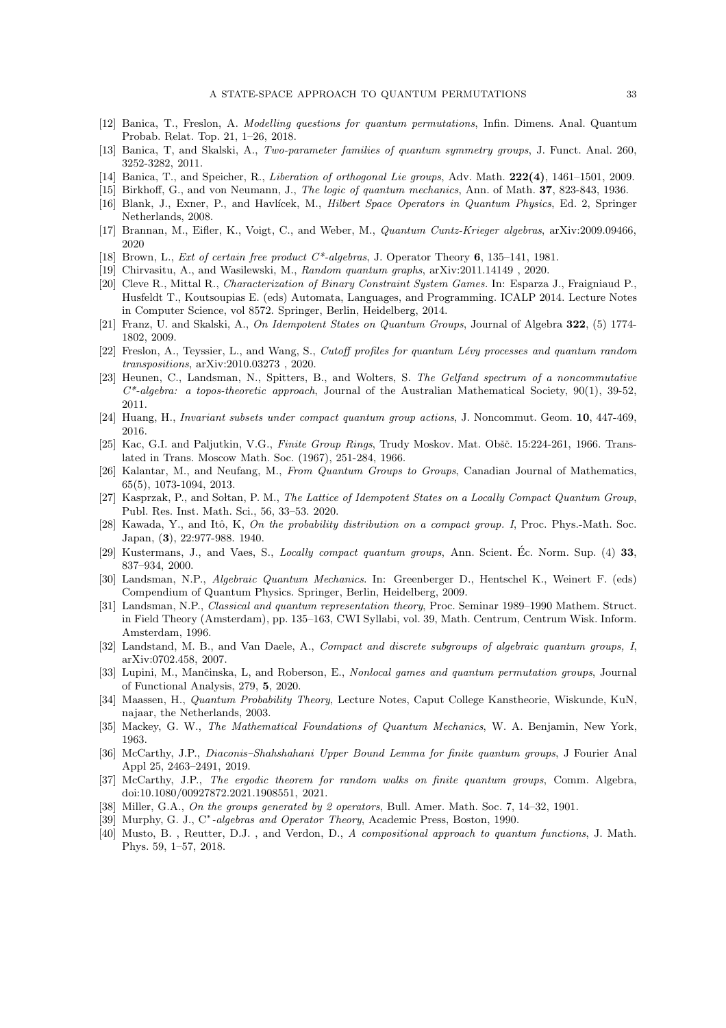[12] Banica, T., Freslon, A. *Modelling questions for quantum permutations*, Infin. Dimens. Anal. Quantum Probab. Relat. Top. 21, 1–26, 2018.

[13] Banica, T, and Skalski, A., *Two-parameter families of quantum symmetry groups*, J. Funct. Anal. 260, 3252-3282, 2011.

[14] Banica, T., and Speicher, R., *Liberation of orthogonal Lie groups*, Adv. Math. **222(4)**, 1461–1501, 2009.

[15] Birkhoff, G., and von Neumann, J., *The logic of quantum mechanics*, Ann. of Math. **37**, 823-843, 1936.

[16] Blank, J., Exner, P., and Havlícek, M., *Hilbert Space Operators in Quantum Physics*, Ed. 2, Springer Netherlands, 2008.

[17] Brannan, M., Eifler, K., Voigt, C., and Weber, M., *Quantum Cuntz-Krieger algebras*, arXiv:2009.09466, 2020

[18] Brown, L., *Ext of certain free product C\*-algebras*, J. Operator Theory **6**, 135–141, 1981.

[19] Chirvasitu, A., and Wasilewski, M., *Random quantum graphs*, arXiv:2011.14149 , 2020.

[20] Cleve R., Mittal R., *Characterization of Binary Constraint System Games.* In: Esparza J., Fraigniaud P., Husfeldt T., Koutsoupias E. (eds) Automata, Languages, and Programming. ICALP 2014. Lecture Notes in Computer Science, vol 8572. Springer, Berlin, Heidelberg, 2014.

[21] Franz, U. and Skalski, A., *On Idempotent States on Quantum Groups*, Journal of Algebra **322**, (5) 1774-1802, 2009.

[22] Freslon, A., Teyssier, L., and Wang, S., *Cutoff profiles for quantum Lévy processes and quantum random transpositions*, arXiv:2010.03273 , 2020.

[23] Heunen, C., Landsman, N., Spitters, B., and Wolters, S. *The Gelfand spectrum of a noncommutative C\*-algebra: a topos-theoretic approach*, Journal of the Australian Mathematical Society, 90(1), 39-52, 2011.

[24] Huang, H., *Invariant subsets under compact quantum group actions*, J. Noncommut. Geom. **10**, 447-469, 2016.

[25] Kac, G.I. and Paljutkin, V.G., *Finite Group Rings*, Trudy Moskov. Mat. Obšč. 15:224-261, 1966. Translated in Trans. Moscow Math. Soc. (1967), 251-284, 1966.

[26] Kalantar, M., and Neufang, M., *From Quantum Groups to Groups*, Canadian Journal of Mathematics, 65(5), 1073-1094, 2013.

[27] Kasprzak, P., and Sołtan, P. M., *The Lattice of Idempotent States on a Locally Compact Quantum Group*, Publ. Res. Inst. Math. Sci., 56, 33–53. 2020.

[28] Kawada, Y., and Itô, K, *On the probability distribution on a compact group. I*, Proc. Phys.-Math. Soc. Japan, (**3**), 22:977-988. 1940.

[29] Kustermans, J., and Vaes, S., *Locally compact quantum groups*, Ann. Scient. Éc. Norm. Sup. (4) **33**, 837–934, 2000.

[30] Landsman, N.P., *Algebraic Quantum Mechanics*. In: Greenberger D., Hentschel K., Weinert F. (eds) Compendium of Quantum Physics. Springer, Berlin, Heidelberg, 2009.

[31] Landsman, N.P., *Classical and quantum representation theory*, Proc. Seminar 1989–1990 Mathem. Struct. in Field Theory (Amsterdam), pp. 135–163, CWI Syllabi, vol. 39, Math. Centrum, Centrum Wisk. Inform. Amsterdam, 1996.

[32] Landstand, M. B., and Van Daele, A., *Compact and discrete subgroups of algebraic quantum groups, I*, arXiv:0702.458, 2007.

[33] Lupini, M., Mančinska, L, and Roberson, E., *Nonlocal games and quantum permutation groups*, Journal of Functional Analysis, 279, **5**, 2020.

[34] Maassen, H., *Quantum Probability Theory*, Lecture Notes, Caput College Kanstheorie, Wiskunde, KuN, najaar, the Netherlands, 2003.

[35] Mackey, G. W., *The Mathematical Foundations of Quantum Mechanics*, W. A. Benjamin, New York, 1963.

[36] McCarthy, J.P., *Diaconis–Shahshahani Upper Bound Lemma for finite quantum groups*, J Fourier Anal Appl 25, 2463–2491, 2019.

[37] McCarthy, J.P., *The ergodic theorem for random walks on finite quantum groups*, Comm. Algebra, doi:10.1080/00927872.2021.1908551, 2021.

[38] Miller, G.A., *On the groups generated by 2 operators*, Bull. Amer. Math. Soc. 7, 14–32, 1901.

[39] Murphy, G. J., *C\*-algebras and Operator Theory*, Academic Press, Boston, 1990.

[40] Musto, B. , Reutter, D.J. , and Verdon, D., *A compositional approach to quantum functions*, J. Math. Phys. 59, 1–57, 2018.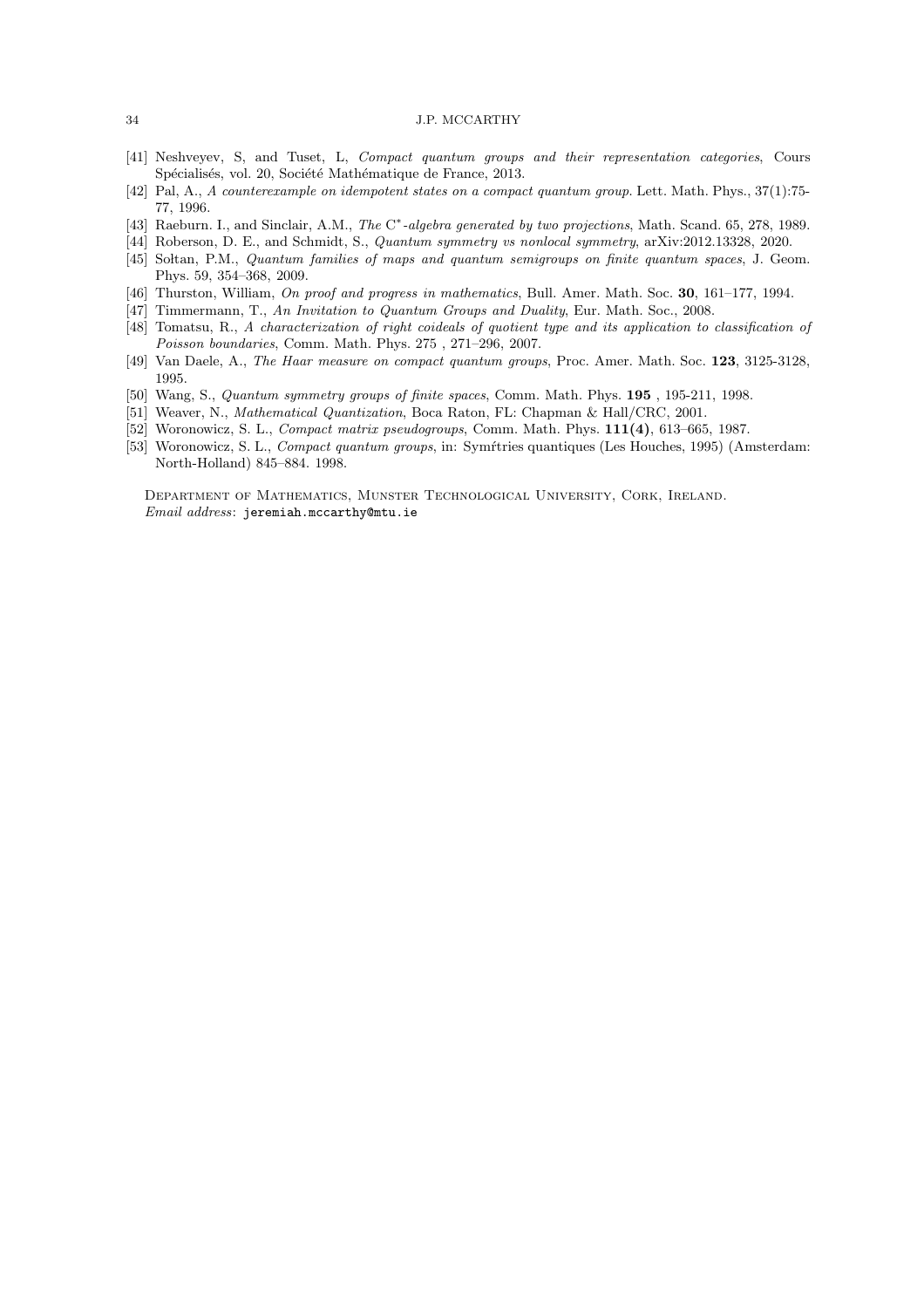[41] Neshveyev, S, and Tuset, L, *Compact quantum groups and their representation categories*, Cours Spécialisés, vol. 20, Société Mathématique de France, 2013.

[42] Pal, A., *A counterexample on idempotent states on a compact quantum group*. Lett. Math. Phys., 37(1):75-77, 1996.

[43] Raeburn. I., and Sinclair, A.M., *The* $C^*$*-algebra generated by two projections*, Math. Scand. 65, 278, 1989.

[44] Roberson, D. E., and Schmidt, S., *Quantum symmetry vs nonlocal symmetry*, arXiv:2012.13328, 2020.

[45] Sołtan, P.M., *Quantum families of maps and quantum semigroups on finite quantum spaces*, J. Geom. Phys. 59, 354–368, 2009.

[46] Thurston, William, *On proof and progress in mathematics*, Bull. Amer. Math. Soc. **30**, 161–177, 1994.

[47] Timmermann, T., *An Invitation to Quantum Groups and Duality*, Eur. Math. Soc., 2008.

[48] Tomatsu, R., *A characterization of right coideals of quotient type and its application to classification of Poisson boundaries*, Comm. Math. Phys. 275 , 271–296, 2007.

[49] Van Daele, A., *The Haar measure on compact quantum groups*, Proc. Amer. Math. Soc. **123**, 3125-3128, 1995.

[50] Wang, S., *Quantum symmetry groups of finite spaces*, Comm. Math. Phys. **195** , 195-211, 1998.

[51] Weaver, N., *Mathematical Quantization*, Boca Raton, FL: Chapman & Hall/CRC, 2001.

[52] Woronowicz, S. L., *Compact matrix pseudogroups*, Comm. Math. Phys. **111(4)**, 613–665, 1987.

[53] Woronowicz, S. L., *Compact quantum groups*, in: Symŕtries quantiques (Les Houches, 1995) (Amsterdam: North-Holland) 845–884. 1998.

Department of Mathematics, Munster Technological University, Cork, Ireland.
*Email address*: `jeremiah.mccarthy@mtu.ie`